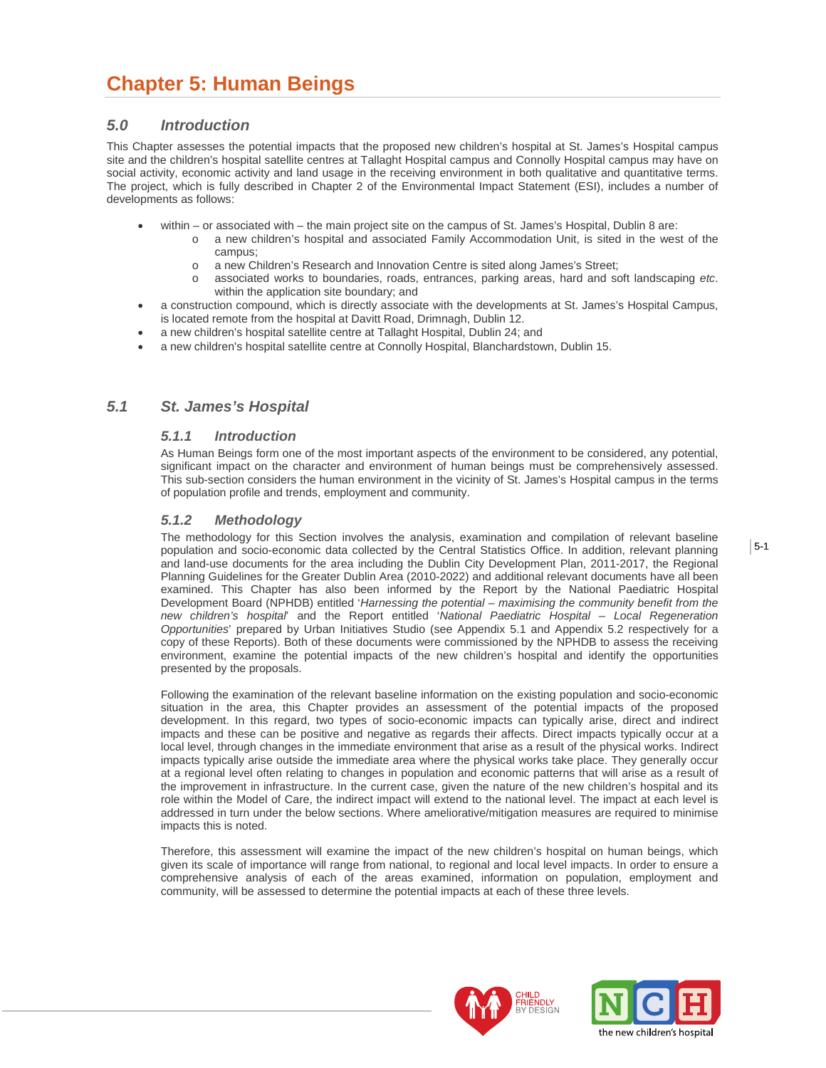# Chapter 5: Human Beings

## 5.0 Introduction

This Chapter assesses the potential impacts that the proposed new children's hospital at St. James's Hospital campus site and the children's hospital satellite centres at Tallaght Hospital campus and Connolly Hospital campus may have on social activity, economic activity and land usage in the receiving environment in both qualitative and quantitative terms. The project, which is fully described in Chapter 2 of the Environmental Impact Statement (ESI), includes a number of developments as follows:

- within – or associated with – the main project site on the campus of St. James's Hospital, Dublin 8 are:
  - a new children's hospital and associated Family Accommodation Unit, is sited in the west of the campus;
  - a new Children's Research and Innovation Centre is sited along James's Street;
  - associated works to boundaries, roads, entrances, parking areas, hard and soft landscaping *etc*. within the application site boundary; and
- a construction compound, which is directly associate with the developments at St. James's Hospital Campus, is located remote from the hospital at Davitt Road, Drimnagh, Dublin 12.
- a new children's hospital satellite centre at Tallaght Hospital, Dublin 24; and
- a new children's hospital satellite centre at Connolly Hospital, Blanchardstown, Dublin 15.

## 5.1 St. James's Hospital

### 5.1.1 Introduction

As Human Beings form one of the most important aspects of the environment to be considered, any potential, significant impact on the character and environment of human beings must be comprehensively assessed. This sub-section considers the human environment in the vicinity of St. James's Hospital campus in the terms of population profile and trends, employment and community.

### 5.1.2 Methodology

The methodology for this Section involves the analysis, examination and compilation of relevant baseline population and socio-economic data collected by the Central Statistics Office. In addition, relevant planning and land-use documents for the area including the Dublin City Development Plan, 2011-2017, the Regional Planning Guidelines for the Greater Dublin Area (2010-2022) and additional relevant documents have all been examined. This Chapter has also been informed by the Report by the National Paediatric Hospital Development Board (NPHDB) entitled '*Harnessing the potential – maximising the community benefit from the new children's hospital*' and the Report entitled '*National Paediatric Hospital – Local Regeneration Opportunities*' prepared by Urban Initiatives Studio (see Appendix 5.1 and Appendix 5.2 respectively for a copy of these Reports). Both of these documents were commissioned by the NPHDB to assess the receiving environment, examine the potential impacts of the new children's hospital and identify the opportunities presented by the proposals.

Following the examination of the relevant baseline information on the existing population and socio-economic situation in the area, this Chapter provides an assessment of the potential impacts of the proposed development. In this regard, two types of socio-economic impacts can typically arise, direct and indirect impacts and these can be positive and negative as regards their affects. Direct impacts typically occur at a local level, through changes in the immediate environment that arise as a result of the physical works. Indirect impacts typically arise outside the immediate area where the physical works take place. They generally occur at a regional level often relating to changes in population and economic patterns that will arise as a result of the improvement in infrastructure. In the current case, given the nature of the new children's hospital and its role within the Model of Care, the indirect impact will extend to the national level. The impact at each level is addressed in turn under the below sections. Where ameliorative/mitigation measures are required to minimise impacts this is noted.

Therefore, this assessment will examine the impact of the new children's hospital on human beings, which given its scale of importance will range from national, to regional and local level impacts. In order to ensure a comprehensive analysis of each of the areas examined, information on population, employment and community, will be assessed to determine the potential impacts at each of these three levels.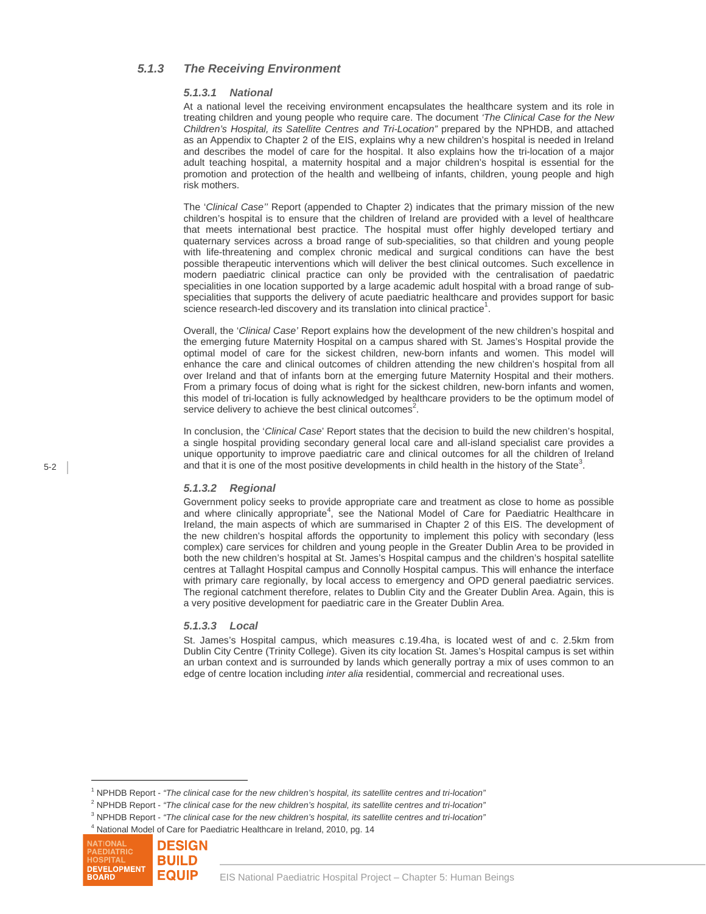### *5.1.3 The Receiving Environment*

#### *5.1.3.1 National*

At a national level the receiving environment encapsulates the healthcare system and its role in treating children and young people who require care. The document *'The Clinical Case for the New Children's Hospital, its Satellite Centres and Tri-Location"* prepared by the NPHDB, and attached as an Appendix to Chapter 2 of the EIS, explains why a new children's hospital is needed in Ireland and describes the model of care for the hospital. It also explains how the tri-location of a major adult teaching hospital, a maternity hospital and a major children's hospital is essential for the promotion and protection of the health and wellbeing of infants, children, young people and high risk mothers.

The '*Clinical Case"* Report (appended to Chapter 2) indicates that the primary mission of the new children's hospital is to ensure that the children of Ireland are provided with a level of healthcare that meets international best practice. The hospital must offer highly developed tertiary and quaternary services across a broad range of sub-specialities, so that children and young people with life-threatening and complex chronic medical and surgical conditions can have the best possible therapeutic interventions which will deliver the best clinical outcomes. Such excellence in modern paediatric clinical practice can only be provided with the centralisation of paedatric specialities in one location supported by a large academic adult hospital with a broad range of sub-specialities that supports the delivery of acute paediatric healthcare and provides support for basic science research-led discovery and its translation into clinical practice[1].

Overall, the '*Clinical Case'* Report explains how the development of the new children's hospital and the emerging future Maternity Hospital on a campus shared with St. James's Hospital provide the optimal model of care for the sickest children, new-born infants and women. This model will enhance the care and clinical outcomes of children attending the new children's hospital from all over Ireland and that of infants born at the emerging future Maternity Hospital and their mothers. From a primary focus of doing what is right for the sickest children, new-born infants and women, this model of tri-location is fully acknowledged by healthcare providers to be the optimum model of service delivery to achieve the best clinical outcomes[2].

In conclusion, the '*Clinical Case*' Report states that the decision to build the new children's hospital, a single hospital providing secondary general local care and all-island specialist care provides a unique opportunity to improve paediatric care and clinical outcomes for all the children of Ireland and that it is one of the most positive developments in child health in the history of the State[3].

#### *5.1.3.2 Regional*

Government policy seeks to provide appropriate care and treatment as close to home as possible and where clinically appropriate[4], see the National Model of Care for Paediatric Healthcare in Ireland, the main aspects of which are summarised in Chapter 2 of this EIS. The development of the new children's hospital affords the opportunity to implement this policy with secondary (less complex) care services for children and young people in the Greater Dublin Area to be provided in both the new children's hospital at St. James's Hospital campus and the children's hospital satellite centres at Tallaght Hospital campus and Connolly Hospital campus. This will enhance the interface with primary care regionally, by local access to emergency and OPD general paediatric services. The regional catchment therefore, relates to Dublin City and the Greater Dublin Area. Again, this is a very positive development for paediatric care in the Greater Dublin Area.

#### *5.1.3.3 Local*

St. James's Hospital campus, which measures c.19.4ha, is located west of and c. 2.5km from Dublin City Centre (Trinity College). Given its city location St. James's Hospital campus is set within an urban context and is surrounded by lands which generally portray a mix of uses common to an edge of centre location including *inter alia* residential, commercial and recreational uses.

---

[1] NPHDB Report - *"The clinical case for the new children's hospital, its satellite centres and tri-location"*

[2] NPHDB Report - *"The clinical case for the new children's hospital, its satellite centres and tri-location"*

[3] NPHDB Report - *"The clinical case for the new children's hospital, its satellite centres and tri-location"*

[4] National Model of Care for Paediatric Healthcare in Ireland, 2010, pg. 14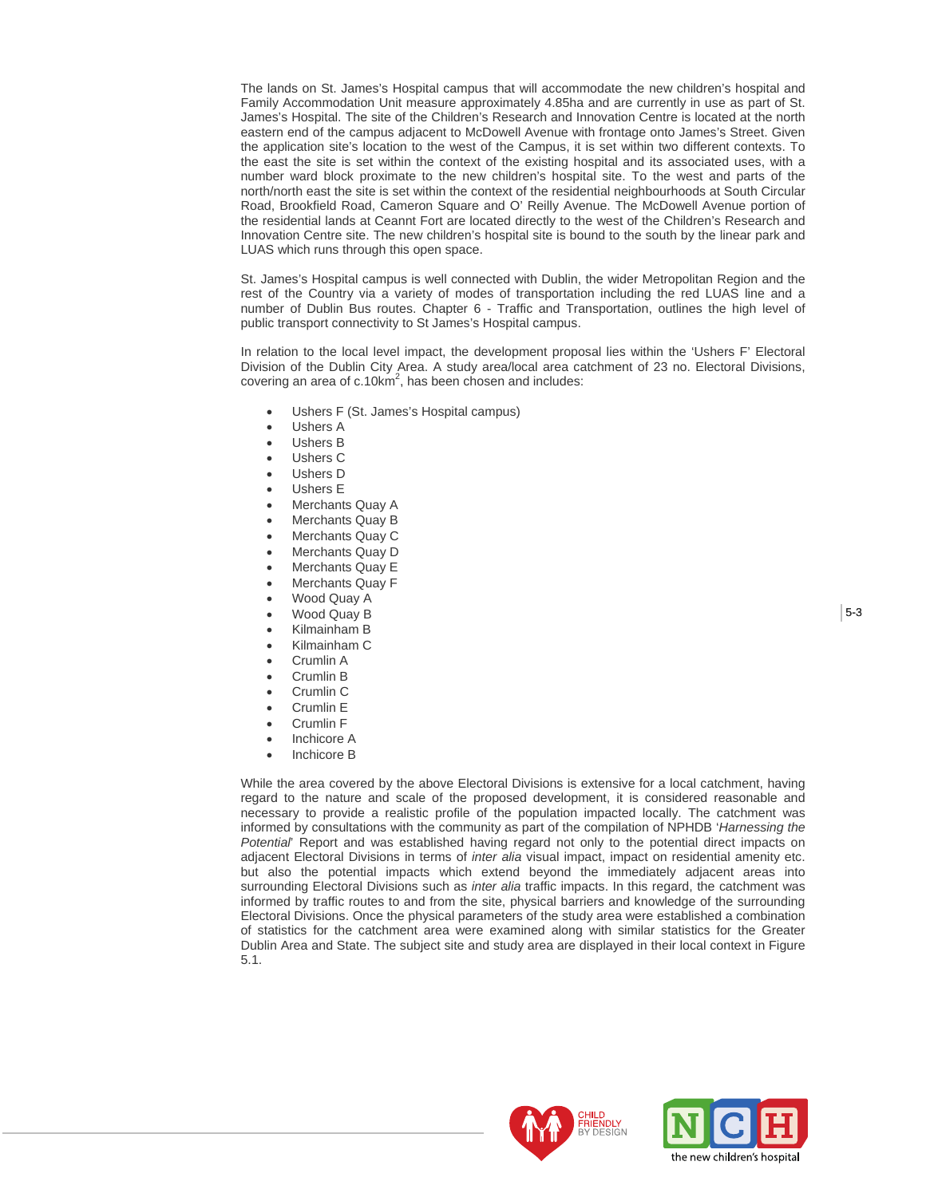The lands on St. James's Hospital campus that will accommodate the new children's hospital and Family Accommodation Unit measure approximately 4.85ha and are currently in use as part of St. James's Hospital. The site of the Children's Research and Innovation Centre is located at the north eastern end of the campus adjacent to McDowell Avenue with frontage onto James's Street. Given the application site's location to the west of the Campus, it is set within two different contexts. To the east the site is set within the context of the existing hospital and its associated uses, with a number ward block proximate to the new children's hospital site. To the west and parts of the north/north east the site is set within the context of the residential neighbourhoods at South Circular Road, Brookfield Road, Cameron Square and O' Reilly Avenue. The McDowell Avenue portion of the residential lands at Ceannt Fort are located directly to the west of the Children's Research and Innovation Centre site. The new children's hospital site is bound to the south by the linear park and LUAS which runs through this open space.

St. James's Hospital campus is well connected with Dublin, the wider Metropolitan Region and the rest of the Country via a variety of modes of transportation including the red LUAS line and a number of Dublin Bus routes. Chapter 6 - Traffic and Transportation, outlines the high level of public transport connectivity to St James's Hospital campus.

In relation to the local level impact, the development proposal lies within the 'Ushers F' Electoral Division of the Dublin City Area. A study area/local area catchment of 23 no. Electoral Divisions, covering an area of c.10km$^2$, has been chosen and includes:

- Ushers F (St. James's Hospital campus)
- Ushers A
- Ushers B
- Ushers C
- Ushers D
- Ushers E
- Merchants Quay A
- Merchants Quay B
- Merchants Quay C
- Merchants Quay D
- Merchants Quay E
- Merchants Quay F
- Wood Quay A
- Wood Quay B
- Kilmainham B
- Kilmainham C
- Crumlin A
- Crumlin B
- Crumlin C
- Crumlin E
- Crumlin F
- Inchicore A
- Inchicore B

While the area covered by the above Electoral Divisions is extensive for a local catchment, having regard to the nature and scale of the proposed development, it is considered reasonable and necessary to provide a realistic profile of the population impacted locally. The catchment was informed by consultations with the community as part of the compilation of NPHDB '*Harnessing the Potential*' Report and was established having regard not only to the potential direct impacts on adjacent Electoral Divisions in terms of *inter alia* visual impact, impact on residential amenity etc. but also the potential impacts which extend beyond the immediately adjacent areas into surrounding Electoral Divisions such as *inter alia* traffic impacts. In this regard, the catchment was informed by traffic routes to and from the site, physical barriers and knowledge of the surrounding Electoral Divisions. Once the physical parameters of the study area were established a combination of statistics for the catchment area were examined along with similar statistics for the Greater Dublin Area and State. The subject site and study area are displayed in their local context in Figure 5.1.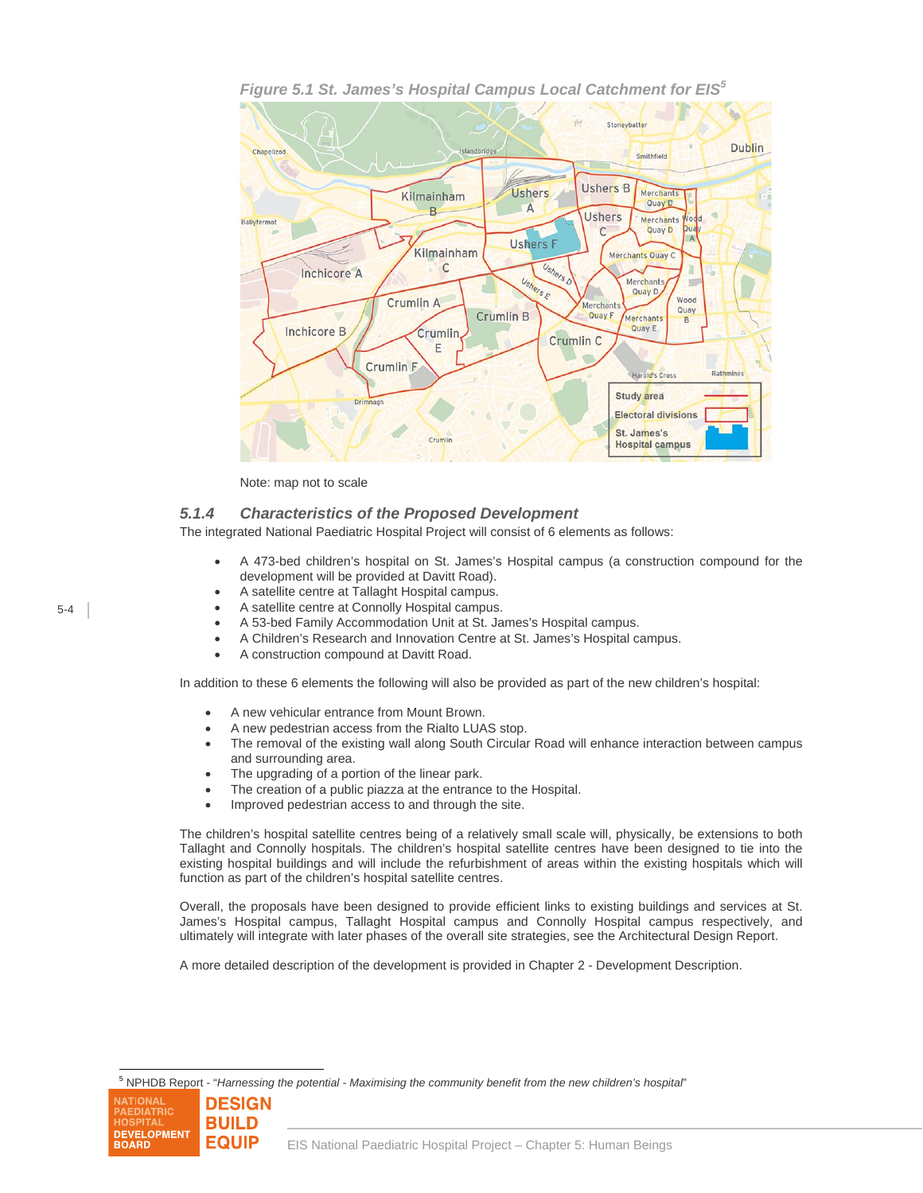*Figure 5.1 St. James's Hospital Campus Local Catchment for EIS*[5]

Note: map not to scale

### *5.1.4 Characteristics of the Proposed Development*

The integrated National Paediatric Hospital Project will consist of 6 elements as follows:

- A 473-bed children's hospital on St. James's Hospital campus (a construction compound for the development will be provided at Davitt Road).
- A satellite centre at Tallaght Hospital campus.
- A satellite centre at Connolly Hospital campus.
- A 53-bed Family Accommodation Unit at St. James's Hospital campus.
- A Children's Research and Innovation Centre at St. James's Hospital campus.
- A construction compound at Davitt Road.

In addition to these 6 elements the following will also be provided as part of the new children's hospital:

- A new vehicular entrance from Mount Brown.
- A new pedestrian access from the Rialto LUAS stop.
- The removal of the existing wall along South Circular Road will enhance interaction between campus and surrounding area.
- The upgrading of a portion of the linear park.
- The creation of a public piazza at the entrance to the Hospital.
- Improved pedestrian access to and through the site.

The children's hospital satellite centres being of a relatively small scale will, physically, be extensions to both Tallaght and Connolly hospitals. The children's hospital satellite centres have been designed to tie into the existing hospital buildings and will include the refurbishment of areas within the existing hospitals which will function as part of the children's hospital satellite centres.

Overall, the proposals have been designed to provide efficient links to existing buildings and services at St. James's Hospital campus, Tallaght Hospital campus and Connolly Hospital campus respectively, and ultimately will integrate with later phases of the overall site strategies, see the Architectural Design Report.

A more detailed description of the development is provided in Chapter 2 - Development Description.

---

[5] NPHDB Report - "*Harnessing the potential - Maximising the community benefit from the new children's hospital*"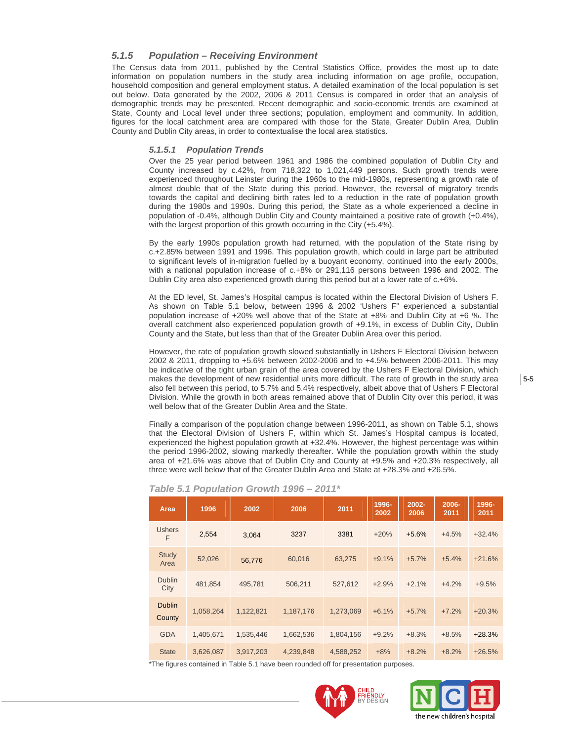### *5.1.5 Population – Receiving Environment*

The Census data from 2011, published by the Central Statistics Office, provides the most up to date information on population numbers in the study area including information on age profile, occupation, household composition and general employment status. A detailed examination of the local population is set out below. Data generated by the 2002, 2006 & 2011 Census is compared in order that an analysis of demographic trends may be presented. Recent demographic and socio-economic trends are examined at State, County and Local level under three sections; population, employment and community. In addition, figures for the local catchment area are compared with those for the State, Greater Dublin Area, Dublin County and Dublin City areas, in order to contextualise the local area statistics.

#### *5.1.5.1 Population Trends*

Over the 25 year period between 1961 and 1986 the combined population of Dublin City and County increased by c.42%, from 718,322 to 1,021,449 persons. Such growth trends were experienced throughout Leinster during the 1960s to the mid-1980s, representing a growth rate of almost double that of the State during this period. However, the reversal of migratory trends towards the capital and declining birth rates led to a reduction in the rate of population growth during the 1980s and 1990s. During this period, the State as a whole experienced a decline in population of -0.4%, although Dublin City and County maintained a positive rate of growth (+0.4%), with the largest proportion of this growth occurring in the City (+5.4%).

By the early 1990s population growth had returned, with the population of the State rising by c.+2.85% between 1991 and 1996. This population growth, which could in large part be attributed to significant levels of in-migration fuelled by a buoyant economy, continued into the early 2000s, with a national population increase of c.+8% or 291,116 persons between 1996 and 2002. The Dublin City area also experienced growth during this period but at a lower rate of c.+6%.

At the ED level, St. James's Hospital campus is located within the Electoral Division of Ushers F. As shown on Table 5.1 below, between 1996 & 2002 'Ushers F" experienced a substantial population increase of +20% well above that of the State at +8% and Dublin City at +6 %. The overall catchment also experienced population growth of +9.1%, in excess of Dublin City, Dublin County and the State, but less than that of the Greater Dublin Area over this period.

However, the rate of population growth slowed substantially in Ushers F Electoral Division between 2002 & 2011, dropping to +5.6% between 2002-2006 and to +4.5% between 2006-2011. This may be indicative of the tight urban grain of the area covered by the Ushers F Electoral Division, which makes the development of new residential units more difficult. The rate of growth in the study area also fell between this period, to 5.7% and 5.4% respectively, albeit above that of Ushers F Electoral Division. While the growth in both areas remained above that of Dublin City over this period, it was well below that of the Greater Dublin Area and the State.

Finally a comparison of the population change between 1996-2011, as shown on Table 5.1, shows that the Electoral Division of Ushers F, within which St. James's Hospital campus is located, experienced the highest population growth at +32.4%. However, the highest percentage was within the period 1996-2002, slowing markedly thereafter. While the population growth within the study area of +21.6% was above that of Dublin City and County at +9.5% and +20.3% respectively, all three were well below that of the Greater Dublin Area and State at +28.3% and +26.5%.

*Table 5.1 Population Growth 1996 – 2011**

| Area | 1996 | 2002 | 2006 | 2011 | 1996-2002 | 2002-2006 | 2006-2011 | 1996-2011 |
|---|---|---|---|---|---|---|---|---|
| Ushers F | 2,554 | 3,064 | 3237 | 3381 | +20% | +5.6% | +4.5% | +32.4% |
| Study Area | 52,026 | 56,776 | 60,016 | 63,275 | +9.1% | +5.7% | +5.4% | +21.6% |
| Dublin City | 481,854 | 495,781 | 506,211 | 527,612 | +2.9% | +2.1% | +4.2% | +9.5% |
| Dublin County | 1,058,264 | 1,122,821 | 1,187,176 | 1,273,069 | +6.1% | +5.7% | +7.2% | +20.3% |
| GDA | 1,405,671 | 1,535,446 | 1,662,536 | 1,804,156 | +9.2% | +8.3% | +8.5% | +28.3% |
| State | 3,626,087 | 3,917,203 | 4,239,848 | 4,588,252 | +8% | +8.2% | +8.2% | +26.5% |

*The figures contained in Table 5.1 have been rounded off for presentation purposes.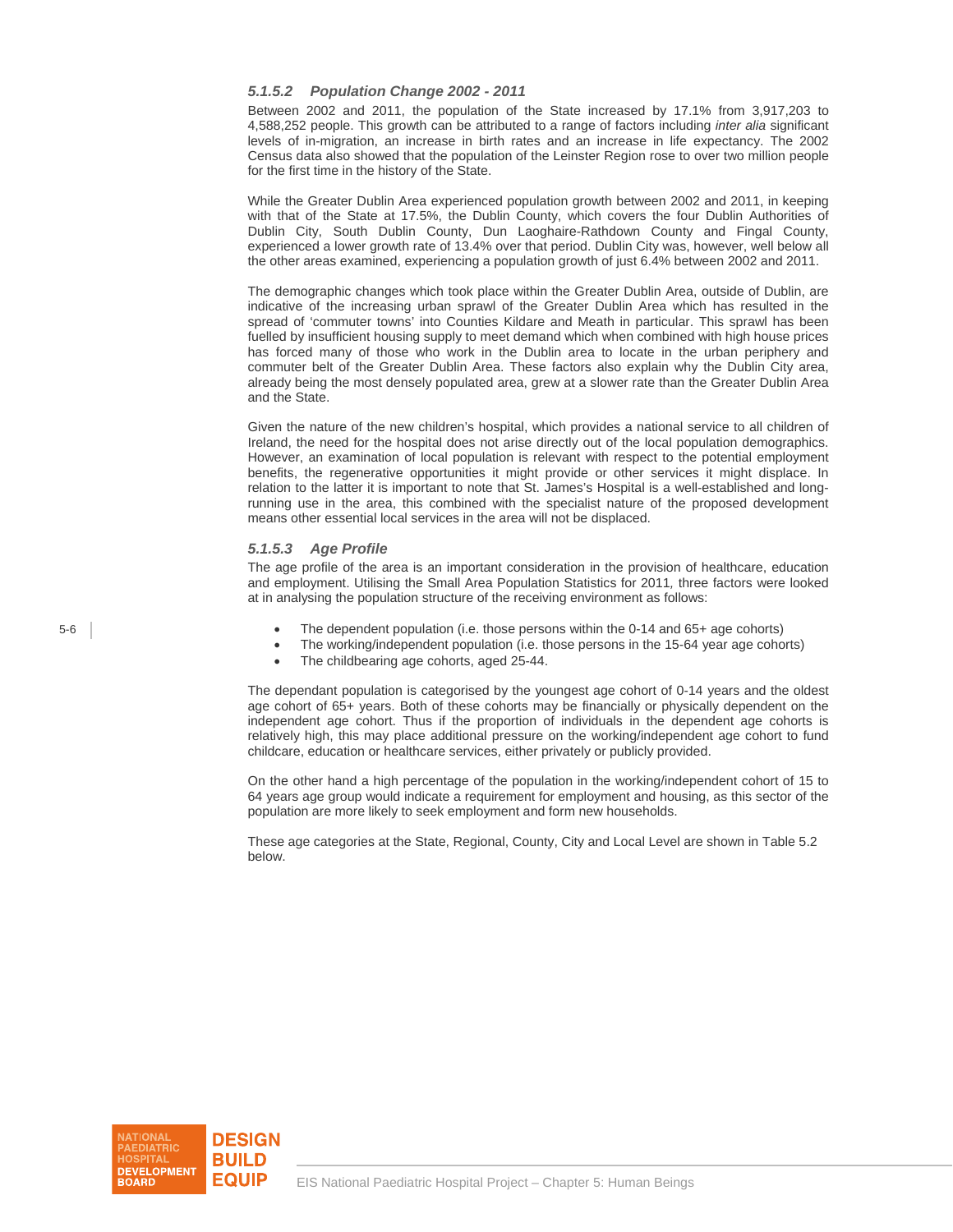#### *5.1.5.2 Population Change 2002 - 2011*

Between 2002 and 2011, the population of the State increased by 17.1% from 3,917,203 to 4,588,252 people. This growth can be attributed to a range of factors including *inter alia* significant levels of in-migration, an increase in birth rates and an increase in life expectancy. The 2002 Census data also showed that the population of the Leinster Region rose to over two million people for the first time in the history of the State.

While the Greater Dublin Area experienced population growth between 2002 and 2011, in keeping with that of the State at 17.5%, the Dublin County, which covers the four Dublin Authorities of Dublin City, South Dublin County, Dun Laoghaire-Rathdown County and Fingal County, experienced a lower growth rate of 13.4% over that period. Dublin City was, however, well below all the other areas examined, experiencing a population growth of just 6.4% between 2002 and 2011.

The demographic changes which took place within the Greater Dublin Area, outside of Dublin, are indicative of the increasing urban sprawl of the Greater Dublin Area which has resulted in the spread of 'commuter towns' into Counties Kildare and Meath in particular. This sprawl has been fuelled by insufficient housing supply to meet demand which when combined with high house prices has forced many of those who work in the Dublin area to locate in the urban periphery and commuter belt of the Greater Dublin Area. These factors also explain why the Dublin City area, already being the most densely populated area, grew at a slower rate than the Greater Dublin Area and the State.

Given the nature of the new children's hospital, which provides a national service to all children of Ireland, the need for the hospital does not arise directly out of the local population demographics. However, an examination of local population is relevant with respect to the potential employment benefits, the regenerative opportunities it might provide or other services it might displace. In relation to the latter it is important to note that St. James's Hospital is a well-established and long-running use in the area, this combined with the specialist nature of the proposed development means other essential local services in the area will not be displaced.

#### *5.1.5.3 Age Profile*

The age profile of the area is an important consideration in the provision of healthcare, education and employment. Utilising the Small Area Population Statistics for 2011, three factors were looked at in analysing the population structure of the receiving environment as follows:

- The dependent population (i.e. those persons within the 0-14 and 65+ age cohorts)
- The working/independent population (i.e. those persons in the 15-64 year age cohorts)
- The childbearing age cohorts, aged 25-44.

The dependant population is categorised by the youngest age cohort of 0-14 years and the oldest age cohort of 65+ years. Both of these cohorts may be financially or physically dependent on the independent age cohort. Thus if the proportion of individuals in the dependent age cohorts is relatively high, this may place additional pressure on the working/independent age cohort to fund childcare, education or healthcare services, either privately or publicly provided.

On the other hand a high percentage of the population in the working/independent cohort of 15 to 64 years age group would indicate a requirement for employment and housing, as this sector of the population are more likely to seek employment and form new households.

These age categories at the State, Regional, County, City and Local Level are shown in Table 5.2 below.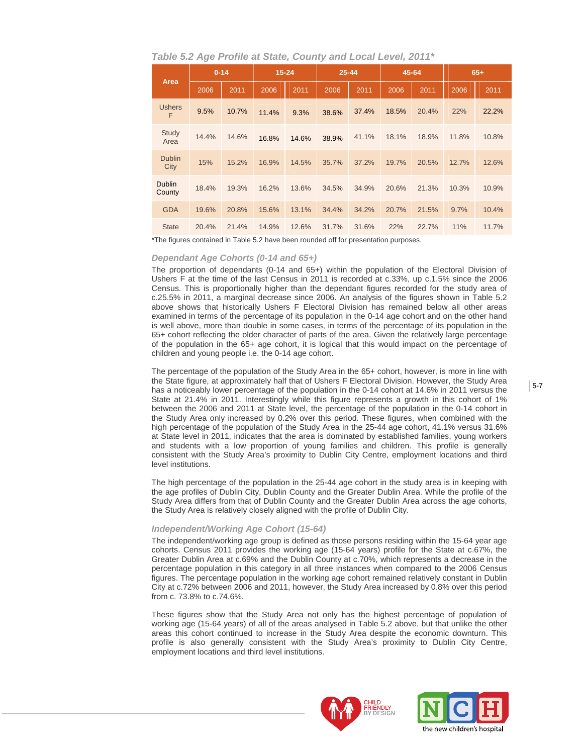*Table 5.2 Age Profile at State, County and Local Level, 2011**

| Area | 0-14 | | 15-24 | | 25-44 | | 45-64 | | 65+ | |
|---|---|---|---|---|---|---|---|---|---|---|
| | 2006 | 2011 | 2006 | 2011 | 2006 | 2011 | 2006 | 2011 | 2006 | 2011 |
| Ushers F | 9.5% | 10.7% | 11.4% | 9.3% | 38.6% | 37.4% | 18.5% | 20.4% | 22% | 22.2% |
| Study Area | 14.4% | 14.6% | 16.8% | 14.6% | 38.9% | 41.1% | 18.1% | 18.9% | 11.8% | 10.8% |
| Dublin City | 15% | 15.2% | 16.9% | 14.5% | 35.7% | 37.2% | 19.7% | 20.5% | 12.7% | 12.6% |
| Dublin County | 18.4% | 19.3% | 16.2% | 13.6% | 34.5% | 34.9% | 20.6% | 21.3% | 10.3% | 10.9% |
| GDA | 19.6% | 20.8% | 15.6% | 13.1% | 34.4% | 34.2% | 20.7% | 21.5% | 9.7% | 10.4% |
| State | 20.4% | 21.4% | 14.9% | 12.6% | 31.7% | 31.6% | 22% | 22.7% | 11% | 11.7% |

*The figures contained in Table 5.2 have been rounded off for presentation purposes.

### *Dependant Age Cohorts (0-14 and 65+)*

The proportion of dependants (0-14 and 65+) within the population of the Electoral Division of Ushers F at the time of the last Census in 2011 is recorded at c.33%, up c.1.5% since the 2006 Census. This is proportionally higher than the dependant figures recorded for the study area of c.25.5% in 2011, a marginal decrease since 2006. An analysis of the figures shown in Table 5.2 above shows that historically Ushers F Electoral Division has remained below all other areas examined in terms of the percentage of its population in the 0-14 age cohort and on the other hand is well above, more than double in some cases, in terms of the percentage of its population in the 65+ cohort reflecting the older character of parts of the area. Given the relatively large percentage of the population in the 65+ age cohort, it is logical that this would impact on the percentage of children and young people i.e. the 0-14 age cohort.

The percentage of the population of the Study Area in the 65+ cohort, however, is more in line with the State figure, at approximately half that of Ushers F Electoral Division. However, the Study Area has a noticeably lower percentage of the population in the 0-14 cohort at 14.6% in 2011 versus the State at 21.4% in 2011. Interestingly while this figure represents a growth in this cohort of 1% between the 2006 and 2011 at State level, the percentage of the population in the 0-14 cohort in the Study Area only increased by 0.2% over this period. These figures, when combined with the high percentage of the population of the Study Area in the 25-44 age cohort, 41.1% versus 31.6% at State level in 2011, indicates that the area is dominated by established families, young workers and students with a low proportion of young families and children. This profile is generally consistent with the Study Area's proximity to Dublin City Centre, employment locations and third level institutions.

The high percentage of the population in the 25-44 age cohort in the study area is in keeping with the age profiles of Dublin City, Dublin County and the Greater Dublin Area. While the profile of the Study Area differs from that of Dublin County and the Greater Dublin Area across the age cohorts, the Study Area is relatively closely aligned with the profile of Dublin City.

### *Independent/Working Age Cohort (15-64)*

The independent/working age group is defined as those persons residing within the 15-64 year age cohorts. Census 2011 provides the working age (15-64 years) profile for the State at c.67%, the Greater Dublin Area at c.69% and the Dublin County at c.70%, which represents a decrease in the percentage population in this category in all three instances when compared to the 2006 Census figures. The percentage population in the working age cohort remained relatively constant in Dublin City at c.72% between 2006 and 2011, however, the Study Area increased by 0.8% over this period from c. 73.8% to c.74.6%.

These figures show that the Study Area not only has the highest percentage of population of working age (15-64 years) of all of the areas analysed in Table 5.2 above, but that unlike the other areas this cohort continued to increase in the Study Area despite the economic downturn. This profile is also generally consistent with the Study Area's proximity to Dublin City Centre, employment locations and third level institutions.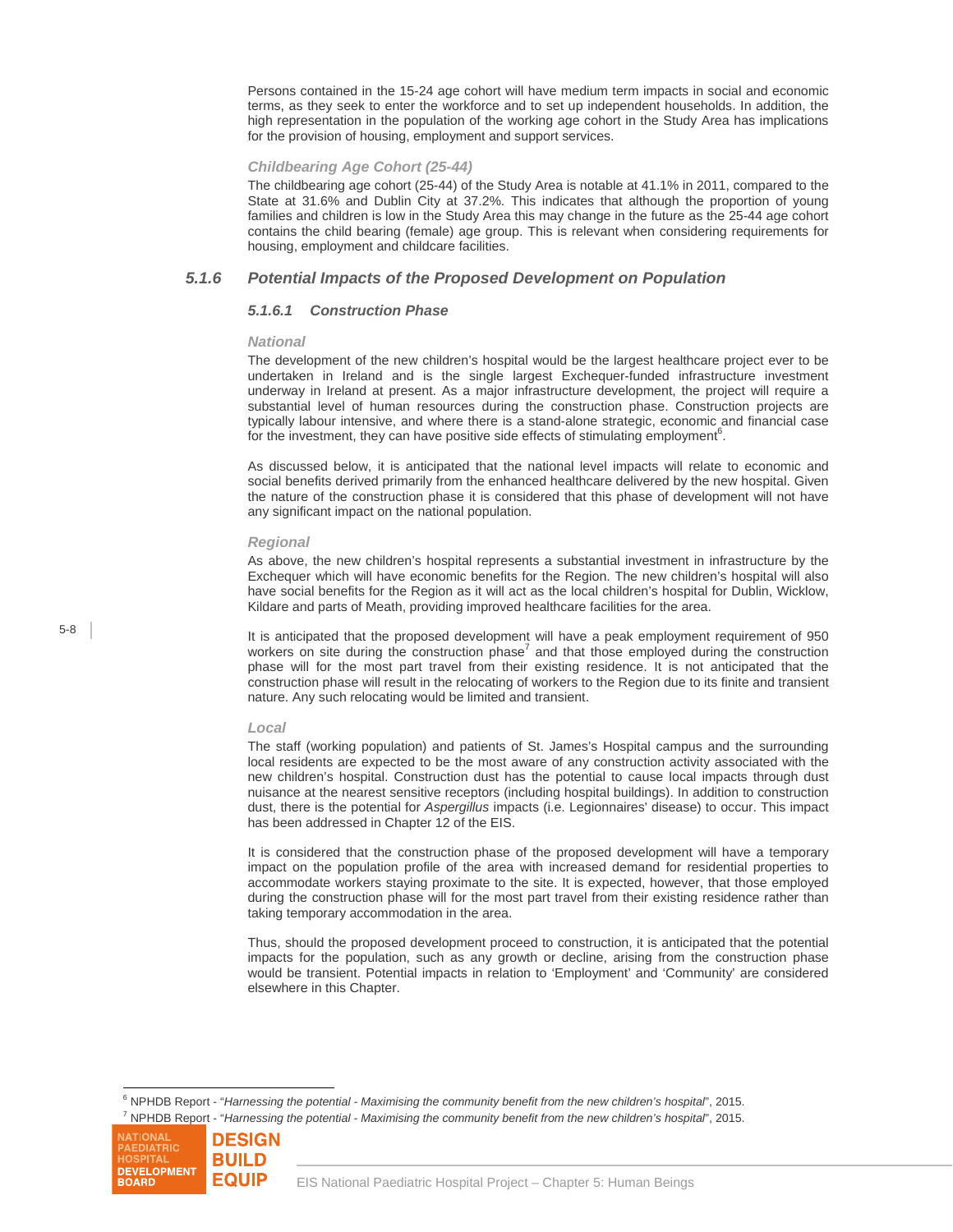Persons contained in the 15-24 age cohort will have medium term impacts in social and economic terms, as they seek to enter the workforce and to set up independent households. In addition, the high representation in the population of the working age cohort in the Study Area has implications for the provision of housing, employment and support services.

#### *Childbearing Age Cohort (25-44)*

The childbearing age cohort (25-44) of the Study Area is notable at 41.1% in 2011, compared to the State at 31.6% and Dublin City at 37.2%. This indicates that although the proportion of young families and children is low in the Study Area this may change in the future as the 25-44 age cohort contains the child bearing (female) age group. This is relevant when considering requirements for housing, employment and childcare facilities.

## *5.1.6 Potential Impacts of the Proposed Development on Population*

### *5.1.6.1 Construction Phase*

#### *National*

The development of the new children's hospital would be the largest healthcare project ever to be undertaken in Ireland and is the single largest Exchequer-funded infrastructure investment underway in Ireland at present. As a major infrastructure development, the project will require a substantial level of human resources during the construction phase. Construction projects are typically labour intensive, and where there is a stand-alone strategic, economic and financial case for the investment, they can have positive side effects of stimulating employment[6].

As discussed below, it is anticipated that the national level impacts will relate to economic and social benefits derived primarily from the enhanced healthcare delivered by the new hospital. Given the nature of the construction phase it is considered that this phase of development will not have any significant impact on the national population.

#### *Regional*

As above, the new children's hospital represents a substantial investment in infrastructure by the Exchequer which will have economic benefits for the Region. The new children's hospital will also have social benefits for the Region as it will act as the local children's hospital for Dublin, Wicklow, Kildare and parts of Meath, providing improved healthcare facilities for the area.

It is anticipated that the proposed development will have a peak employment requirement of 950 workers on site during the construction phase[7] and that those employed during the construction phase will for the most part travel from their existing residence. It is not anticipated that the construction phase will result in the relocating of workers to the Region due to its finite and transient nature. Any such relocating would be limited and transient.

#### *Local*

The staff (working population) and patients of St. James's Hospital campus and the surrounding local residents are expected to be the most aware of any construction activity associated with the new children's hospital. Construction dust has the potential to cause local impacts through dust nuisance at the nearest sensitive receptors (including hospital buildings). In addition to construction dust, there is the potential for *Aspergillus* impacts (i.e. Legionnaires' disease) to occur. This impact has been addressed in Chapter 12 of the EIS.

It is considered that the construction phase of the proposed development will have a temporary impact on the population profile of the area with increased demand for residential properties to accommodate workers staying proximate to the site. It is expected, however, that those employed during the construction phase will for the most part travel from their existing residence rather than taking temporary accommodation in the area.

Thus, should the proposed development proceed to construction, it is anticipated that the potential impacts for the population, such as any growth or decline, arising from the construction phase would be transient. Potential impacts in relation to 'Employment' and 'Community' are considered elsewhere in this Chapter.

---

[6] NPHDB Report - "*Harnessing the potential - Maximising the community benefit from the new children's hospital*", 2015.

[7] NPHDB Report - "*Harnessing the potential - Maximising the community benefit from the new children's hospital*", 2015.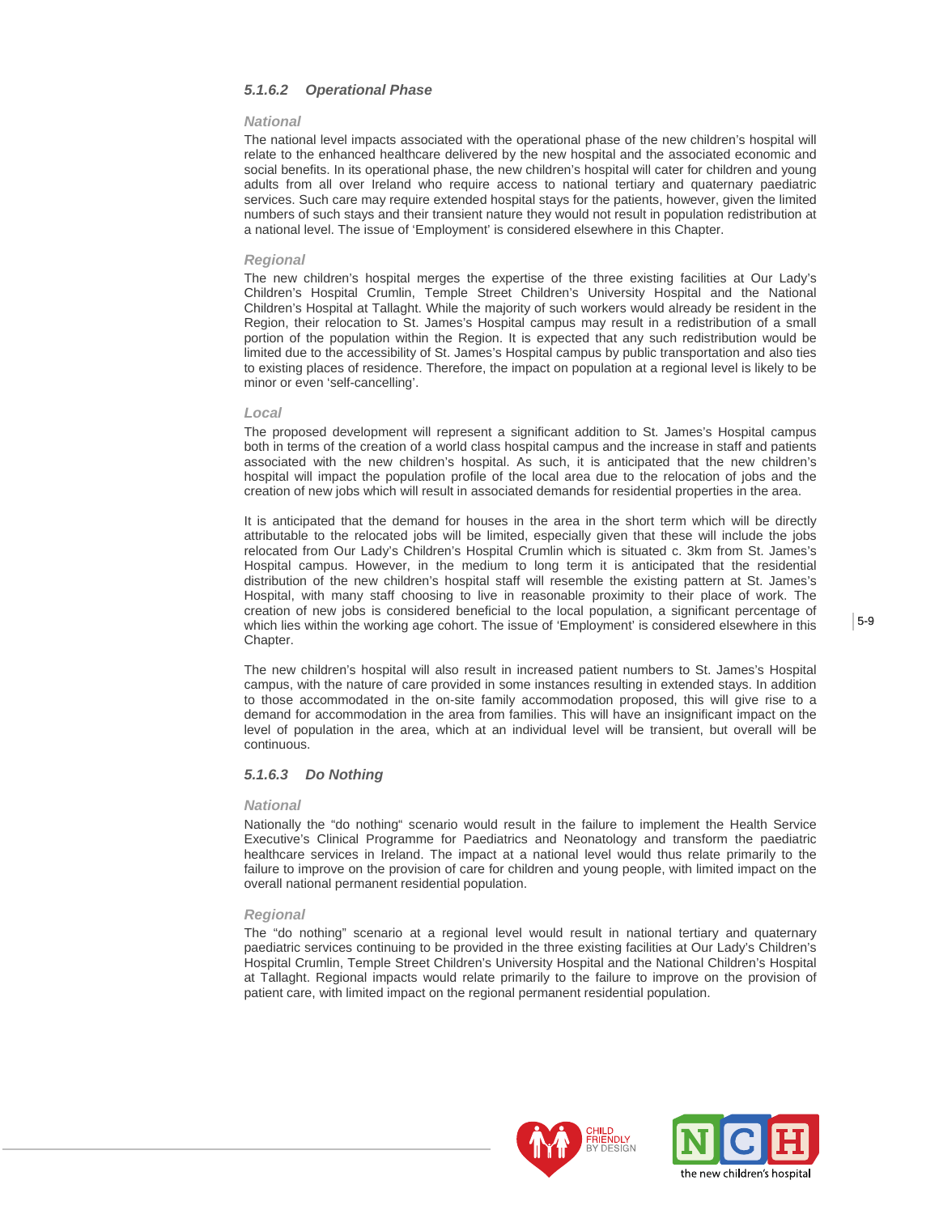#### *5.1.6.2 Operational Phase*

*National*

The national level impacts associated with the operational phase of the new children's hospital will relate to the enhanced healthcare delivered by the new hospital and the associated economic and social benefits. In its operational phase, the new children's hospital will cater for children and young adults from all over Ireland who require access to national tertiary and quaternary paediatric services. Such care may require extended hospital stays for the patients, however, given the limited numbers of such stays and their transient nature they would not result in population redistribution at a national level. The issue of 'Employment' is considered elsewhere in this Chapter.

*Regional*

The new children's hospital merges the expertise of the three existing facilities at Our Lady's Children's Hospital Crumlin, Temple Street Children's University Hospital and the National Children's Hospital at Tallaght. While the majority of such workers would already be resident in the Region, their relocation to St. James's Hospital campus may result in a redistribution of a small portion of the population within the Region. It is expected that any such redistribution would be limited due to the accessibility of St. James's Hospital campus by public transportation and also ties to existing places of residence. Therefore, the impact on population at a regional level is likely to be minor or even 'self-cancelling'.

*Local*

The proposed development will represent a significant addition to St. James's Hospital campus both in terms of the creation of a world class hospital campus and the increase in staff and patients associated with the new children's hospital. As such, it is anticipated that the new children's hospital will impact the population profile of the local area due to the relocation of jobs and the creation of new jobs which will result in associated demands for residential properties in the area.

It is anticipated that the demand for houses in the area in the short term which will be directly attributable to the relocated jobs will be limited, especially given that these will include the jobs relocated from Our Lady's Children's Hospital Crumlin which is situated c. 3km from St. James's Hospital campus. However, in the medium to long term it is anticipated that the residential distribution of the new children's hospital staff will resemble the existing pattern at St. James's Hospital, with many staff choosing to live in reasonable proximity to their place of work. The creation of new jobs is considered beneficial to the local population, a significant percentage of which lies within the working age cohort. The issue of 'Employment' is considered elsewhere in this Chapter.

The new children's hospital will also result in increased patient numbers to St. James's Hospital campus, with the nature of care provided in some instances resulting in extended stays. In addition to those accommodated in the on-site family accommodation proposed, this will give rise to a demand for accommodation in the area from families. This will have an insignificant impact on the level of population in the area, which at an individual level will be transient, but overall will be continuous.

#### *5.1.6.3 Do Nothing*

*National*

Nationally the "do nothing" scenario would result in the failure to implement the Health Service Executive's Clinical Programme for Paediatrics and Neonatology and transform the paediatric healthcare services in Ireland. The impact at a national level would thus relate primarily to the failure to improve on the provision of care for children and young people, with limited impact on the overall national permanent residential population.

*Regional*

The "do nothing" scenario at a regional level would result in national tertiary and quaternary paediatric services continuing to be provided in the three existing facilities at Our Lady's Children's Hospital Crumlin, Temple Street Children's University Hospital and the National Children's Hospital at Tallaght. Regional impacts would relate primarily to the failure to improve on the provision of patient care, with limited impact on the regional permanent residential population.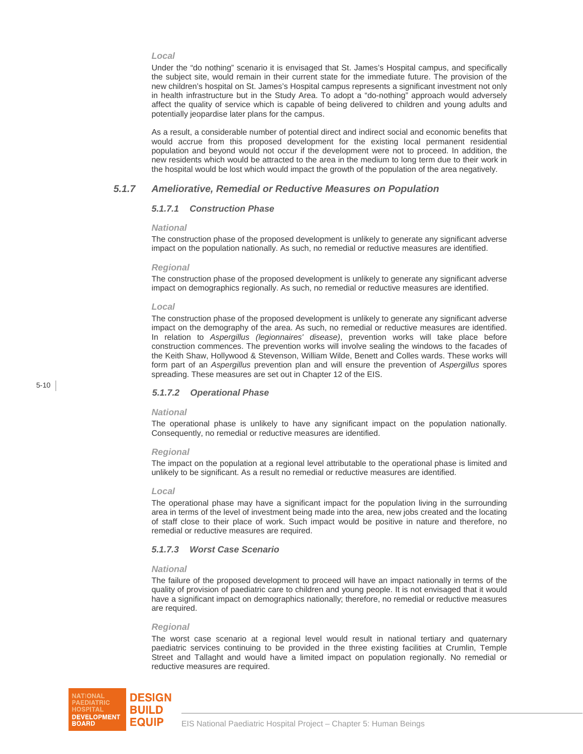*Local*

Under the "do nothing" scenario it is envisaged that St. James's Hospital campus, and specifically the subject site, would remain in their current state for the immediate future. The provision of the new children's hospital on St. James's Hospital campus represents a significant investment not only in health infrastructure but in the Study Area. To adopt a "do-nothing" approach would adversely affect the quality of service which is capable of being delivered to children and young adults and potentially jeopardise later plans for the campus.

As a result, a considerable number of potential direct and indirect social and economic benefits that would accrue from this proposed development for the existing local permanent residential population and beyond would not occur if the development were not to proceed. In addition, the new residents which would be attracted to the area in the medium to long term due to their work in the hospital would be lost which would impact the growth of the population of the area negatively.

## 5.1.7 Ameliorative, Remedial or Reductive Measures on Population

### 5.1.7.1 Construction Phase

*National*

The construction phase of the proposed development is unlikely to generate any significant adverse impact on the population nationally. As such, no remedial or reductive measures are identified.

*Regional*

The construction phase of the proposed development is unlikely to generate any significant adverse impact on demographics regionally. As such, no remedial or reductive measures are identified.

*Local*

The construction phase of the proposed development is unlikely to generate any significant adverse impact on the demography of the area. As such, no remedial or reductive measures are identified. In relation to *Aspergillus (legionnaires' disease)*, prevention works will take place before construction commences. The prevention works will involve sealing the windows to the facades of the Keith Shaw, Hollywood & Stevenson, William Wilde, Benett and Colles wards. These works will form part of an *Aspergillus* prevention plan and will ensure the prevention of *Aspergillus* spores spreading. These measures are set out in Chapter 12 of the EIS.

### 5.1.7.2 Operational Phase

*National*

The operational phase is unlikely to have any significant impact on the population nationally. Consequently, no remedial or reductive measures are identified.

*Regional*

The impact on the population at a regional level attributable to the operational phase is limited and unlikely to be significant. As a result no remedial or reductive measures are identified.

*Local*

The operational phase may have a significant impact for the population living in the surrounding area in terms of the level of investment being made into the area, new jobs created and the locating of staff close to their place of work. Such impact would be positive in nature and therefore, no remedial or reductive measures are required.

### 5.1.7.3 Worst Case Scenario

*National*

The failure of the proposed development to proceed will have an impact nationally in terms of the quality of provision of paediatric care to children and young people. It is not envisaged that it would have a significant impact on demographics nationally; therefore, no remedial or reductive measures are required.

*Regional*

The worst case scenario at a regional level would result in national tertiary and quaternary paediatric services continuing to be provided in the three existing facilities at Crumlin, Temple Street and Tallaght and would have a limited impact on population regionally. No remedial or reductive measures are required.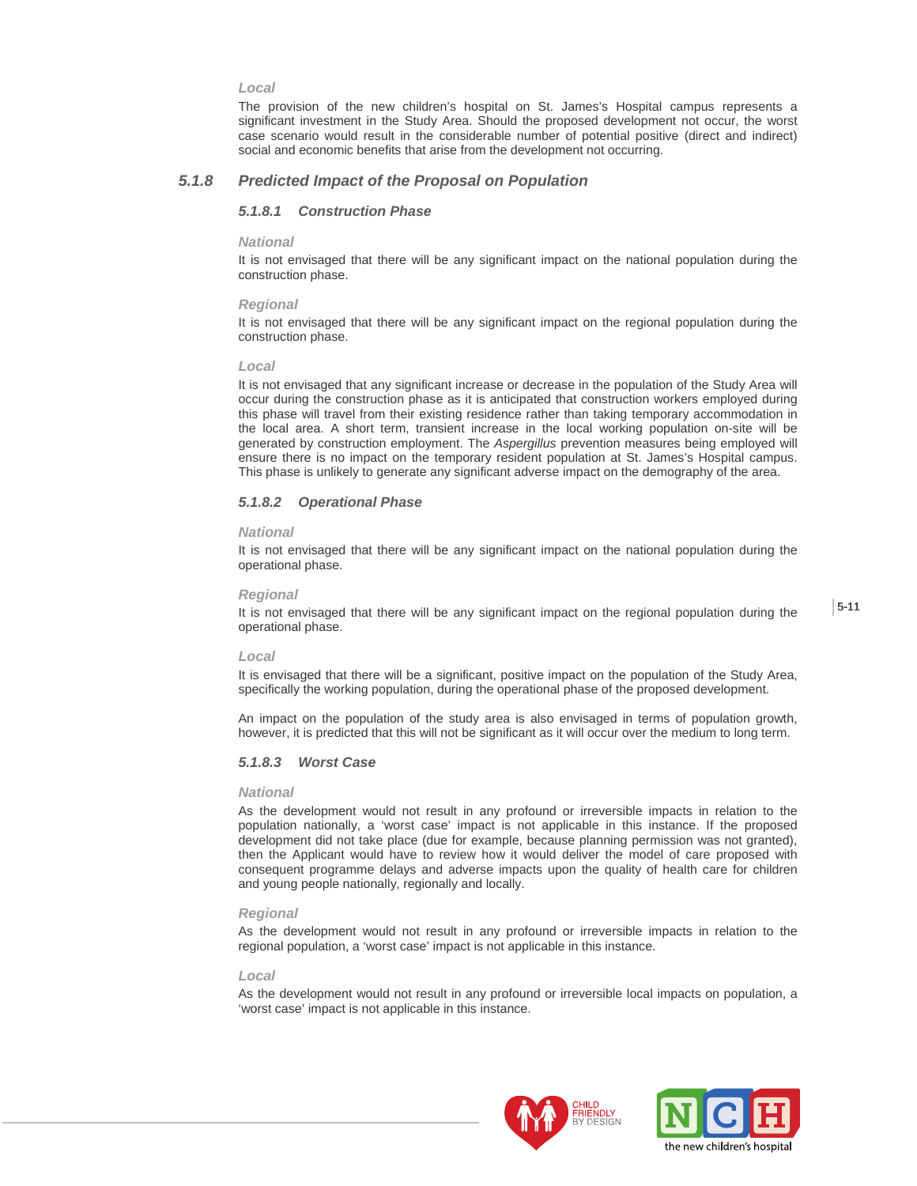*Local*

The provision of the new children's hospital on St. James's Hospital campus represents a significant investment in the Study Area. Should the proposed development not occur, the worst case scenario would result in the considerable number of potential positive (direct and indirect) social and economic benefits that arise from the development not occurring.

## 5.1.8 Predicted Impact of the Proposal on Population

### 5.1.8.1 Construction Phase

*National*

It is not envisaged that there will be any significant impact on the national population during the construction phase.

*Regional*

It is not envisaged that there will be any significant impact on the regional population during the construction phase.

*Local*

It is not envisaged that any significant increase or decrease in the population of the Study Area will occur during the construction phase as it is anticipated that construction workers employed during this phase will travel from their existing residence rather than taking temporary accommodation in the local area. A short term, transient increase in the local working population on-site will be generated by construction employment. The *Aspergillus* prevention measures being employed will ensure there is no impact on the temporary resident population at St. James's Hospital campus. This phase is unlikely to generate any significant adverse impact on the demography of the area.

### 5.1.8.2 Operational Phase

*National*

It is not envisaged that there will be any significant impact on the national population during the operational phase.

*Regional*

It is not envisaged that there will be any significant impact on the regional population during the operational phase.

*Local*

It is envisaged that there will be a significant, positive impact on the population of the Study Area, specifically the working population, during the operational phase of the proposed development.

An impact on the population of the study area is also envisaged in terms of population growth, however, it is predicted that this will not be significant as it will occur over the medium to long term.

### 5.1.8.3 Worst Case

*National*

As the development would not result in any profound or irreversible impacts in relation to the population nationally, a 'worst case' impact is not applicable in this instance. If the proposed development did not take place (due for example, because planning permission was not granted), then the Applicant would have to review how it would deliver the model of care proposed with consequent programme delays and adverse impacts upon the quality of health care for children and young people nationally, regionally and locally.

*Regional*

As the development would not result in any profound or irreversible impacts in relation to the regional population, a 'worst case' impact is not applicable in this instance.

*Local*

As the development would not result in any profound or irreversible local impacts on population, a 'worst case' impact is not applicable in this instance.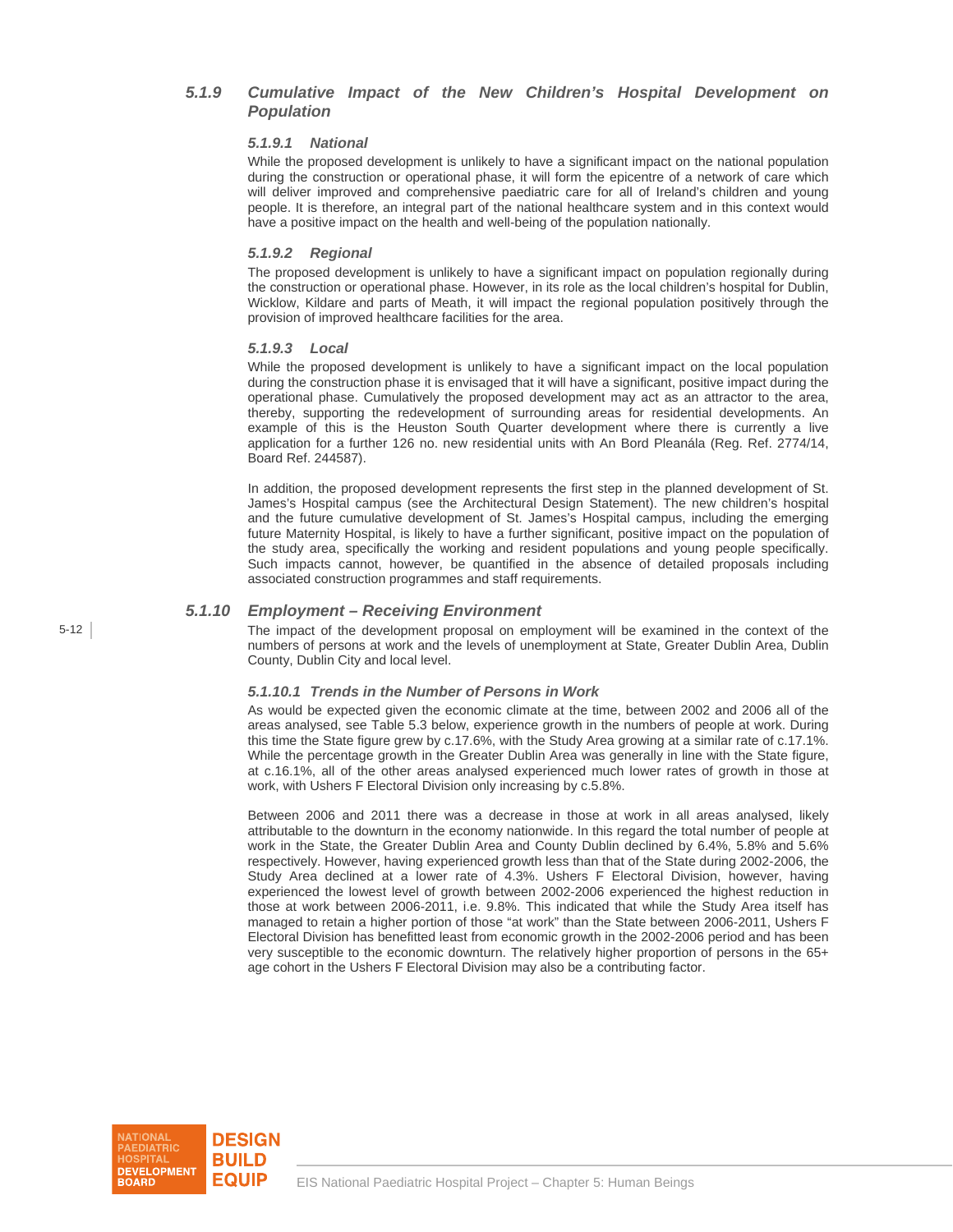### 5.1.9 *Cumulative Impact of the New Children's Hospital Development on Population*

#### *5.1.9.1 National*

While the proposed development is unlikely to have a significant impact on the national population during the construction or operational phase, it will form the epicentre of a network of care which will deliver improved and comprehensive paediatric care for all of Ireland's children and young people. It is therefore, an integral part of the national healthcare system and in this context would have a positive impact on the health and well-being of the population nationally.

#### *5.1.9.2 Regional*

The proposed development is unlikely to have a significant impact on population regionally during the construction or operational phase. However, in its role as the local children's hospital for Dublin, Wicklow, Kildare and parts of Meath, it will impact the regional population positively through the provision of improved healthcare facilities for the area.

#### *5.1.9.3 Local*

While the proposed development is unlikely to have a significant impact on the local population during the construction phase it is envisaged that it will have a significant, positive impact during the operational phase. Cumulatively the proposed development may act as an attractor to the area, thereby, supporting the redevelopment of surrounding areas for residential developments. An example of this is the Heuston South Quarter development where there is currently a live application for a further 126 no. new residential units with An Bord Pleanála (Reg. Ref. 2774/14, Board Ref. 244587).

In addition, the proposed development represents the first step in the planned development of St. James's Hospital campus (see the Architectural Design Statement). The new children's hospital and the future cumulative development of St. James's Hospital campus, including the emerging future Maternity Hospital, is likely to have a further significant, positive impact on the population of the study area, specifically the working and resident populations and young people specifically. Such impacts cannot, however, be quantified in the absence of detailed proposals including associated construction programmes and staff requirements.

### 5.1.10 *Employment – Receiving Environment*

The impact of the development proposal on employment will be examined in the context of the numbers of persons at work and the levels of unemployment at State, Greater Dublin Area, Dublin County, Dublin City and local level.

#### *5.1.10.1 Trends in the Number of Persons in Work*

As would be expected given the economic climate at the time, between 2002 and 2006 all of the areas analysed, see Table 5.3 below, experience growth in the numbers of people at work. During this time the State figure grew by c.17.6%, with the Study Area growing at a similar rate of c.17.1%. While the percentage growth in the Greater Dublin Area was generally in line with the State figure, at c.16.1%, all of the other areas analysed experienced much lower rates of growth in those at work, with Ushers F Electoral Division only increasing by c.5.8%.

Between 2006 and 2011 there was a decrease in those at work in all areas analysed, likely attributable to the downturn in the economy nationwide. In this regard the total number of people at work in the State, the Greater Dublin Area and County Dublin declined by 6.4%, 5.8% and 5.6% respectively. However, having experienced growth less than that of the State during 2002-2006, the Study Area declined at a lower rate of 4.3%. Ushers F Electoral Division, however, having experienced the lowest level of growth between 2002-2006 experienced the highest reduction in those at work between 2006-2011, i.e. 9.8%. This indicated that while the Study Area itself has managed to retain a higher portion of those "at work" than the State between 2006-2011, Ushers F Electoral Division has benefitted least from economic growth in the 2002-2006 period and has been very susceptible to the economic downturn. The relatively higher proportion of persons in the 65+ age cohort in the Ushers F Electoral Division may also be a contributing factor.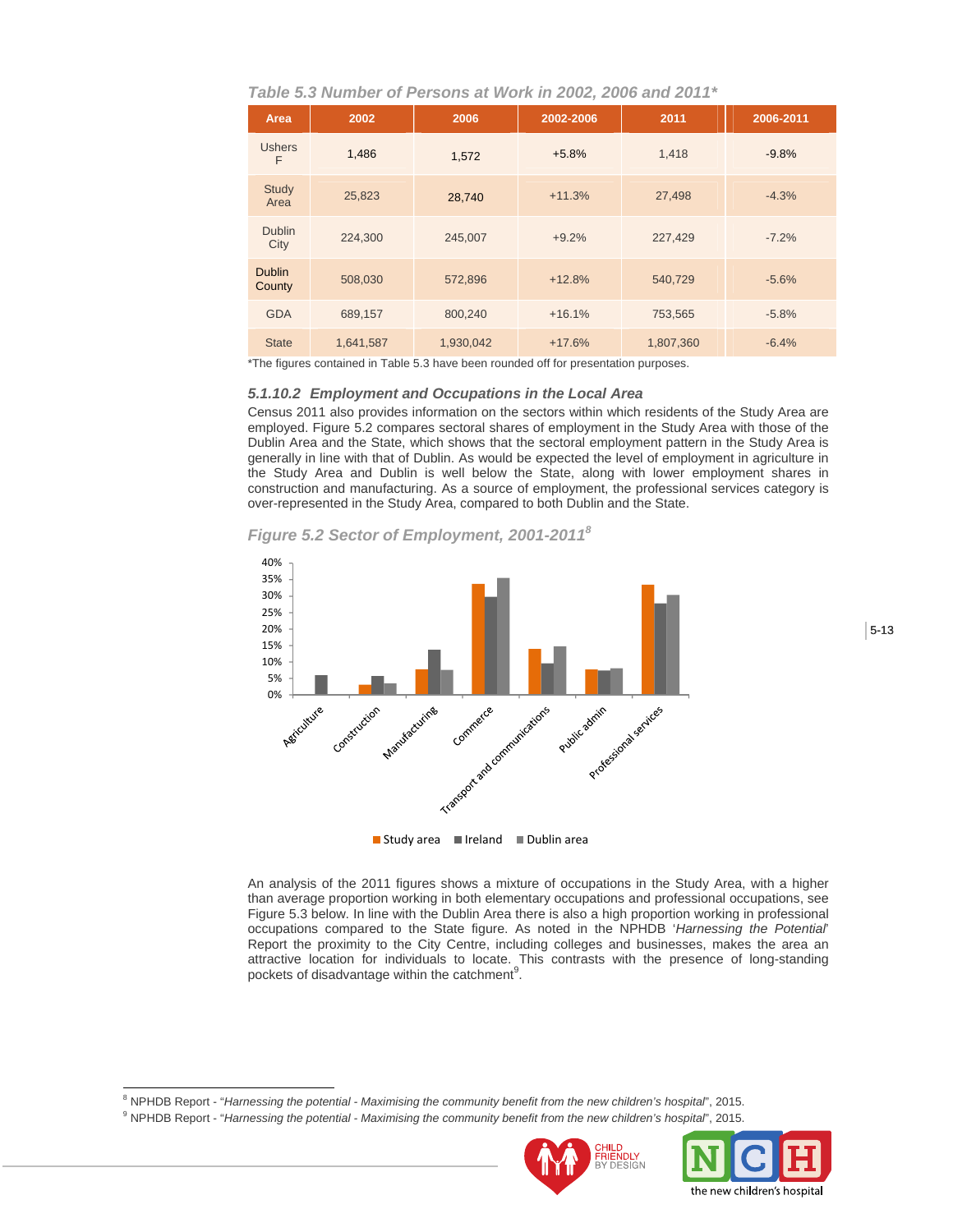*Table 5.3 Number of Persons at Work in 2002, 2006 and 2011**

| Area | 2002 | 2006 | 2002-2006 | 2011 | 2006-2011 |
|---|---|---|---|---|---|
| Ushers F | 1,486 | 1,572 | +5.8% | 1,418 | -9.8% |
| Study Area | 25,823 | 28,740 | +11.3% | 27,498 | -4.3% |
| Dublin City | 224,300 | 245,007 | +9.2% | 227,429 | -7.2% |
| Dublin County | 508,030 | 572,896 | +12.8% | 540,729 | -5.6% |
| GDA | 689,157 | 800,240 | +16.1% | 753,565 | -5.8% |
| State | 1,641,587 | 1,930,042 | +17.6% | 1,807,360 | -6.4% |

*The figures contained in Table 5.3 have been rounded off for presentation purposes.

### *5.1.10.2 Employment and Occupations in the Local Area*

Census 2011 also provides information on the sectors within which residents of the Study Area are employed. Figure 5.2 compares sectoral shares of employment in the Study Area with those of the Dublin Area and the State, which shows that the sectoral employment pattern in the Study Area is generally in line with that of Dublin. As would be expected the level of employment in agriculture in the Study Area and Dublin is well below the State, along with lower employment shares in construction and manufacturing. As a source of employment, the professional services category is over-represented in the Study Area, compared to both Dublin and the State.

*Figure 5.2 Sector of Employment, 2001-2011*[8]

An analysis of the 2011 figures shows a mixture of occupations in the Study Area, with a higher than average proportion working in both elementary occupations and professional occupations, see Figure 5.3 below. In line with the Dublin Area there is also a high proportion working in professional occupations compared to the State figure. As noted in the NPHDB '*Harnessing the Potential*' Report the proximity to the City Centre, including colleges and businesses, makes the area an attractive location for individuals to locate. This contrasts with the presence of long-standing pockets of disadvantage within the catchment[9].

[8] NPHDB Report - "*Harnessing the potential - Maximising the community benefit from the new children's hospital*", 2015.

[9] NPHDB Report - "*Harnessing the potential - Maximising the community benefit from the new children's hospital*", 2015.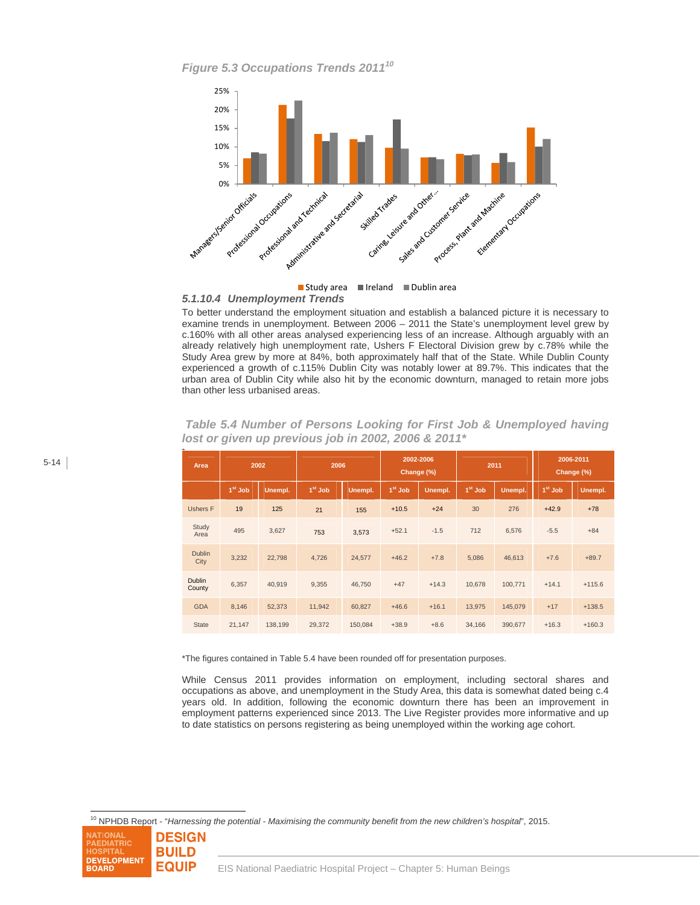*Figure 5.3 Occupations Trends 2011*[10]

#### 5.1.10.4 Unemployment Trends

To better understand the employment situation and establish a balanced picture it is necessary to examine trends in unemployment. Between 2006 – 2011 the State's unemployment level grew by c.160% with all other areas analysed experiencing less of an increase. Although arguably with an already relatively high unemployment rate, Ushers F Electoral Division grew by c.78% while the Study Area grew by more at 84%, both approximately half that of the State. While Dublin County experienced a growth of c.115% Dublin City was notably lower at 89.7%. This indicates that the urban area of Dublin City while also hit by the economic downturn, managed to retain more jobs than other less urbanised areas.

*Table 5.4 Number of Persons Looking for First Job & Unemployed having lost or given up previous job in 2002, 2006 & 2011**

| Area | 2002 | | 2006 | | 2002-2006 Change (%) | | 2011 | | 2006-2011 Change (%) | |
|---|---|---|---|---|---|---|---|---|---|---|
| | 1st Job | Unempl. | 1st Job | Unempl. | 1st Job | Unempl. | 1st Job | Unempl. | 1st Job | Unempl. |
| Ushers F | 19 | 125 | 21 | 155 | +10.5 | +24 | 30 | 276 | +42.9 | +78 |
| Study Area | 495 | 3,627 | 753 | 3,573 | +52.1 | -1.5 | 712 | 6,576 | -5.5 | +84 |
| Dublin City | 3,232 | 22,798 | 4,726 | 24,577 | +46.2 | +7.8 | 5,086 | 46,613 | +7.6 | +89.7 |
| Dublin County | 6,357 | 40,919 | 9,355 | 46,750 | +47 | +14.3 | 10,678 | 100,771 | +14.1 | +115.6 |
| GDA | 8,146 | 52,373 | 11,942 | 60,827 | +46.6 | +16.1 | 13,975 | 145,079 | +17 | +138.5 |
| State | 21,147 | 138,199 | 29,372 | 150,084 | +38.9 | +8.6 | 34,166 | 390,677 | +16.3 | +160.3 |

*The figures contained in Table 5.4 have been rounded off for presentation purposes.

While Census 2011 provides information on employment, including sectoral shares and occupations as above, and unemployment in the Study Area, this data is somewhat dated being c.4 years old. In addition, following the economic downturn there has been an improvement in employment patterns experienced since 2013. The Live Register provides more informative and up to date statistics on persons registering as being unemployed within the working age cohort.

---

[10] NPHDB Report - "*Harnessing the potential - Maximising the community benefit from the new children's hospital*", 2015.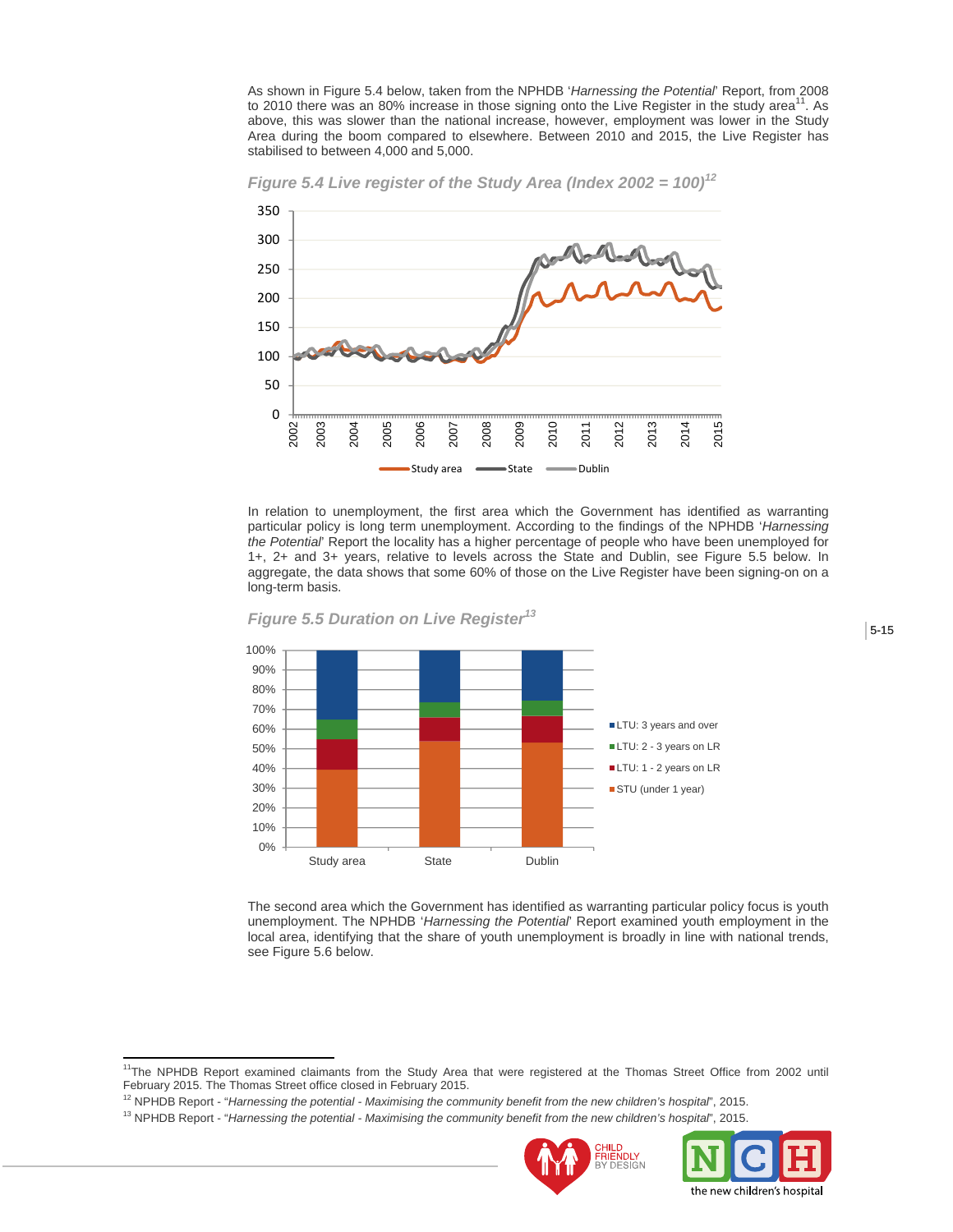As shown in Figure 5.4 below, taken from the NPHDB '*Harnessing the Potential*' Report, from 2008 to 2010 there was an 80% increase in those signing onto the Live Register in the study area[11]. As above, this was slower than the national increase, however, employment was lower in the Study Area during the boom compared to elsewhere. Between 2010 and 2015, the Live Register has stabilised to between 4,000 and 5,000.

***Figure 5.4 Live register of the Study Area (Index 2002 = 100)***[12]

In relation to unemployment, the first area which the Government has identified as warranting particular policy is long term unemployment. According to the findings of the NPHDB '*Harnessing the Potential*' Report the locality has a higher percentage of people who have been unemployed for 1+, 2+ and 3+ years, relative to levels across the State and Dublin, see Figure 5.5 below. In aggregate, the data shows that some 60% of those on the Live Register have been signing-on on a long-term basis.

***Figure 5.5 Duration on Live Register***[13]

The second area which the Government has identified as warranting particular policy focus is youth unemployment. The NPHDB '*Harnessing the Potential*' Report examined youth employment in the local area, identifying that the share of youth unemployment is broadly in line with national trends, see Figure 5.6 below.

---

[11] The NPHDB Report examined claimants from the Study Area that were registered at the Thomas Street Office from 2002 until February 2015. The Thomas Street office closed in February 2015.

[12] NPHDB Report - "*Harnessing the potential - Maximising the community benefit from the new children's hospital*", 2015.

[13] NPHDB Report - "*Harnessing the potential - Maximising the community benefit from the new children's hospital*", 2015.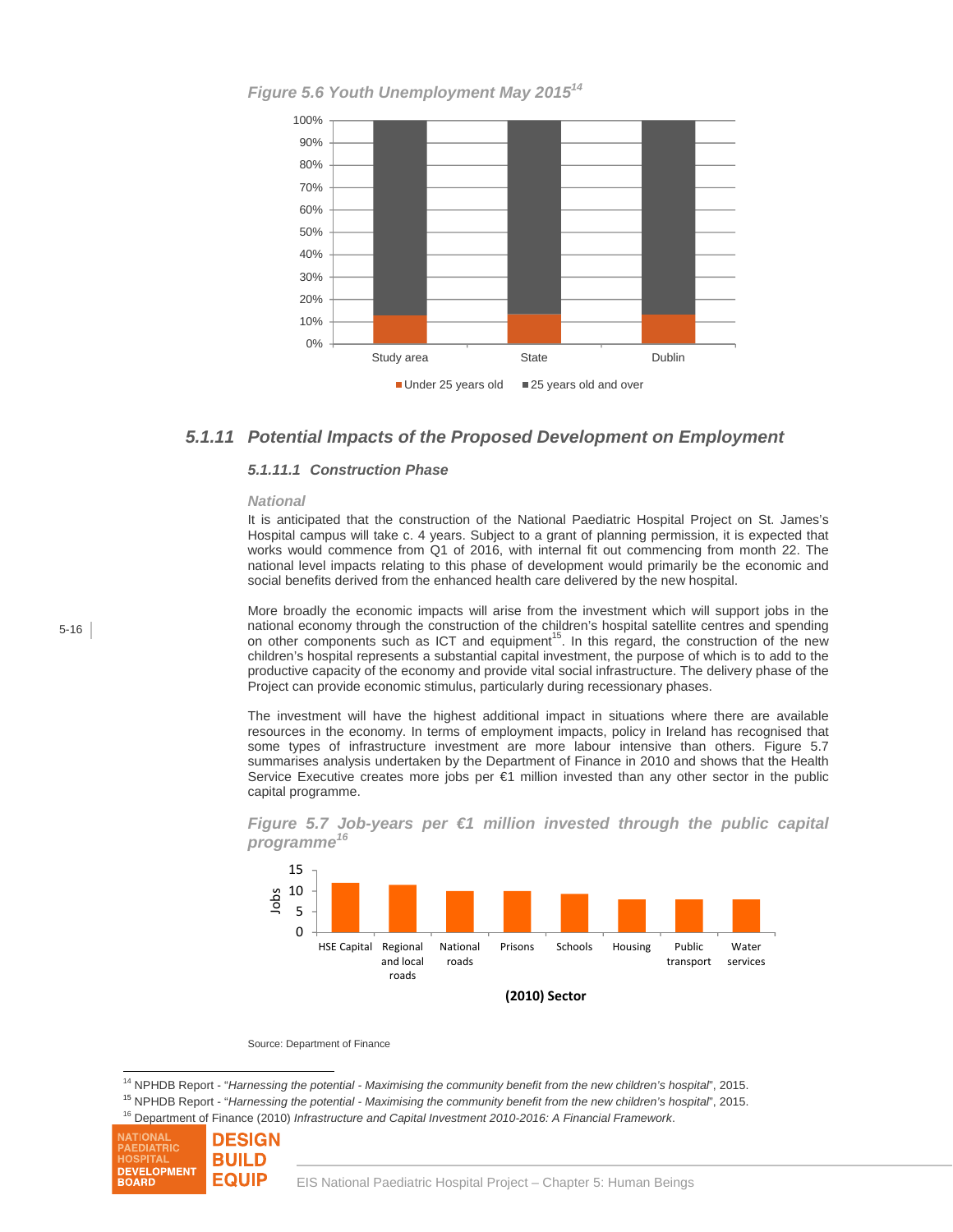*Figure 5.6 Youth Unemployment May 2015*[14]

### 5.1.11 Potential Impacts of the Proposed Development on Employment

#### 5.1.11.1 Construction Phase

*National*

It is anticipated that the construction of the National Paediatric Hospital Project on St. James's Hospital campus will take c. 4 years. Subject to a grant of planning permission, it is expected that works would commence from Q1 of 2016, with internal fit out commencing from month 22. The national level impacts relating to this phase of development would primarily be the economic and social benefits derived from the enhanced health care delivered by the new hospital.

More broadly the economic impacts will arise from the investment which will support jobs in the national economy through the construction of the children's hospital satellite centres and spending on other components such as ICT and equipment[15]. In this regard, the construction of the new children's hospital represents a substantial capital investment, the purpose of which is to add to the productive capacity of the economy and provide vital social infrastructure. The delivery phase of the Project can provide economic stimulus, particularly during recessionary phases.

The investment will have the highest additional impact in situations where there are available resources in the economy. In terms of employment impacts, policy in Ireland has recognised that some types of infrastructure investment are more labour intensive than others. Figure 5.7 summarises analysis undertaken by the Department of Finance in 2010 and shows that the Health Service Executive creates more jobs per €1 million invested than any other sector in the public capital programme.

*Figure 5.7 Job-years per €1 million invested through the public capital programme*[16]

Source: Department of Finance

---

[14] NPHDB Report - "*Harnessing the potential - Maximising the community benefit from the new children's hospital*", 2015.

[15] NPHDB Report - "*Harnessing the potential - Maximising the community benefit from the new children's hospital*", 2015.

[16] Department of Finance (2010) *Infrastructure and Capital Investment 2010-2016: A Financial Framework*.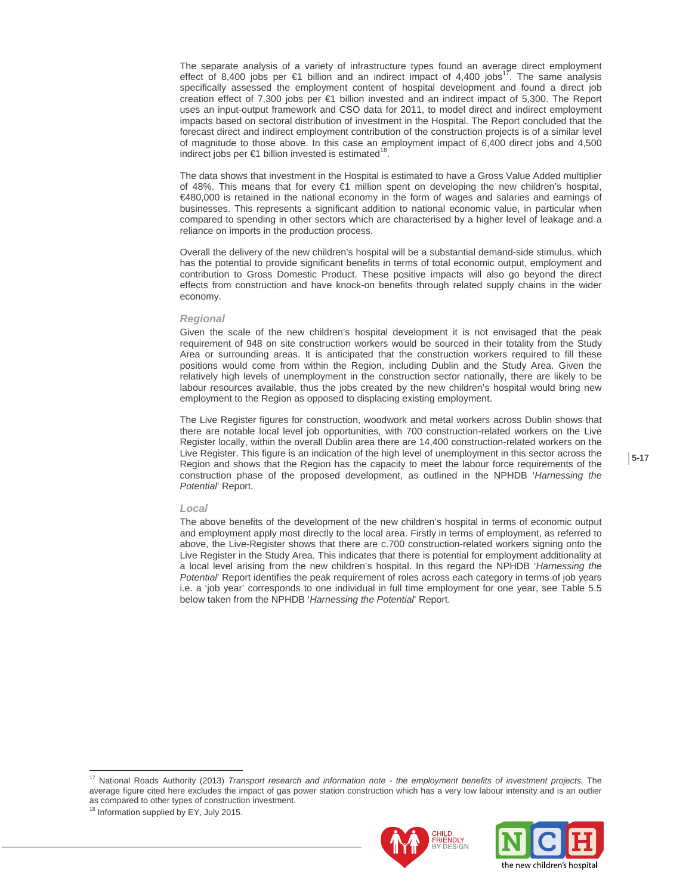The separate analysis of a variety of infrastructure types found an average direct employment effect of 8,400 jobs per €1 billion and an indirect impact of 4,400 jobs[17]. The same analysis specifically assessed the employment content of hospital development and found a direct job creation effect of 7,300 jobs per €1 billion invested and an indirect impact of 5,300. The Report uses an input-output framework and CSO data for 2011, to model direct and indirect employment impacts based on sectoral distribution of investment in the Hospital. The Report concluded that the forecast direct and indirect employment contribution of the construction projects is of a similar level of magnitude to those above. In this case an employment impact of 6,400 direct jobs and 4,500 indirect jobs per €1 billion invested is estimated[18].

The data shows that investment in the Hospital is estimated to have a Gross Value Added multiplier of 48%. This means that for every €1 million spent on developing the new children's hospital, €480,000 is retained in the national economy in the form of wages and salaries and earnings of businesses. This represents a significant addition to national economic value, in particular when compared to spending in other sectors which are characterised by a higher level of leakage and a reliance on imports in the production process.

Overall the delivery of the new children's hospital will be a substantial demand-side stimulus, which has the potential to provide significant benefits in terms of total economic output, employment and contribution to Gross Domestic Product. These positive impacts will also go beyond the direct effects from construction and have knock-on benefits through related supply chains in the wider economy.

### *Regional*

Given the scale of the new children's hospital development it is not envisaged that the peak requirement of 948 on site construction workers would be sourced in their totality from the Study Area or surrounding areas. It is anticipated that the construction workers required to fill these positions would come from within the Region, including Dublin and the Study Area. Given the relatively high levels of unemployment in the construction sector nationally, there are likely to be labour resources available, thus the jobs created by the new children's hospital would bring new employment to the Region as opposed to displacing existing employment.

The Live Register figures for construction, woodwork and metal workers across Dublin shows that there are notable local level job opportunities, with 700 construction-related workers on the Live Register locally, within the overall Dublin area there are 14,400 construction-related workers on the Live Register. This figure is an indication of the high level of unemployment in this sector across the Region and shows that the Region has the capacity to meet the labour force requirements of the construction phase of the proposed development, as outlined in the NPHDB '*Harnessing the Potential*' Report.

### *Local*

The above benefits of the development of the new children's hospital in terms of economic output and employment apply most directly to the local area. Firstly in terms of employment, as referred to above, the Live-Register shows that there are c.700 construction-related workers signing onto the Live Register in the Study Area. This indicates that there is potential for employment additionality at a local level arising from the new children's hospital. In this regard the NPHDB '*Harnessing the Potential*' Report identifies the peak requirement of roles across each category in terms of job years i.e. a 'job year' corresponds to one individual in full time employment for one year, see Table 5.5 below taken from the NPHDB '*Harnessing the Potential*' Report.

---

[17] National Roads Authority (2013) *Transport research and information note - the employment benefits of investment projects.* The average figure cited here excludes the impact of gas power station construction which has a very low labour intensity and is an outlier as compared to other types of construction investment.

[18] Information supplied by EY, July 2015.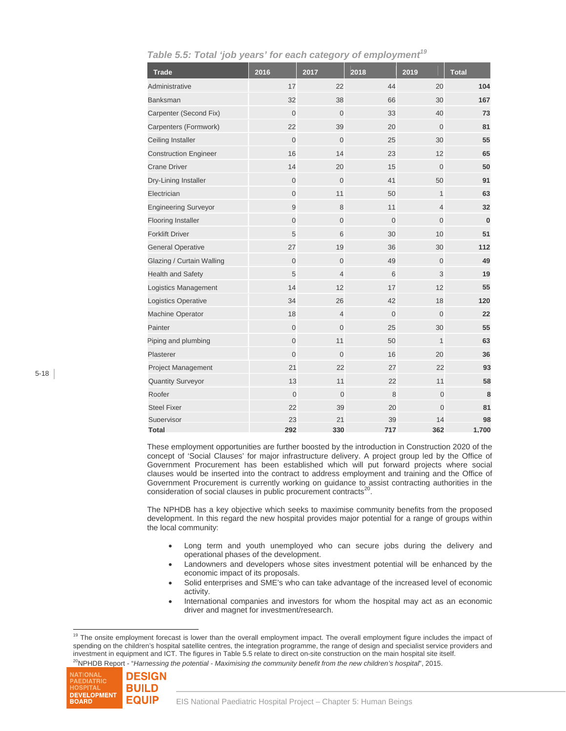*Table 5.5: Total 'job years' for each category of employment*[19]

| Trade | 2016 | 2017 | 2018 | 2019 | Total |
|---|---|---|---|---|---|
| Administrative | 17 | 22 | 44 | 20 | **104** |
| Banksman | 32 | 38 | 66 | 30 | **167** |
| Carpenter (Second Fix) | 0 | 0 | 33 | 40 | **73** |
| Carpenters (Formwork) | 22 | 39 | 20 | 0 | **81** |
| Ceiling Installer | 0 | 0 | 25 | 30 | **55** |
| Construction Engineer | 16 | 14 | 23 | 12 | **65** |
| Crane Driver | 14 | 20 | 15 | 0 | **50** |
| Dry-Lining Installer | 0 | 0 | 41 | 50 | **91** |
| Electrician | 0 | 11 | 50 | 1 | **63** |
| Engineering Surveyor | 9 | 8 | 11 | 4 | **32** |
| Flooring Installer | 0 | 0 | 0 | 0 | **0** |
| Forklift Driver | 5 | 6 | 30 | 10 | **51** |
| General Operative | 27 | 19 | 36 | 30 | **112** |
| Glazing / Curtain Walling | 0 | 0 | 49 | 0 | **49** |
| Health and Safety | 5 | 4 | 6 | 3 | **19** |
| Logistics Management | 14 | 12 | 17 | 12 | **55** |
| Logistics Operative | 34 | 26 | 42 | 18 | **120** |
| Machine Operator | 18 | 4 | 0 | 0 | **22** |
| Painter | 0 | 0 | 25 | 30 | **55** |
| Piping and plumbing | 0 | 11 | 50 | 1 | **63** |
| Plasterer | 0 | 0 | 16 | 20 | **36** |
| Project Management | 21 | 22 | 27 | 22 | **93** |
| Quantity Surveyor | 13 | 11 | 22 | 11 | **58** |
| Roofer | 0 | 0 | 8 | 0 | **8** |
| Steel Fixer | 22 | 39 | 20 | 0 | **81** |
| Supervisor | 23 | 21 | 39 | 14 | **98** |
| **Total** | **292** | **330** | **717** | **362** | **1,700** |

These employment opportunities are further boosted by the introduction in Construction 2020 of the concept of 'Social Clauses' for major infrastructure delivery. A project group led by the Office of Government Procurement has been established which will put forward projects where social clauses would be inserted into the contract to address employment and training and the Office of Government Procurement is currently working on guidance to assist contracting authorities in the consideration of social clauses in public procurement contracts[20].

The NPHDB has a key objective which seeks to maximise community benefits from the proposed development. In this regard the new hospital provides major potential for a range of groups within the local community:

- Long term and youth unemployed who can secure jobs during the delivery and operational phases of the development.
- Landowners and developers whose sites investment potential will be enhanced by the economic impact of its proposals.
- Solid enterprises and SME's who can take advantage of the increased level of economic activity.
- International companies and investors for whom the hospital may act as an economic driver and magnet for investment/research.

---

[19] The onsite employment forecast is lower than the overall employment impact. The overall employment figure includes the impact of spending on the children's hospital satellite centres, the integration programme, the range of design and specialist service providers and investment in equipment and ICT. The figures in Table 5.5 relate to direct on-site construction on the main hospital site itself.

[20] NPHDB Report - "*Harnessing the potential - Maximising the community benefit from the new children's hospital*", 2015.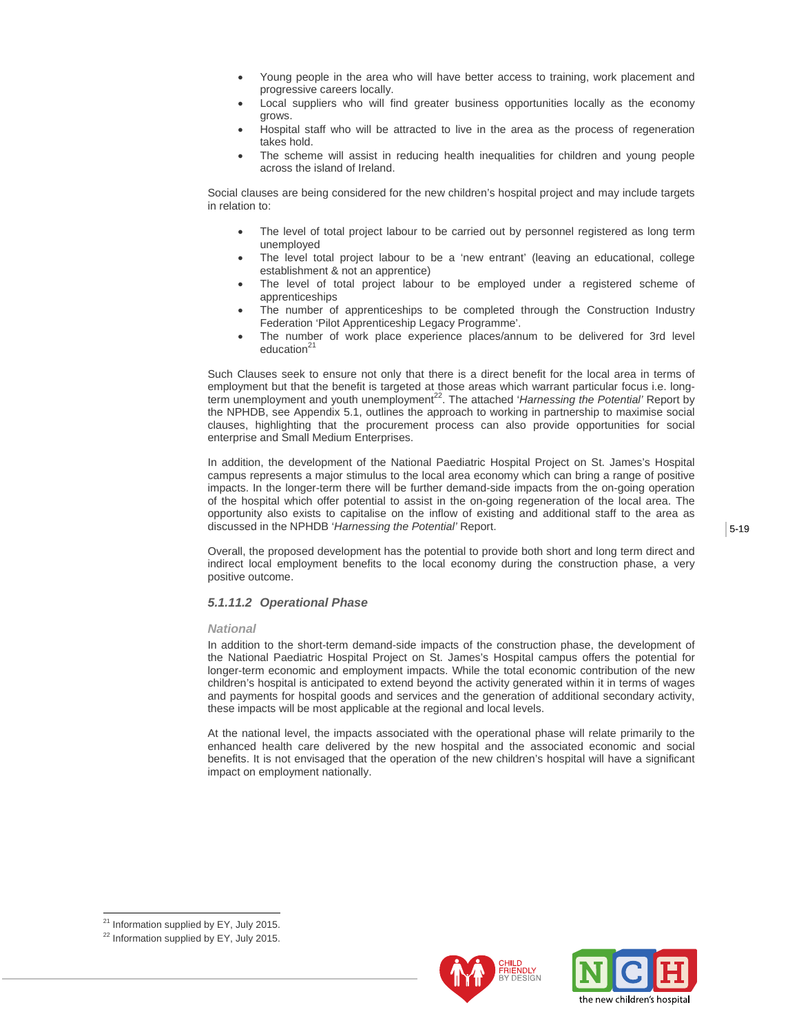- Young people in the area who will have better access to training, work placement and progressive careers locally.
- Local suppliers who will find greater business opportunities locally as the economy grows.
- Hospital staff who will be attracted to live in the area as the process of regeneration takes hold.
- The scheme will assist in reducing health inequalities for children and young people across the island of Ireland.

Social clauses are being considered for the new children's hospital project and may include targets in relation to:

- The level of total project labour to be carried out by personnel registered as long term unemployed
- The level total project labour to be a 'new entrant' (leaving an educational, college establishment & not an apprentice)
- The level of total project labour to be employed under a registered scheme of apprenticeships
- The number of apprenticeships to be completed through the Construction Industry Federation 'Pilot Apprenticeship Legacy Programme'.
- The number of work place experience places/annum to be delivered for 3rd level education[21]

Such Clauses seek to ensure not only that there is a direct benefit for the local area in terms of employment but that the benefit is targeted at those areas which warrant particular focus i.e. long-term unemployment and youth unemployment[22]. The attached '*Harnessing the Potential'* Report by the NPHDB, see Appendix 5.1, outlines the approach to working in partnership to maximise social clauses, highlighting that the procurement process can also provide opportunities for social enterprise and Small Medium Enterprises.

In addition, the development of the National Paediatric Hospital Project on St. James's Hospital campus represents a major stimulus to the local area economy which can bring a range of positive impacts. In the longer-term there will be further demand-side impacts from the on-going operation of the hospital which offer potential to assist in the on-going regeneration of the local area. The opportunity also exists to capitalise on the inflow of existing and additional staff to the area as discussed in the NPHDB '*Harnessing the Potential'* Report.

Overall, the proposed development has the potential to provide both short and long term direct and indirect local employment benefits to the local economy during the construction phase, a very positive outcome.

#### *5.1.11.2 Operational Phase*

##### *National*

In addition to the short-term demand-side impacts of the construction phase, the development of the National Paediatric Hospital Project on St. James's Hospital campus offers the potential for longer-term economic and employment impacts. While the total economic contribution of the new children's hospital is anticipated to extend beyond the activity generated within it in terms of wages and payments for hospital goods and services and the generation of additional secondary activity, these impacts will be most applicable at the regional and local levels.

At the national level, the impacts associated with the operational phase will relate primarily to the enhanced health care delivered by the new hospital and the associated economic and social benefits. It is not envisaged that the operation of the new children's hospital will have a significant impact on employment nationally.

---

[21] Information supplied by EY, July 2015.

[22] Information supplied by EY, July 2015.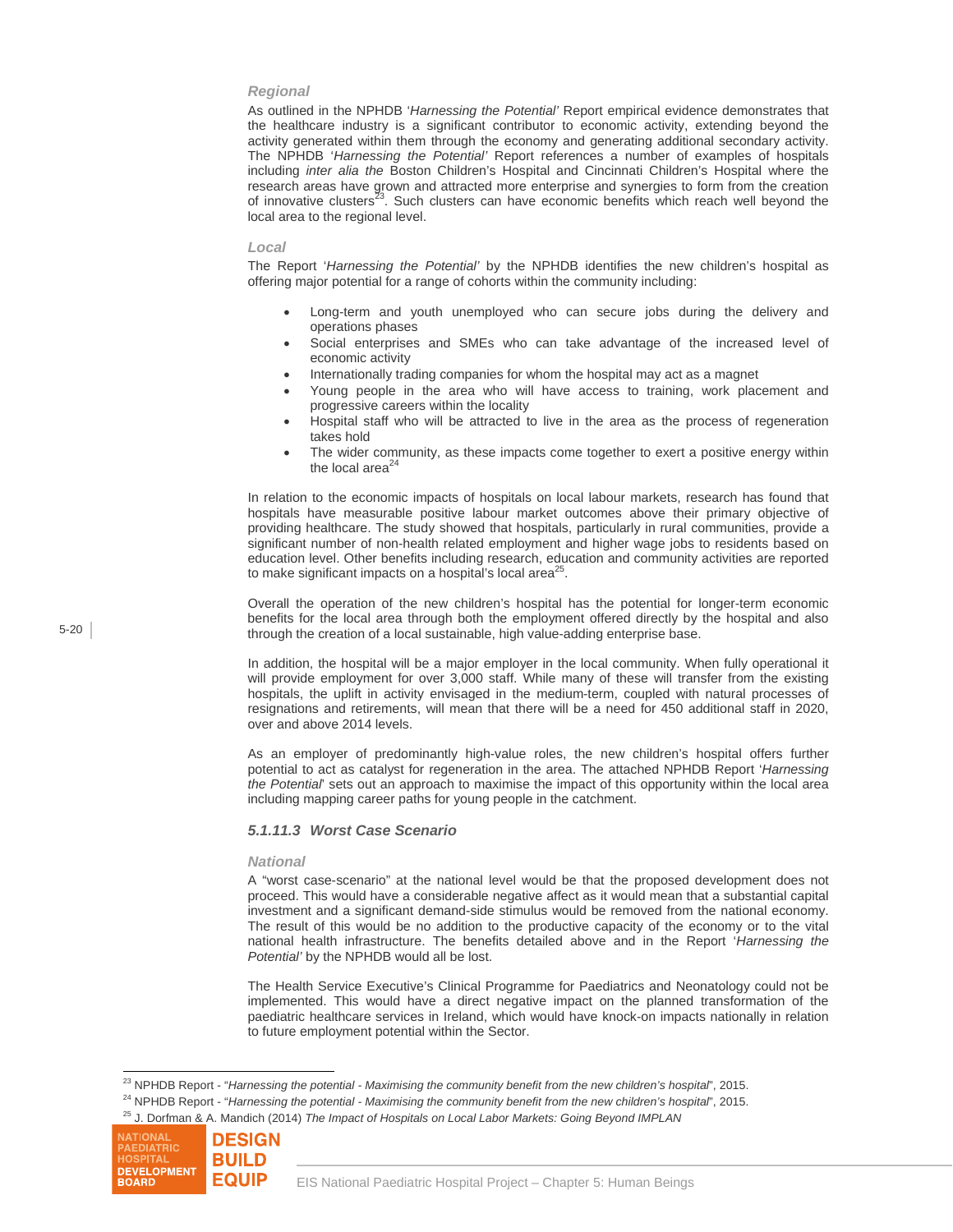#### *Regional*

As outlined in the NPHDB '*Harnessing the Potential'* Report empirical evidence demonstrates that the healthcare industry is a significant contributor to economic activity, extending beyond the activity generated within them through the economy and generating additional secondary activity. The NPHDB '*Harnessing the Potential'* Report references a number of examples of hospitals including *inter alia the* Boston Children's Hospital and Cincinnati Children's Hospital where the research areas have grown and attracted more enterprise and synergies to form from the creation of innovative clusters[23]. Such clusters can have economic benefits which reach well beyond the local area to the regional level.

#### *Local*

The Report '*Harnessing the Potential'* by the NPHDB identifies the new children's hospital as offering major potential for a range of cohorts within the community including:

- Long-term and youth unemployed who can secure jobs during the delivery and operations phases
- Social enterprises and SMEs who can take advantage of the increased level of economic activity
- Internationally trading companies for whom the hospital may act as a magnet
- Young people in the area who will have access to training, work placement and progressive careers within the locality
- Hospital staff who will be attracted to live in the area as the process of regeneration takes hold
- The wider community, as these impacts come together to exert a positive energy within the local area[24]

In relation to the economic impacts of hospitals on local labour markets, research has found that hospitals have measurable positive labour market outcomes above their primary objective of providing healthcare. The study showed that hospitals, particularly in rural communities, provide a significant number of non-health related employment and higher wage jobs to residents based on education level. Other benefits including research, education and community activities are reported to make significant impacts on a hospital's local area[25].

Overall the operation of the new children's hospital has the potential for longer-term economic benefits for the local area through both the employment offered directly by the hospital and also through the creation of a local sustainable, high value-adding enterprise base.

In addition, the hospital will be a major employer in the local community. When fully operational it will provide employment for over 3,000 staff. While many of these will transfer from the existing hospitals, the uplift in activity envisaged in the medium-term, coupled with natural processes of resignations and retirements, will mean that there will be a need for 450 additional staff in 2020, over and above 2014 levels.

As an employer of predominantly high-value roles, the new children's hospital offers further potential to act as catalyst for regeneration in the area. The attached NPHDB Report '*Harnessing the Potential*' sets out an approach to maximise the impact of this opportunity within the local area including mapping career paths for young people in the catchment.

### *5.1.11.3 Worst Case Scenario*

#### *National*

A "worst case-scenario" at the national level would be that the proposed development does not proceed. This would have a considerable negative affect as it would mean that a substantial capital investment and a significant demand-side stimulus would be removed from the national economy. The result of this would be no addition to the productive capacity of the economy or to the vital national health infrastructure. The benefits detailed above and in the Report '*Harnessing the Potential'* by the NPHDB would all be lost.

The Health Service Executive's Clinical Programme for Paediatrics and Neonatology could not be implemented. This would have a direct negative impact on the planned transformation of the paediatric healthcare services in Ireland, which would have knock-on impacts nationally in relation to future employment potential within the Sector.

---

[23] NPHDB Report - "*Harnessing the potential - Maximising the community benefit from the new children's hospital*", 2015.

[24] NPHDB Report - "*Harnessing the potential - Maximising the community benefit from the new children's hospital*", 2015.

[25] J. Dorfman & A. Mandich (2014) *The Impact of Hospitals on Local Labor Markets: Going Beyond IMPLAN*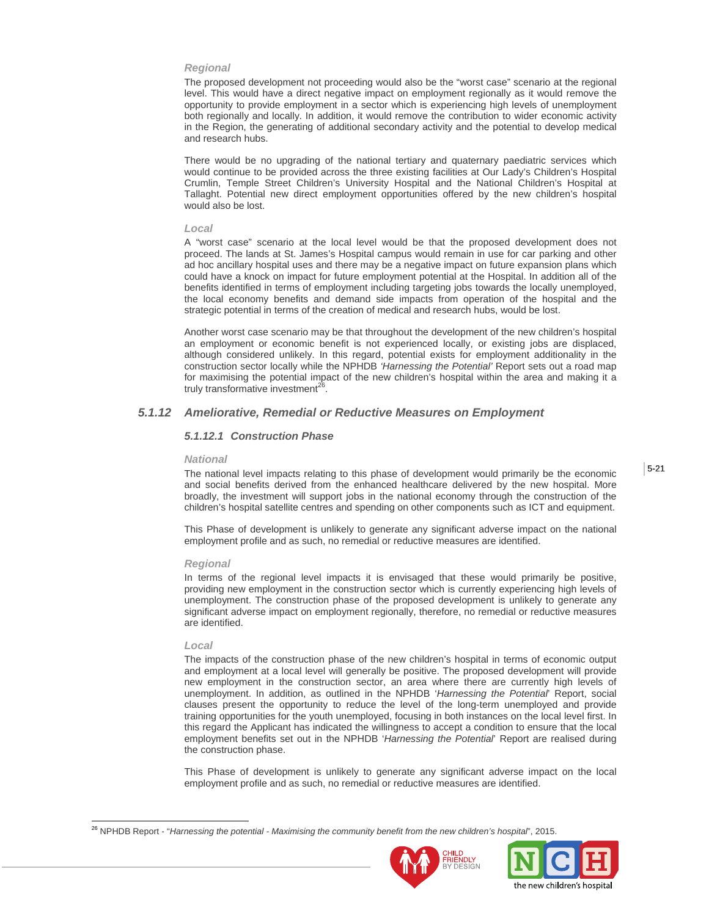*Regional*

The proposed development not proceeding would also be the "worst case" scenario at the regional level. This would have a direct negative impact on employment regionally as it would remove the opportunity to provide employment in a sector which is experiencing high levels of unemployment both regionally and locally. In addition, it would remove the contribution to wider economic activity in the Region, the generating of additional secondary activity and the potential to develop medical and research hubs.

There would be no upgrading of the national tertiary and quaternary paediatric services which would continue to be provided across the three existing facilities at Our Lady's Children's Hospital Crumlin, Temple Street Children's University Hospital and the National Children's Hospital at Tallaght. Potential new direct employment opportunities offered by the new children's hospital would also be lost.

*Local*

A "worst case" scenario at the local level would be that the proposed development does not proceed. The lands at St. James's Hospital campus would remain in use for car parking and other ad hoc ancillary hospital uses and there may be a negative impact on future expansion plans which could have a knock on impact for future employment potential at the Hospital. In addition all of the benefits identified in terms of employment including targeting jobs towards the locally unemployed, the local economy benefits and demand side impacts from operation of the hospital and the strategic potential in terms of the creation of medical and research hubs, would be lost.

Another worst case scenario may be that throughout the development of the new children's hospital an employment or economic benefit is not experienced locally, or existing jobs are displaced, although considered unlikely. In this regard, potential exists for employment additionality in the construction sector locally while the NPHDB *'Harnessing the Potential'* Report sets out a road map for maximising the potential impact of the new children's hospital within the area and making it a truly transformative investment[26].

## 5.1.12 Ameliorative, Remedial or Reductive Measures on Employment

### 5.1.12.1 Construction Phase

*National*

The national level impacts relating to this phase of development would primarily be the economic and social benefits derived from the enhanced healthcare delivered by the new hospital. More broadly, the investment will support jobs in the national economy through the construction of the children's hospital satellite centres and spending on other components such as ICT and equipment.

This Phase of development is unlikely to generate any significant adverse impact on the national employment profile and as such, no remedial or reductive measures are identified.

*Regional*

In terms of the regional level impacts it is envisaged that these would primarily be positive, providing new employment in the construction sector which is currently experiencing high levels of unemployment. The construction phase of the proposed development is unlikely to generate any significant adverse impact on employment regionally, therefore, no remedial or reductive measures are identified.

*Local*

The impacts of the construction phase of the new children's hospital in terms of economic output and employment at a local level will generally be positive. The proposed development will provide new employment in the construction sector, an area where there are currently high levels of unemployment. In addition, as outlined in the NPHDB '*Harnessing the Potential*' Report, social clauses present the opportunity to reduce the level of the long-term unemployed and provide training opportunities for the youth unemployed, focusing in both instances on the local level first. In this regard the Applicant has indicated the willingness to accept a condition to ensure that the local employment benefits set out in the NPHDB '*Harnessing the Potential*' Report are realised during the construction phase.

This Phase of development is unlikely to generate any significant adverse impact on the local employment profile and as such, no remedial or reductive measures are identified.

---

[26] NPHDB Report - "*Harnessing the potential - Maximising the community benefit from the new children's hospital*", 2015.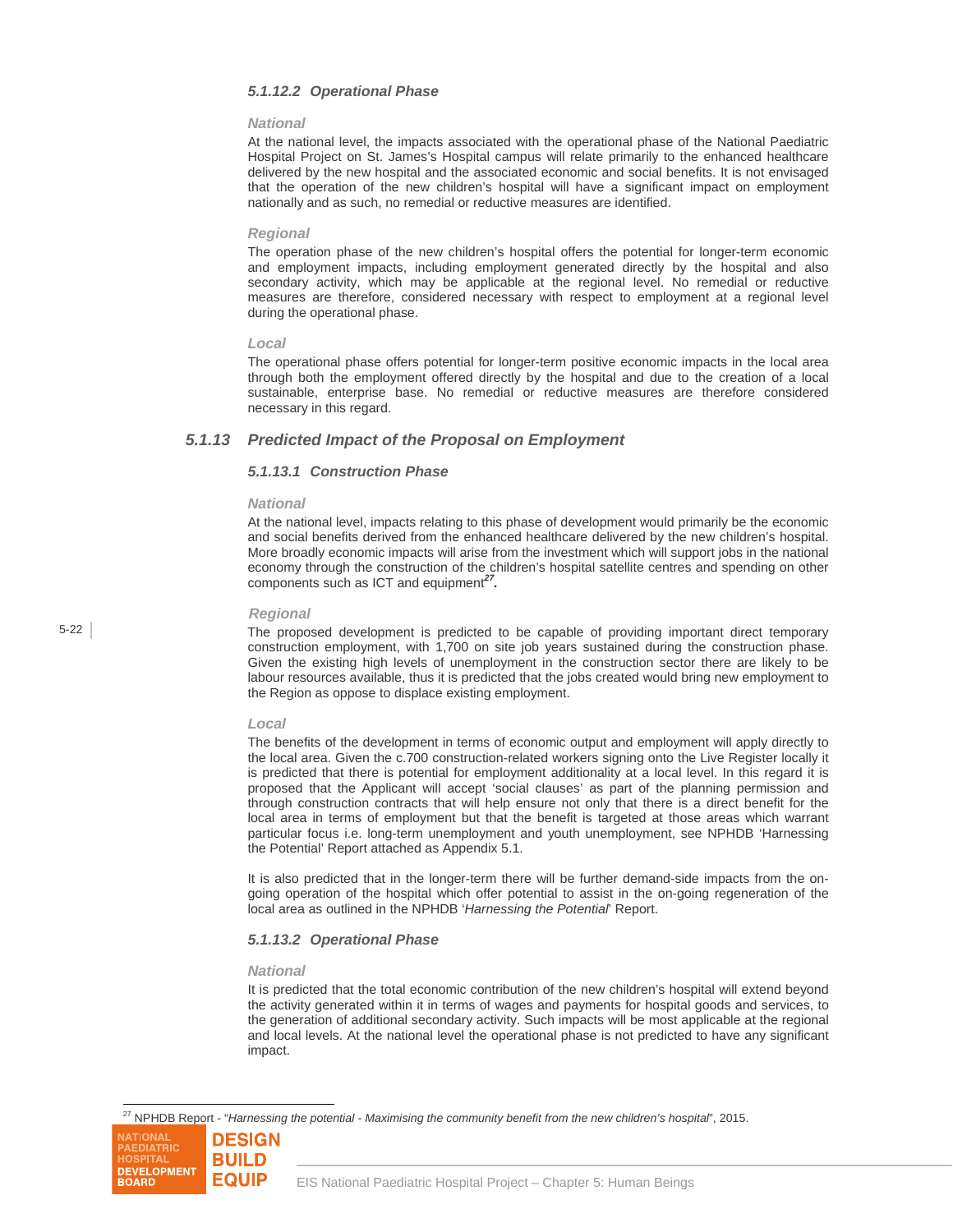#### *5.1.12.2 Operational Phase*

***National***

At the national level, the impacts associated with the operational phase of the National Paediatric Hospital Project on St. James's Hospital campus will relate primarily to the enhanced healthcare delivered by the new hospital and the associated economic and social benefits. It is not envisaged that the operation of the new children's hospital will have a significant impact on employment nationally and as such, no remedial or reductive measures are identified.

***Regional***

The operation phase of the new children's hospital offers the potential for longer-term economic and employment impacts, including employment generated directly by the hospital and also secondary activity, which may be applicable at the regional level. No remedial or reductive measures are therefore, considered necessary with respect to employment at a regional level during the operational phase.

***Local***

The operational phase offers potential for longer-term positive economic impacts in the local area through both the employment offered directly by the hospital and due to the creation of a local sustainable, enterprise base. No remedial or reductive measures are therefore considered necessary in this regard.

### *5.1.13 Predicted Impact of the Proposal on Employment*

#### *5.1.13.1 Construction Phase*

***National***

At the national level, impacts relating to this phase of development would primarily be the economic and social benefits derived from the enhanced healthcare delivered by the new children's hospital. More broadly economic impacts will arise from the investment which will support jobs in the national economy through the construction of the children's hospital satellite centres and spending on other components such as ICT and equipment[27].

***Regional***

The proposed development is predicted to be capable of providing important direct temporary construction employment, with 1,700 on site job years sustained during the construction phase. Given the existing high levels of unemployment in the construction sector there are likely to be labour resources available, thus it is predicted that the jobs created would bring new employment to the Region as oppose to displace existing employment.

***Local***

The benefits of the development in terms of economic output and employment will apply directly to the local area. Given the c.700 construction-related workers signing onto the Live Register locally it is predicted that there is potential for employment additionality at a local level. In this regard it is proposed that the Applicant will accept 'social clauses' as part of the planning permission and through construction contracts that will help ensure not only that there is a direct benefit for the local area in terms of employment but that the benefit is targeted at those areas which warrant particular focus i.e. long-term unemployment and youth unemployment, see NPHDB 'Harnessing the Potential' Report attached as Appendix 5.1.

It is also predicted that in the longer-term there will be further demand-side impacts from the on-going operation of the hospital which offer potential to assist in the on-going regeneration of the local area as outlined in the NPHDB '*Harnessing the Potential*' Report.

#### *5.1.13.2 Operational Phase*

***National***

It is predicted that the total economic contribution of the new children's hospital will extend beyond the activity generated within it in terms of wages and payments for hospital goods and services, to the generation of additional secondary activity. Such impacts will be most applicable at the regional and local levels. At the national level the operational phase is not predicted to have any significant impact.

---

[27] NPHDB Report - "*Harnessing the potential - Maximising the community benefit from the new children's hospital*", 2015.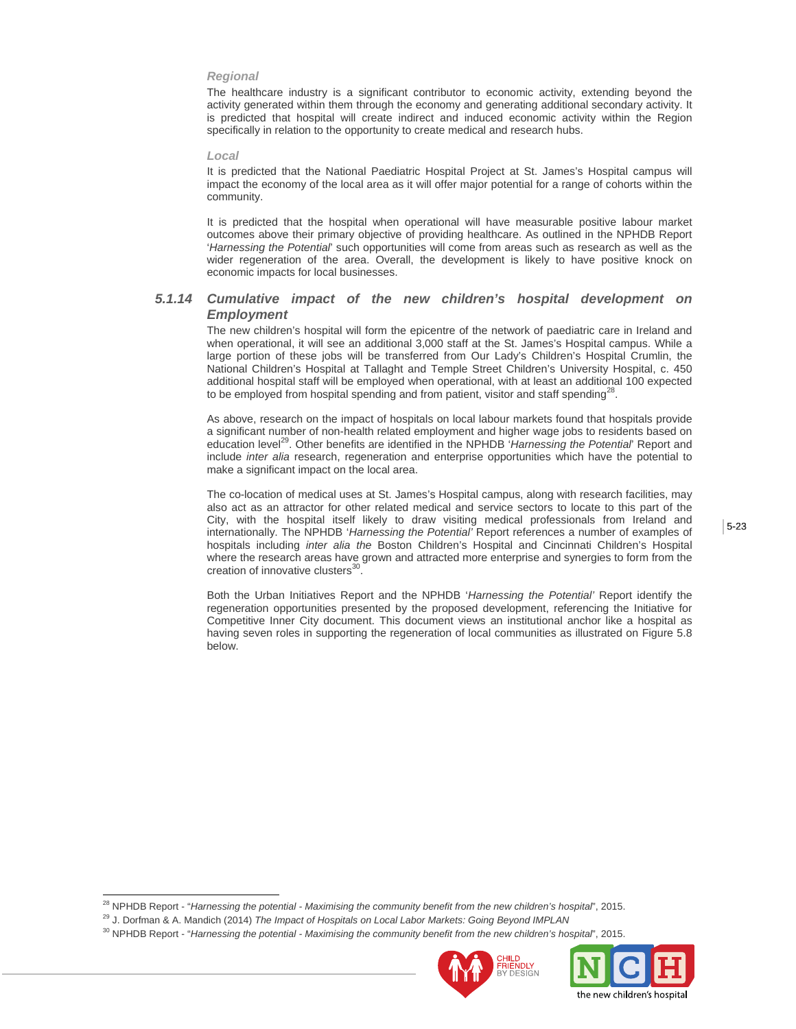*Regional*

The healthcare industry is a significant contributor to economic activity, extending beyond the activity generated within them through the economy and generating additional secondary activity. It is predicted that hospital will create indirect and induced economic activity within the Region specifically in relation to the opportunity to create medical and research hubs.

*Local*

It is predicted that the National Paediatric Hospital Project at St. James's Hospital campus will impact the economy of the local area as it will offer major potential for a range of cohorts within the community.

It is predicted that the hospital when operational will have measurable positive labour market outcomes above their primary objective of providing healthcare. As outlined in the NPHDB Report '*Harnessing the Potential*' such opportunities will come from areas such as research as well as the wider regeneration of the area. Overall, the development is likely to have positive knock on economic impacts for local businesses.

### 5.1.14 Cumulative impact of the new children's hospital development on Employment

The new children's hospital will form the epicentre of the network of paediatric care in Ireland and when operational, it will see an additional 3,000 staff at the St. James's Hospital campus. While a large portion of these jobs will be transferred from Our Lady's Children's Hospital Crumlin, the National Children's Hospital at Tallaght and Temple Street Children's University Hospital, c. 450 additional hospital staff will be employed when operational, with at least an additional 100 expected to be employed from hospital spending and from patient, visitor and staff spending[28].

As above, research on the impact of hospitals on local labour markets found that hospitals provide a significant number of non-health related employment and higher wage jobs to residents based on education level[29]. Other benefits are identified in the NPHDB '*Harnessing the Potential*' Report and include *inter alia* research, regeneration and enterprise opportunities which have the potential to make a significant impact on the local area.

The co-location of medical uses at St. James's Hospital campus, along with research facilities, may also act as an attractor for other related medical and service sectors to locate to this part of the City, with the hospital itself likely to draw visiting medical professionals from Ireland and internationally. The NPHDB '*Harnessing the Potential'* Report references a number of examples of hospitals including *inter alia the* Boston Children's Hospital and Cincinnati Children's Hospital where the research areas have grown and attracted more enterprise and synergies to form from the creation of innovative clusters[30].

Both the Urban Initiatives Report and the NPHDB '*Harnessing the Potential'* Report identify the regeneration opportunities presented by the proposed development, referencing the Initiative for Competitive Inner City document. This document views an institutional anchor like a hospital as having seven roles in supporting the regeneration of local communities as illustrated on Figure 5.8 below.

---

[28] NPHDB Report - "*Harnessing the potential - Maximising the community benefit from the new children's hospital*", 2015.

[29] J. Dorfman & A. Mandich (2014) *The Impact of Hospitals on Local Labor Markets: Going Beyond IMPLAN*

[30] NPHDB Report - "*Harnessing the potential - Maximising the community benefit from the new children's hospital*", 2015.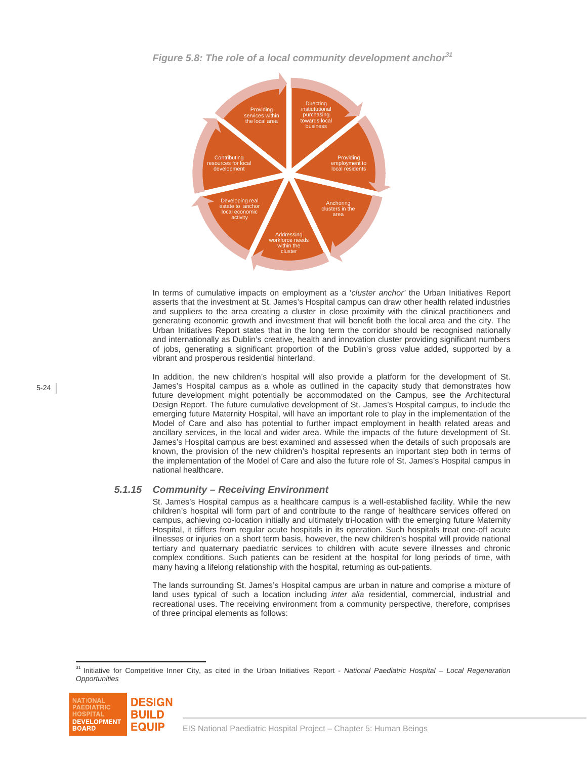*Figure 5.8: The role of a local community development anchor[31]*

Directing instiutional purchasing towards local business

Providing employment to local residents

Anchoring clusters in the area

Addressing workforce needs within the cluster

Developing real estate to anchor local economic activity

Contributing resources for local development

Providing services within the local area

In terms of cumulative impacts on employment as a '*cluster anchor'* the Urban Initiatives Report asserts that the investment at St. James's Hospital campus can draw other health related industries and suppliers to the area creating a cluster in close proximity with the clinical practitioners and generating economic growth and investment that will benefit both the local area and the city. The Urban Initiatives Report states that in the long term the corridor should be recognised nationally and internationally as Dublin's creative, health and innovation cluster providing significant numbers of jobs, generating a significant proportion of the Dublin's gross value added, supported by a vibrant and prosperous residential hinterland.

In addition, the new children's hospital will also provide a platform for the development of St. James's Hospital campus as a whole as outlined in the capacity study that demonstrates how future development might potentially be accommodated on the Campus, see the Architectural Design Report. The future cumulative development of St. James's Hospital campus, to include the emerging future Maternity Hospital, will have an important role to play in the implementation of the Model of Care and also has potential to further impact employment in health related areas and ancillary services, in the local and wider area. While the impacts of the future development of St. James's Hospital campus are best examined and assessed when the details of such proposals are known, the provision of the new children's hospital represents an important step both in terms of the implementation of the Model of Care and also the future role of St. James's Hospital campus in national healthcare.

### *5.1.15 Community – Receiving Environment*

St. James's Hospital campus as a healthcare campus is a well-established facility. While the new children's hospital will form part of and contribute to the range of healthcare services offered on campus, achieving co-location initially and ultimately tri-location with the emerging future Maternity Hospital, it differs from regular acute hospitals in its operation. Such hospitals treat one-off acute illnesses or injuries on a short term basis, however, the new children's hospital will provide national tertiary and quaternary paediatric services to children with acute severe illnesses and chronic complex conditions. Such patients can be resident at the hospital for long periods of time, with many having a lifelong relationship with the hospital, returning as out-patients.

The lands surrounding St. James's Hospital campus are urban in nature and comprise a mixture of land uses typical of such a location including *inter alia* residential, commercial, industrial and recreational uses. The receiving environment from a community perspective, therefore, comprises of three principal elements as follows:

---

[31] Initiative for Competitive Inner City, as cited in the Urban Initiatives Report - *National Paediatric Hospital – Local Regeneration Opportunities*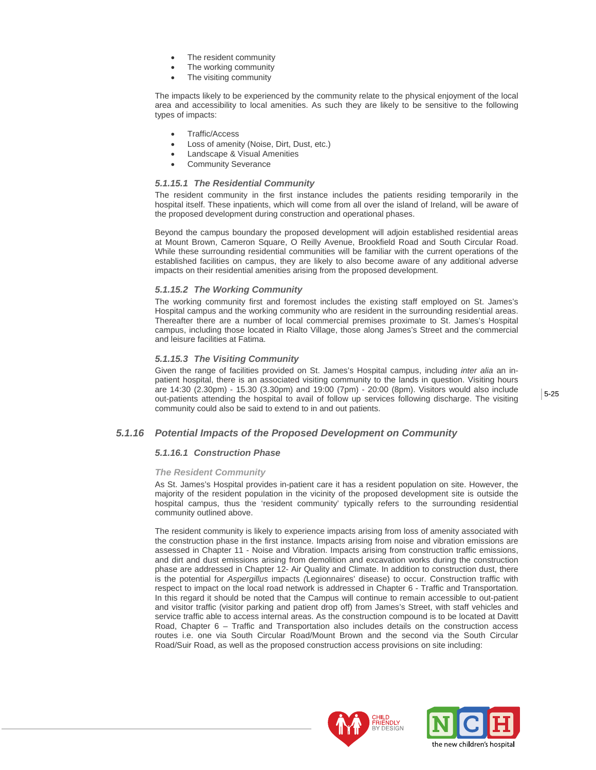- The resident community
- The working community
- The visiting community

The impacts likely to be experienced by the community relate to the physical enjoyment of the local area and accessibility to local amenities. As such they are likely to be sensitive to the following types of impacts:

- Traffic/Access
- Loss of amenity (Noise, Dirt, Dust, etc.)
- Landscape & Visual Amenities
- Community Severance

#### *5.1.15.1 The Residential Community*

The resident community in the first instance includes the patients residing temporarily in the hospital itself. These inpatients, which will come from all over the island of Ireland, will be aware of the proposed development during construction and operational phases.

Beyond the campus boundary the proposed development will adjoin established residential areas at Mount Brown, Cameron Square, O Reilly Avenue, Brookfield Road and South Circular Road. While these surrounding residential communities will be familiar with the current operations of the established facilities on campus, they are likely to also become aware of any additional adverse impacts on their residential amenities arising from the proposed development.

#### *5.1.15.2 The Working Community*

The working community first and foremost includes the existing staff employed on St. James's Hospital campus and the working community who are resident in the surrounding residential areas. Thereafter there are a number of local commercial premises proximate to St. James's Hospital campus, including those located in Rialto Village, those along James's Street and the commercial and leisure facilities at Fatima.

#### *5.1.15.3 The Visiting Community*

Given the range of facilities provided on St. James's Hospital campus, including *inter alia* an in-patient hospital, there is an associated visiting community to the lands in question. Visiting hours are 14:30 (2.30pm) - 15.30 (3.30pm) and 19:00 (7pm) - 20:00 (8pm). Visitors would also include out-patients attending the hospital to avail of follow up services following discharge. The visiting community could also be said to extend to in and out patients.

### *5.1.16 Potential Impacts of the Proposed Development on Community*

#### *5.1.16.1 Construction Phase*

##### *The Resident Community*

As St. James's Hospital provides in-patient care it has a resident population on site. However, the majority of the resident population in the vicinity of the proposed development site is outside the hospital campus, thus the 'resident community' typically refers to the surrounding residential community outlined above.

The resident community is likely to experience impacts arising from loss of amenity associated with the construction phase in the first instance. Impacts arising from noise and vibration emissions are assessed in Chapter 11 - Noise and Vibration. Impacts arising from construction traffic emissions, and dirt and dust emissions arising from demolition and excavation works during the construction phase are addressed in Chapter 12- Air Quality and Climate. In addition to construction dust, there is the potential for *Aspergillus* impacts *(*Legionnaires' disease) to occur. Construction traffic with respect to impact on the local road network is addressed in Chapter 6 - Traffic and Transportation. In this regard it should be noted that the Campus will continue to remain accessible to out-patient and visitor traffic (visitor parking and patient drop off) from James's Street, with staff vehicles and service traffic able to access internal areas. As the construction compound is to be located at Davitt Road, Chapter 6 – Traffic and Transportation also includes details on the construction access routes i.e. one via South Circular Road/Mount Brown and the second via the South Circular Road/Suir Road, as well as the proposed construction access provisions on site including: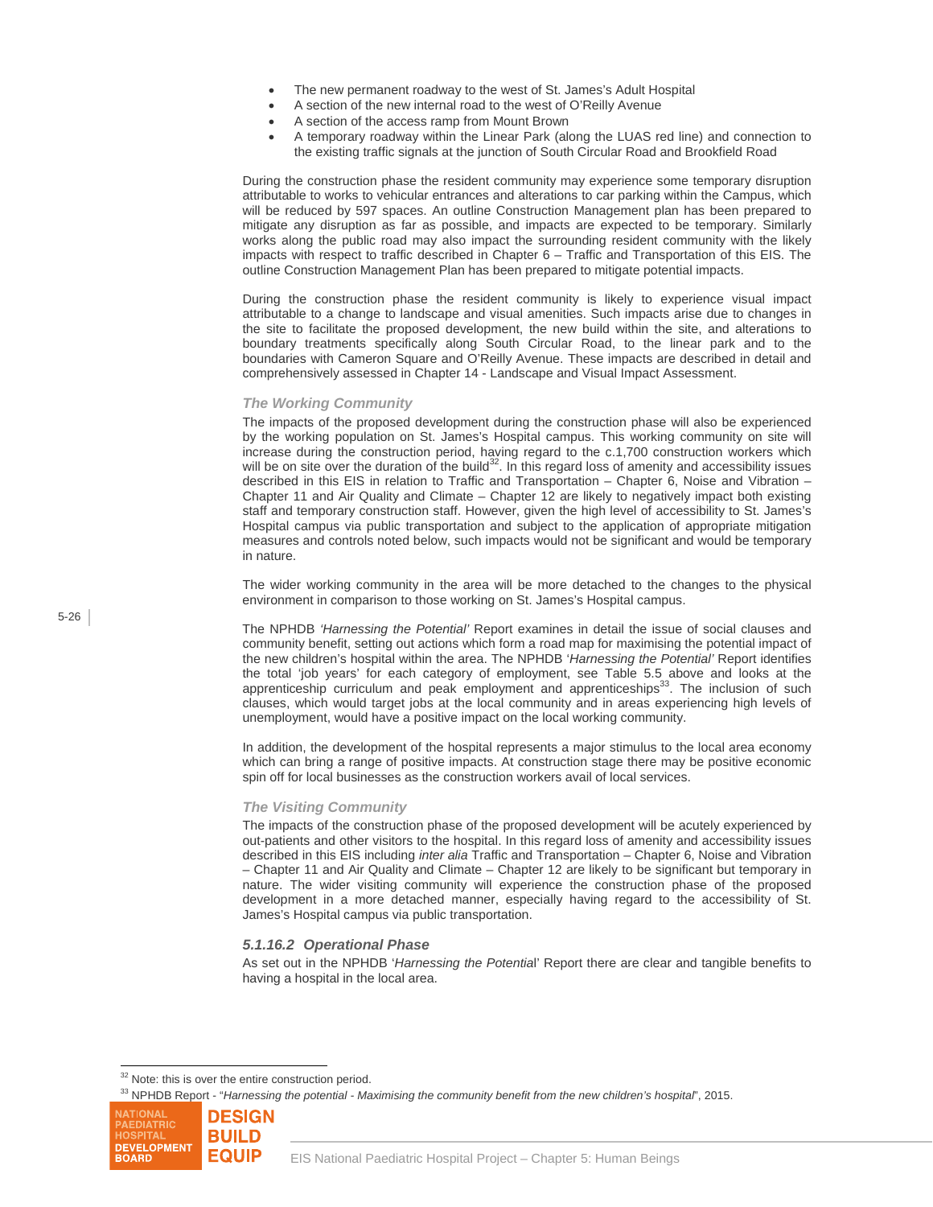- The new permanent roadway to the west of St. James's Adult Hospital
- A section of the new internal road to the west of O'Reilly Avenue
- A section of the access ramp from Mount Brown
- A temporary roadway within the Linear Park (along the LUAS red line) and connection to the existing traffic signals at the junction of South Circular Road and Brookfield Road

During the construction phase the resident community may experience some temporary disruption attributable to works to vehicular entrances and alterations to car parking within the Campus, which will be reduced by 597 spaces. An outline Construction Management plan has been prepared to mitigate any disruption as far as possible, and impacts are expected to be temporary. Similarly works along the public road may also impact the surrounding resident community with the likely impacts with respect to traffic described in Chapter 6 – Traffic and Transportation of this EIS. The outline Construction Management Plan has been prepared to mitigate potential impacts.

During the construction phase the resident community is likely to experience visual impact attributable to a change to landscape and visual amenities. Such impacts arise due to changes in the site to facilitate the proposed development, the new build within the site, and alterations to boundary treatments specifically along South Circular Road, to the linear park and to the boundaries with Cameron Square and O'Reilly Avenue. These impacts are described in detail and comprehensively assessed in Chapter 14 - Landscape and Visual Impact Assessment.

#### *The Working Community*

The impacts of the proposed development during the construction phase will also be experienced by the working population on St. James's Hospital campus. This working community on site will increase during the construction period, having regard to the c.1,700 construction workers which will be on site over the duration of the build[32]. In this regard loss of amenity and accessibility issues described in this EIS in relation to Traffic and Transportation – Chapter 6, Noise and Vibration – Chapter 11 and Air Quality and Climate – Chapter 12 are likely to negatively impact both existing staff and temporary construction staff. However, given the high level of accessibility to St. James's Hospital campus via public transportation and subject to the application of appropriate mitigation measures and controls noted below, such impacts would not be significant and would be temporary in nature.

The wider working community in the area will be more detached to the changes to the physical environment in comparison to those working on St. James's Hospital campus.

The NPHDB *'Harnessing the Potential'* Report examines in detail the issue of social clauses and community benefit, setting out actions which form a road map for maximising the potential impact of the new children's hospital within the area. The NPHDB '*Harnessing the Potential'* Report identifies the total 'job years' for each category of employment, see Table 5.5 above and looks at the apprenticeship curriculum and peak employment and apprenticeships[33]. The inclusion of such clauses, which would target jobs at the local community and in areas experiencing high levels of unemployment, would have a positive impact on the local working community.

In addition, the development of the hospital represents a major stimulus to the local area economy which can bring a range of positive impacts. At construction stage there may be positive economic spin off for local businesses as the construction workers avail of local services.

#### *The Visiting Community*

The impacts of the construction phase of the proposed development will be acutely experienced by out-patients and other visitors to the hospital. In this regard loss of amenity and accessibility issues described in this EIS including *inter alia* Traffic and Transportation – Chapter 6, Noise and Vibration – Chapter 11 and Air Quality and Climate – Chapter 12 are likely to be significant but temporary in nature. The wider visiting community will experience the construction phase of the proposed development in a more detached manner, especially having regard to the accessibility of St. James's Hospital campus via public transportation.

#### *5.1.16.2 Operational Phase*

As set out in the NPHDB '*Harnessing the Potentia*l' Report there are clear and tangible benefits to having a hospital in the local area.

---

[32] Note: this is over the entire construction period.

[33] NPHDB Report - "*Harnessing the potential - Maximising the community benefit from the new children's hospital*", 2015.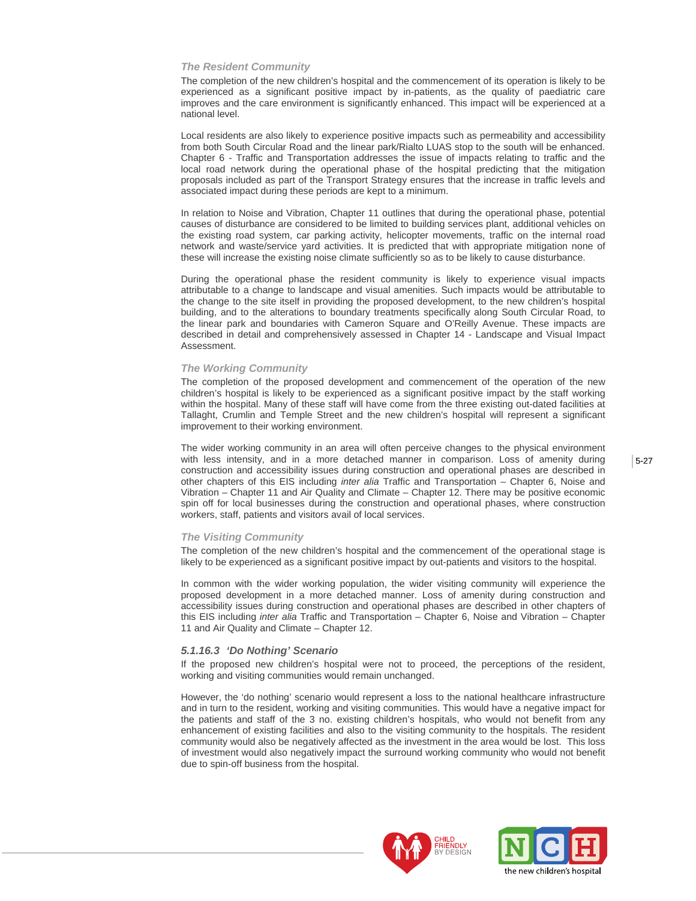#### *The Resident Community*

The completion of the new children's hospital and the commencement of its operation is likely to be experienced as a significant positive impact by in-patients, as the quality of paediatric care improves and the care environment is significantly enhanced. This impact will be experienced at a national level.

Local residents are also likely to experience positive impacts such as permeability and accessibility from both South Circular Road and the linear park/Rialto LUAS stop to the south will be enhanced. Chapter 6 - Traffic and Transportation addresses the issue of impacts relating to traffic and the local road network during the operational phase of the hospital predicting that the mitigation proposals included as part of the Transport Strategy ensures that the increase in traffic levels and associated impact during these periods are kept to a minimum.

In relation to Noise and Vibration, Chapter 11 outlines that during the operational phase, potential causes of disturbance are considered to be limited to building services plant, additional vehicles on the existing road system, car parking activity, helicopter movements, traffic on the internal road network and waste/service yard activities. It is predicted that with appropriate mitigation none of these will increase the existing noise climate sufficiently so as to be likely to cause disturbance.

During the operational phase the resident community is likely to experience visual impacts attributable to a change to landscape and visual amenities. Such impacts would be attributable to the change to the site itself in providing the proposed development, to the new children's hospital building, and to the alterations to boundary treatments specifically along South Circular Road, to the linear park and boundaries with Cameron Square and O'Reilly Avenue. These impacts are described in detail and comprehensively assessed in Chapter 14 - Landscape and Visual Impact Assessment.

#### *The Working Community*

The completion of the proposed development and commencement of the operation of the new children's hospital is likely to be experienced as a significant positive impact by the staff working within the hospital. Many of these staff will have come from the three existing out-dated facilities at Tallaght, Crumlin and Temple Street and the new children's hospital will represent a significant improvement to their working environment.

The wider working community in an area will often perceive changes to the physical environment with less intensity, and in a more detached manner in comparison. Loss of amenity during construction and accessibility issues during construction and operational phases are described in other chapters of this EIS including *inter alia* Traffic and Transportation – Chapter 6, Noise and Vibration – Chapter 11 and Air Quality and Climate – Chapter 12. There may be positive economic spin off for local businesses during the construction and operational phases, where construction workers, staff, patients and visitors avail of local services.

#### *The Visiting Community*

The completion of the new children's hospital and the commencement of the operational stage is likely to be experienced as a significant positive impact by out-patients and visitors to the hospital.

In common with the wider working population, the wider visiting community will experience the proposed development in a more detached manner. Loss of amenity during construction and accessibility issues during construction and operational phases are described in other chapters of this EIS including *inter alia* Traffic and Transportation – Chapter 6, Noise and Vibration – Chapter 11 and Air Quality and Climate – Chapter 12.

### *5.1.16.3 'Do Nothing' Scenario*

If the proposed new children's hospital were not to proceed, the perceptions of the resident, working and visiting communities would remain unchanged.

However, the 'do nothing' scenario would represent a loss to the national healthcare infrastructure and in turn to the resident, working and visiting communities. This would have a negative impact for the patients and staff of the 3 no. existing children's hospitals, who would not benefit from any enhancement of existing facilities and also to the visiting community to the hospitals. The resident community would also be negatively affected as the investment in the area would be lost. This loss of investment would also negatively impact the surround working community who would not benefit due to spin-off business from the hospital.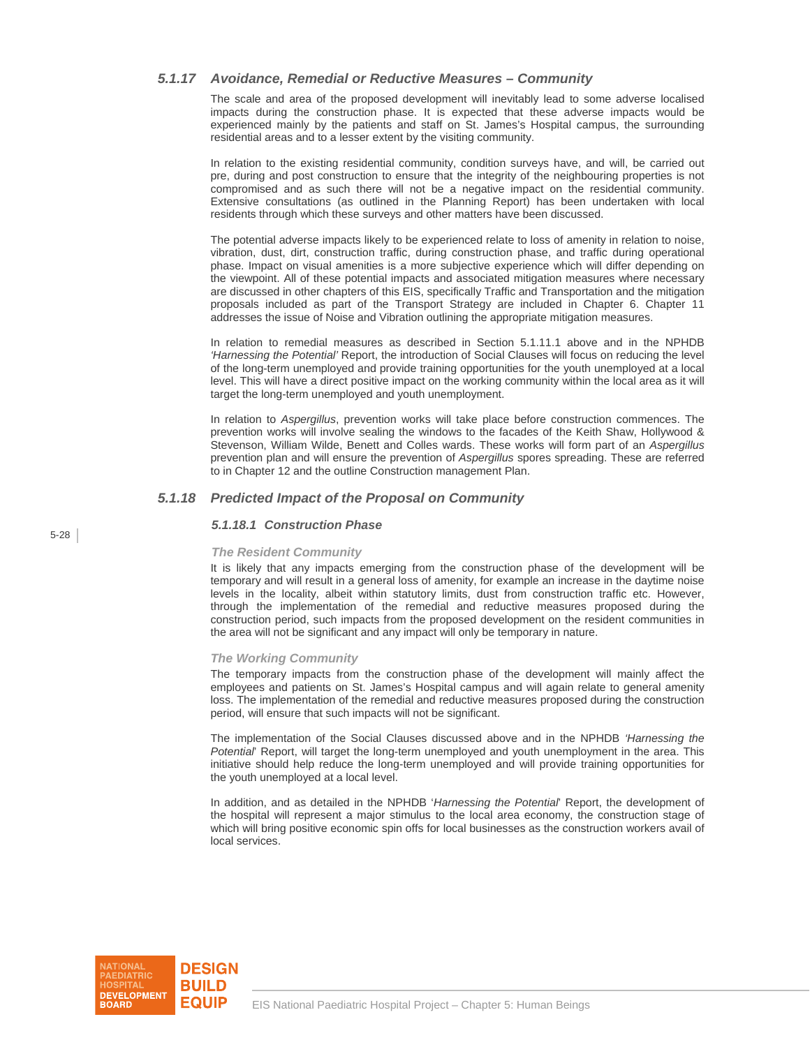### *5.1.17 Avoidance, Remedial or Reductive Measures – Community*

The scale and area of the proposed development will inevitably lead to some adverse localised impacts during the construction phase. It is expected that these adverse impacts would be experienced mainly by the patients and staff on St. James's Hospital campus, the surrounding residential areas and to a lesser extent by the visiting community.

In relation to the existing residential community, condition surveys have, and will, be carried out pre, during and post construction to ensure that the integrity of the neighbouring properties is not compromised and as such there will not be a negative impact on the residential community. Extensive consultations (as outlined in the Planning Report) has been undertaken with local residents through which these surveys and other matters have been discussed.

The potential adverse impacts likely to be experienced relate to loss of amenity in relation to noise, vibration, dust, dirt, construction traffic, during construction phase, and traffic during operational phase. Impact on visual amenities is a more subjective experience which will differ depending on the viewpoint. All of these potential impacts and associated mitigation measures where necessary are discussed in other chapters of this EIS, specifically Traffic and Transportation and the mitigation proposals included as part of the Transport Strategy are included in Chapter 6. Chapter 11 addresses the issue of Noise and Vibration outlining the appropriate mitigation measures.

In relation to remedial measures as described in Section 5.1.11.1 above and in the NPHDB *'Harnessing the Potential'* Report, the introduction of Social Clauses will focus on reducing the level of the long-term unemployed and provide training opportunities for the youth unemployed at a local level. This will have a direct positive impact on the working community within the local area as it will target the long-term unemployed and youth unemployment.

In relation to *Aspergillus*, prevention works will take place before construction commences. The prevention works will involve sealing the windows to the facades of the Keith Shaw, Hollywood & Stevenson, William Wilde, Benett and Colles wards. These works will form part of an *Aspergillus* prevention plan and will ensure the prevention of *Aspergillus* spores spreading. These are referred to in Chapter 12 and the outline Construction management Plan.

### *5.1.18 Predicted Impact of the Proposal on Community*

#### *5.1.18.1 Construction Phase*

***The Resident Community***

It is likely that any impacts emerging from the construction phase of the development will be temporary and will result in a general loss of amenity, for example an increase in the daytime noise levels in the locality, albeit within statutory limits, dust from construction traffic etc. However, through the implementation of the remedial and reductive measures proposed during the construction period, such impacts from the proposed development on the resident communities in the area will not be significant and any impact will only be temporary in nature.

***The Working Community***

The temporary impacts from the construction phase of the development will mainly affect the employees and patients on St. James's Hospital campus and will again relate to general amenity loss. The implementation of the remedial and reductive measures proposed during the construction period, will ensure that such impacts will not be significant.

The implementation of the Social Clauses discussed above and in the NPHDB *'Harnessing the Potential*' Report, will target the long-term unemployed and youth unemployment in the area. This initiative should help reduce the long-term unemployed and will provide training opportunities for the youth unemployed at a local level.

In addition, and as detailed in the NPHDB '*Harnessing the Potential*' Report, the development of the hospital will represent a major stimulus to the local area economy, the construction stage of which will bring positive economic spin offs for local businesses as the construction workers avail of local services.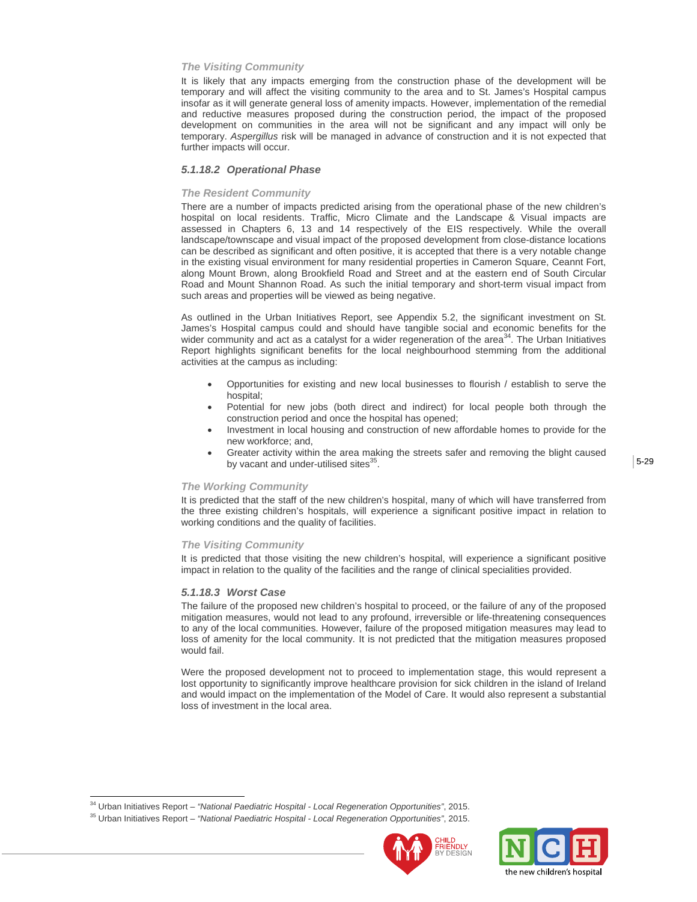#### *The Visiting Community*

It is likely that any impacts emerging from the construction phase of the development will be temporary and will affect the visiting community to the area and to St. James's Hospital campus insofar as it will generate general loss of amenity impacts. However, implementation of the remedial and reductive measures proposed during the construction period, the impact of the proposed development on communities in the area will not be significant and any impact will only be temporary. *Aspergillus* risk will be managed in advance of construction and it is not expected that further impacts will occur.

### *5.1.18.2 Operational Phase*

#### *The Resident Community*

There are a number of impacts predicted arising from the operational phase of the new children's hospital on local residents. Traffic, Micro Climate and the Landscape & Visual impacts are assessed in Chapters 6, 13 and 14 respectively of the EIS respectively. While the overall landscape/townscape and visual impact of the proposed development from close-distance locations can be described as significant and often positive, it is accepted that there is a very notable change in the existing visual environment for many residential properties in Cameron Square, Ceannt Fort, along Mount Brown, along Brookfield Road and Street and at the eastern end of South Circular Road and Mount Shannon Road. As such the initial temporary and short-term visual impact from such areas and properties will be viewed as being negative.

As outlined in the Urban Initiatives Report, see Appendix 5.2, the significant investment on St. James's Hospital campus could and should have tangible social and economic benefits for the wider community and act as a catalyst for a wider regeneration of the area[34]. The Urban Initiatives Report highlights significant benefits for the local neighbourhood stemming from the additional activities at the campus as including:

- Opportunities for existing and new local businesses to flourish / establish to serve the hospital;
- Potential for new jobs (both direct and indirect) for local people both through the construction period and once the hospital has opened;
- Investment in local housing and construction of new affordable homes to provide for the new workforce; and,
- Greater activity within the area making the streets safer and removing the blight caused by vacant and under-utilised sites[35].

#### *The Working Community*

It is predicted that the staff of the new children's hospital, many of which will have transferred from the three existing children's hospitals, will experience a significant positive impact in relation to working conditions and the quality of facilities.

#### *The Visiting Community*

It is predicted that those visiting the new children's hospital, will experience a significant positive impact in relation to the quality of the facilities and the range of clinical specialities provided.

### *5.1.18.3 Worst Case*

The failure of the proposed new children's hospital to proceed, or the failure of any of the proposed mitigation measures, would not lead to any profound, irreversible or life-threatening consequences to any of the local communities. However, failure of the proposed mitigation measures may lead to loss of amenity for the local community. It is not predicted that the mitigation measures proposed would fail.

Were the proposed development not to proceed to implementation stage, this would represent a lost opportunity to significantly improve healthcare provision for sick children in the island of Ireland and would impact on the implementation of the Model of Care. It would also represent a substantial loss of investment in the local area.

---

[34] Urban Initiatives Report – *"National Paediatric Hospital - Local Regeneration Opportunities"*, 2015.

[35] Urban Initiatives Report – *"National Paediatric Hospital - Local Regeneration Opportunities"*, 2015.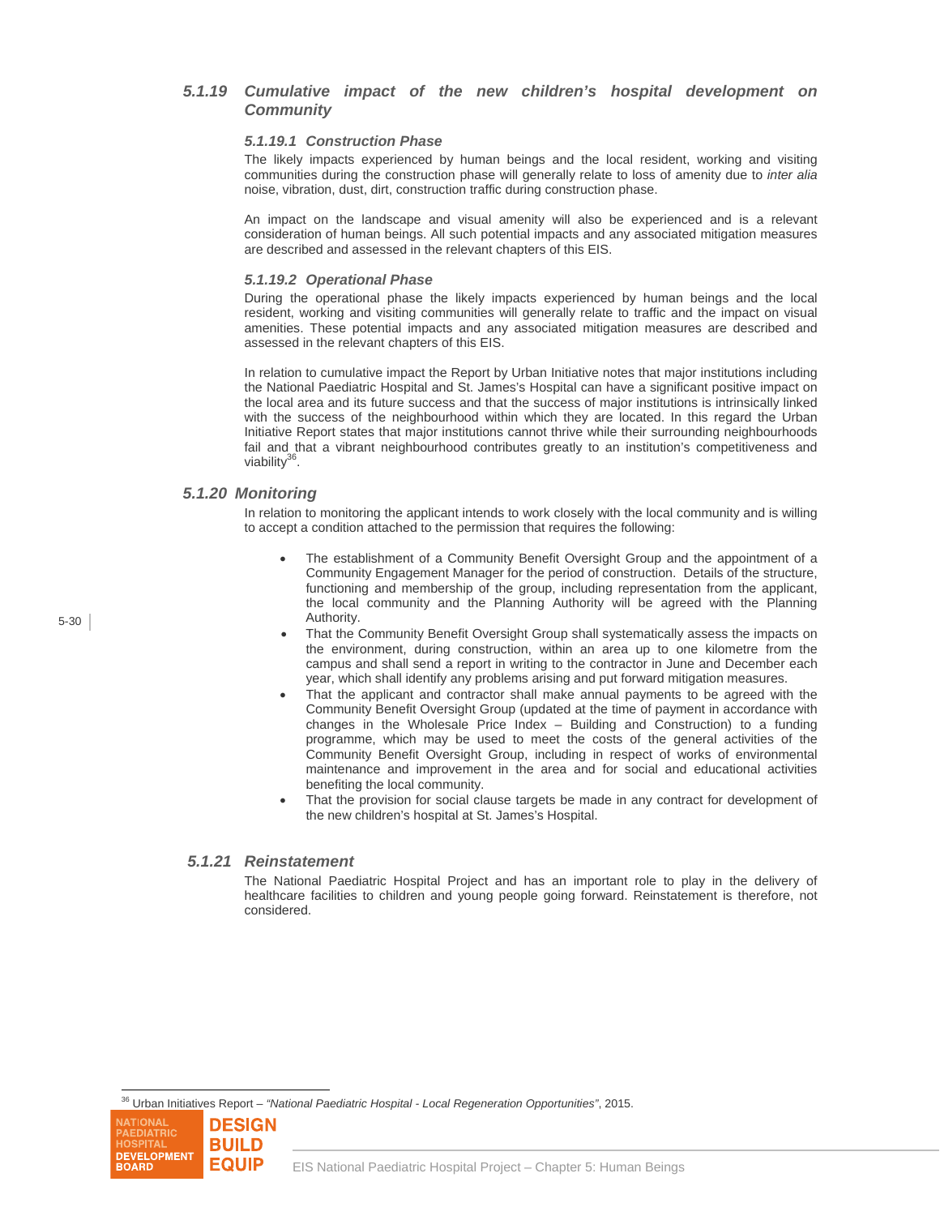### 5.1.19 Cumulative impact of the new children's hospital development on Community

#### 5.1.19.1 Construction Phase

The likely impacts experienced by human beings and the local resident, working and visiting communities during the construction phase will generally relate to loss of amenity due to *inter alia* noise, vibration, dust, dirt, construction traffic during construction phase.

An impact on the landscape and visual amenity will also be experienced and is a relevant consideration of human beings. All such potential impacts and any associated mitigation measures are described and assessed in the relevant chapters of this EIS.

#### 5.1.19.2 Operational Phase

During the operational phase the likely impacts experienced by human beings and the local resident, working and visiting communities will generally relate to traffic and the impact on visual amenities. These potential impacts and any associated mitigation measures are described and assessed in the relevant chapters of this EIS.

In relation to cumulative impact the Report by Urban Initiative notes that major institutions including the National Paediatric Hospital and St. James's Hospital can have a significant positive impact on the local area and its future success and that the success of major institutions is intrinsically linked with the success of the neighbourhood within which they are located. In this regard the Urban Initiative Report states that major institutions cannot thrive while their surrounding neighbourhoods fail and that a vibrant neighbourhood contributes greatly to an institution's competitiveness and viability[36].

### 5.1.20 Monitoring

In relation to monitoring the applicant intends to work closely with the local community and is willing to accept a condition attached to the permission that requires the following:

- The establishment of a Community Benefit Oversight Group and the appointment of a Community Engagement Manager for the period of construction. Details of the structure, functioning and membership of the group, including representation from the applicant, the local community and the Planning Authority will be agreed with the Planning Authority.
- That the Community Benefit Oversight Group shall systematically assess the impacts on the environment, during construction, within an area up to one kilometre from the campus and shall send a report in writing to the contractor in June and December each year, which shall identify any problems arising and put forward mitigation measures.
- That the applicant and contractor shall make annual payments to be agreed with the Community Benefit Oversight Group (updated at the time of payment in accordance with changes in the Wholesale Price Index – Building and Construction) to a funding programme, which may be used to meet the costs of the general activities of the Community Benefit Oversight Group, including in respect of works of environmental maintenance and improvement in the area and for social and educational activities benefiting the local community.
- That the provision for social clause targets be made in any contract for development of the new children's hospital at St. James's Hospital.

### 5.1.21 Reinstatement

The National Paediatric Hospital Project and has an important role to play in the delivery of healthcare facilities to children and young people going forward. Reinstatement is therefore, not considered.

---

[36] Urban Initiatives Report – *"National Paediatric Hospital - Local Regeneration Opportunities"*, 2015.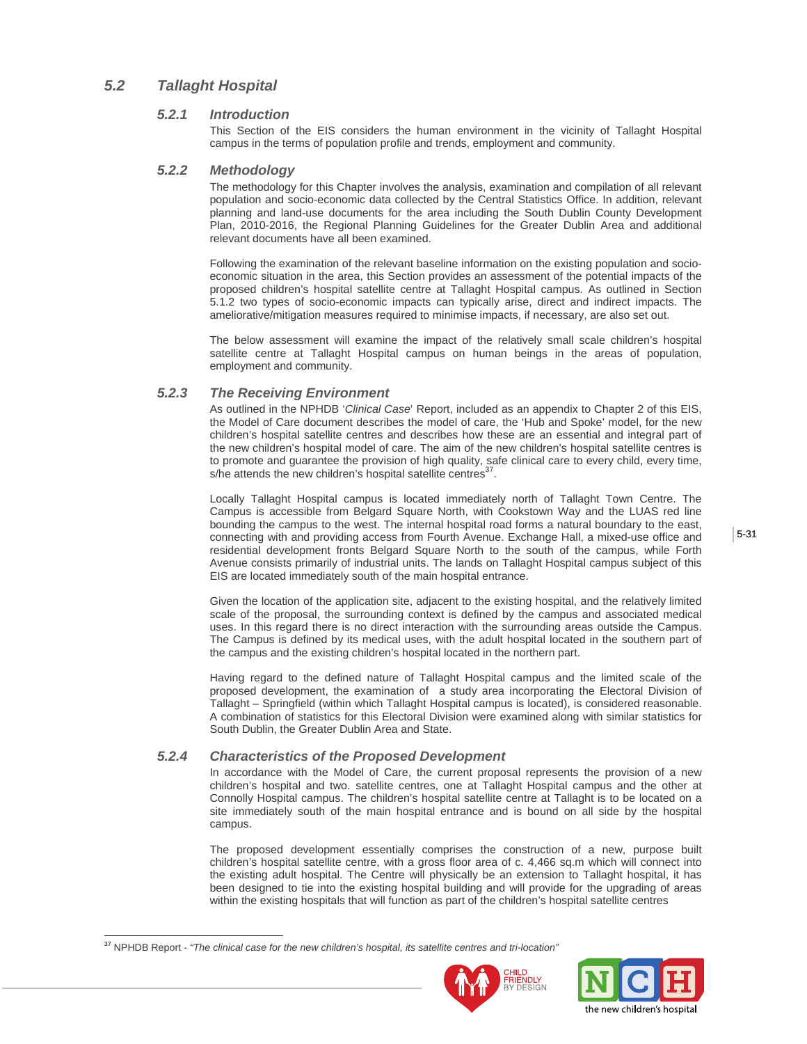## *5.2 Tallaght Hospital*

### *5.2.1 Introduction*

This Section of the EIS considers the human environment in the vicinity of Tallaght Hospital campus in the terms of population profile and trends, employment and community.

### *5.2.2 Methodology*

The methodology for this Chapter involves the analysis, examination and compilation of all relevant population and socio-economic data collected by the Central Statistics Office. In addition, relevant planning and land-use documents for the area including the South Dublin County Development Plan, 2010-2016, the Regional Planning Guidelines for the Greater Dublin Area and additional relevant documents have all been examined.

Following the examination of the relevant baseline information on the existing population and socio-economic situation in the area, this Section provides an assessment of the potential impacts of the proposed children's hospital satellite centre at Tallaght Hospital campus. As outlined in Section 5.1.2 two types of socio-economic impacts can typically arise, direct and indirect impacts. The ameliorative/mitigation measures required to minimise impacts, if necessary, are also set out.

The below assessment will examine the impact of the relatively small scale children's hospital satellite centre at Tallaght Hospital campus on human beings in the areas of population, employment and community.

### *5.2.3 The Receiving Environment*

As outlined in the NPHDB '*Clinical Case*' Report, included as an appendix to Chapter 2 of this EIS, the Model of Care document describes the model of care, the 'Hub and Spoke' model, for the new children's hospital satellite centres and describes how these are an essential and integral part of the new children's hospital model of care. The aim of the new children's hospital satellite centres is to promote and guarantee the provision of high quality, safe clinical care to every child, every time, s/he attends the new children's hospital satellite centres[37].

Locally Tallaght Hospital campus is located immediately north of Tallaght Town Centre. The Campus is accessible from Belgard Square North, with Cookstown Way and the LUAS red line bounding the campus to the west. The internal hospital road forms a natural boundary to the east, connecting with and providing access from Fourth Avenue. Exchange Hall, a mixed-use office and residential development fronts Belgard Square North to the south of the campus, while Forth Avenue consists primarily of industrial units. The lands on Tallaght Hospital campus subject of this EIS are located immediately south of the main hospital entrance.

Given the location of the application site, adjacent to the existing hospital, and the relatively limited scale of the proposal, the surrounding context is defined by the campus and associated medical uses. In this regard there is no direct interaction with the surrounding areas outside the Campus. The Campus is defined by its medical uses, with the adult hospital located in the southern part of the campus and the existing children's hospital located in the northern part.

Having regard to the defined nature of Tallaght Hospital campus and the limited scale of the proposed development, the examination of a study area incorporating the Electoral Division of Tallaght – Springfield (within which Tallaght Hospital campus is located), is considered reasonable. A combination of statistics for this Electoral Division were examined along with similar statistics for South Dublin, the Greater Dublin Area and State.

### *5.2.4 Characteristics of the Proposed Development*

In accordance with the Model of Care, the current proposal represents the provision of a new children's hospital and two. satellite centres, one at Tallaght Hospital campus and the other at Connolly Hospital campus. The children's hospital satellite centre at Tallaght is to be located on a site immediately south of the main hospital entrance and is bound on all side by the hospital campus.

The proposed development essentially comprises the construction of a new, purpose built children's hospital satellite centre, with a gross floor area of c. 4,466 sq.m which will connect into the existing adult hospital. The Centre will physically be an extension to Tallaght hospital, it has been designed to tie into the existing hospital building and will provide for the upgrading of areas within the existing hospitals that will function as part of the children's hospital satellite centres

---

[37] NPHDB Report - *"The clinical case for the new children's hospital, its satellite centres and tri-location"*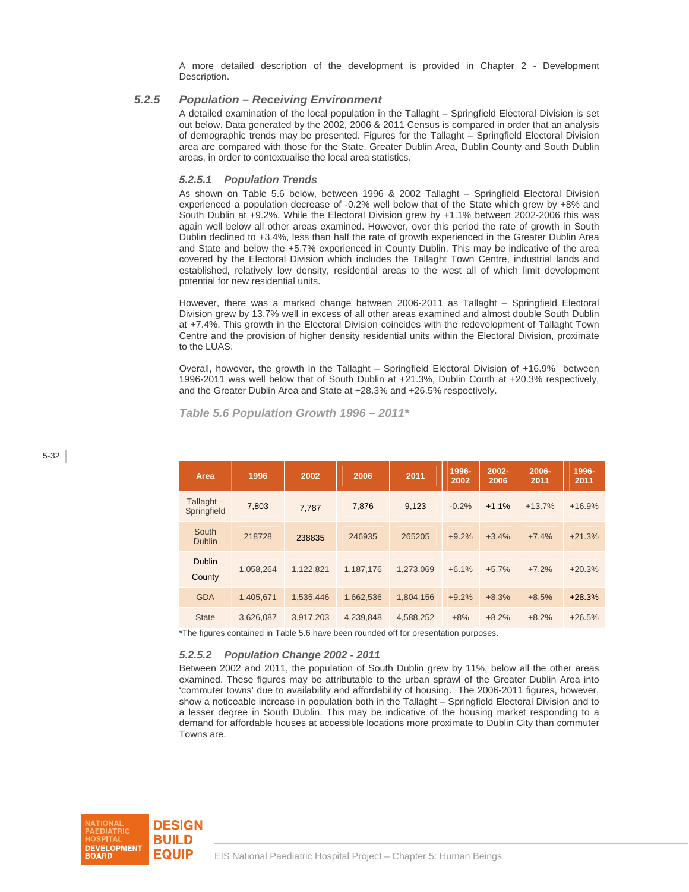A more detailed description of the development is provided in Chapter 2 - Development Description.

### 5.2.5 Population – Receiving Environment

A detailed examination of the local population in the Tallaght – Springfield Electoral Division is set out below. Data generated by the 2002, 2006 & 2011 Census is compared in order that an analysis of demographic trends may be presented. Figures for the Tallaght – Springfield Electoral Division area are compared with those for the State, Greater Dublin Area, Dublin County and South Dublin areas, in order to contextualise the local area statistics.

#### 5.2.5.1 Population Trends

As shown on Table 5.6 below, between 1996 & 2002 Tallaght – Springfield Electoral Division experienced a population decrease of -0.2% well below that of the State which grew by +8% and South Dublin at +9.2%. While the Electoral Division grew by +1.1% between 2002-2006 this was again well below all other areas examined. However, over this period the rate of growth in South Dublin declined to +3.4%, less than half the rate of growth experienced in the Greater Dublin Area and State and below the +5.7% experienced in County Dublin. This may be indicative of the area covered by the Electoral Division which includes the Tallaght Town Centre, industrial lands and established, relatively low density, residential areas to the west all of which limit development potential for new residential units.

However, there was a marked change between 2006-2011 as Tallaght – Springfield Electoral Division grew by 13.7% well in excess of all other areas examined and almost double South Dublin at +7.4%. This growth in the Electoral Division coincides with the redevelopment of Tallaght Town Centre and the provision of higher density residential units within the Electoral Division, proximate to the LUAS.

Overall, however, the growth in the Tallaght – Springfield Electoral Division of +16.9% between 1996-2011 was well below that of South Dublin at +21.3%, Dublin Couth at +20.3% respectively, and the Greater Dublin Area and State at +28.3% and +26.5% respectively.

*Table 5.6 Population Growth 1996 – 2011**

| Area | 1996 | 2002 | 2006 | 2011 | 1996-2002 | 2002-2006 | 2006-2011 | 1996-2011 |
|---|---|---|---|---|---|---|---|---|
| Tallaght – Springfield | 7,803 | 7,787 | 7,876 | 9,123 | -0.2% | +1.1% | +13.7% | +16.9% |
| South Dublin | 218728 | 238835 | 246935 | 265205 | +9.2% | +3.4% | +7.4% | +21.3% |
| Dublin County | 1,058,264 | 1,122,821 | 1,187,176 | 1,273,069 | +6.1% | +5.7% | +7.2% | +20.3% |
| GDA | 1,405,671 | 1,535,446 | 1,662,536 | 1,804,156 | +9.2% | +8.3% | +8.5% | +28.3% |
| State | 3,626,087 | 3,917,203 | 4,239,848 | 4,588,252 | +8% | +8.2% | +8.2% | +26.5% |

*The figures contained in Table 5.6 have been rounded off for presentation purposes.

#### 5.2.5.2 Population Change 2002 - 2011

Between 2002 and 2011, the population of South Dublin grew by 11%, below all the other areas examined. These figures may be attributable to the urban sprawl of the Greater Dublin Area into 'commuter towns' due to availability and affordability of housing. The 2006-2011 figures, however, show a noticeable increase in population both in the Tallaght – Springfield Electoral Division and to a lesser degree in South Dublin. This may be indicative of the housing market responding to a demand for affordable houses at accessible locations more proximate to Dublin City than commuter Towns are.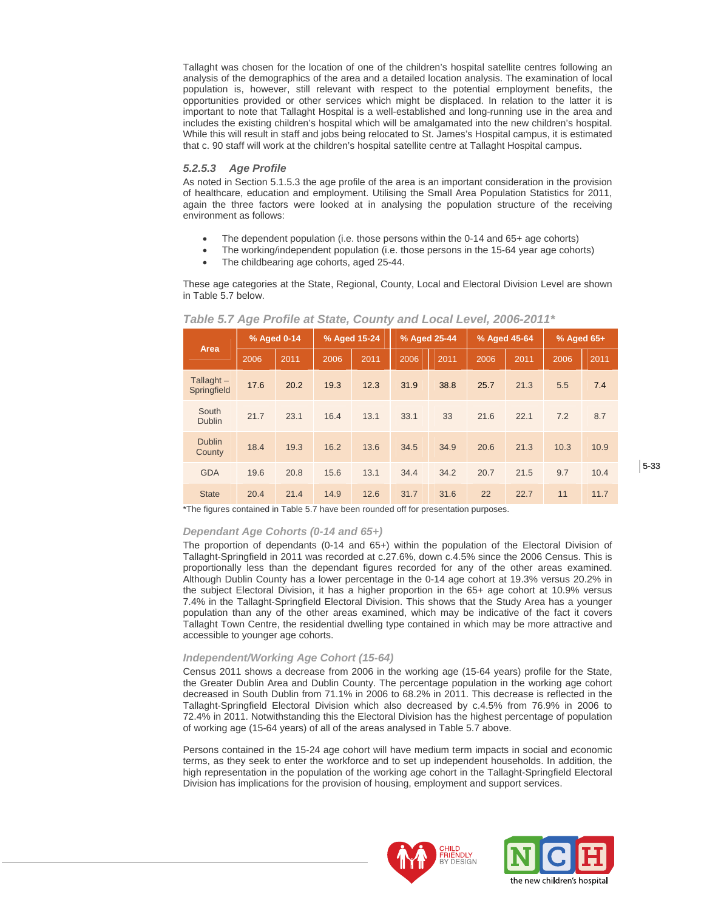Tallaght was chosen for the location of one of the children's hospital satellite centres following an analysis of the demographics of the area and a detailed location analysis. The examination of local population is, however, still relevant with respect to the potential employment benefits, the opportunities provided or other services which might be displaced. In relation to the latter it is important to note that Tallaght Hospital is a well-established and long-running use in the area and includes the existing children's hospital which will be amalgamated into the new children's hospital. While this will result in staff and jobs being relocated to St. James's Hospital campus, it is estimated that c. 90 staff will work at the children's hospital satellite centre at Tallaght Hospital campus.

### *5.2.5.3 Age Profile*

As noted in Section 5.1.5.3 the age profile of the area is an important consideration in the provision of healthcare, education and employment. Utilising the Small Area Population Statistics for 2011, again the three factors were looked at in analysing the population structure of the receiving environment as follows:

- The dependent population (i.e. those persons within the 0-14 and 65+ age cohorts)
- The working/independent population (i.e. those persons in the 15-64 year age cohorts)
- The childbearing age cohorts, aged 25-44.

These age categories at the State, Regional, County, Local and Electoral Division Level are shown in Table 5.7 below.

*Table 5.7 Age Profile at State, County and Local Level, 2006-2011**

| Area | % Aged 0-14 | | % Aged 15-24 | | % Aged 25-44 | | % Aged 45-64 | | % Aged 65+ | |
|---|---|---|---|---|---|---|---|---|---|---|
| | 2006 | 2011 | 2006 | 2011 | 2006 | 2011 | 2006 | 2011 | 2006 | 2011 |
| Tallaght – Springfield | 17.6 | 20.2 | 19.3 | 12.3 | 31.9 | 38.8 | 25.7 | 21.3 | 5.5 | 7.4 |
| South Dublin | 21.7 | 23.1 | 16.4 | 13.1 | 33.1 | 33 | 21.6 | 22.1 | 7.2 | 8.7 |
| Dublin County | 18.4 | 19.3 | 16.2 | 13.6 | 34.5 | 34.9 | 20.6 | 21.3 | 10.3 | 10.9 |
| GDA | 19.6 | 20.8 | 15.6 | 13.1 | 34.4 | 34.2 | 20.7 | 21.5 | 9.7 | 10.4 |
| State | 20.4 | 21.4 | 14.9 | 12.6 | 31.7 | 31.6 | 22 | 22.7 | 11 | 11.7 |

*The figures contained in Table 5.7 have been rounded off for presentation purposes.

#### *Dependant Age Cohorts (0-14 and 65+)*

The proportion of dependants (0-14 and 65+) within the population of the Electoral Division of Tallaght-Springfield in 2011 was recorded at c.27.6%, down c.4.5% since the 2006 Census. This is proportionally less than the dependant figures recorded for any of the other areas examined. Although Dublin County has a lower percentage in the 0-14 age cohort at 19.3% versus 20.2% in the subject Electoral Division, it has a higher proportion in the 65+ age cohort at 10.9% versus 7.4% in the Tallaght-Springfield Electoral Division. This shows that the Study Area has a younger population than any of the other areas examined, which may be indicative of the fact it covers Tallaght Town Centre, the residential dwelling type contained in which may be more attractive and accessible to younger age cohorts.

#### *Independent/Working Age Cohort (15-64)*

Census 2011 shows a decrease from 2006 in the working age (15-64 years) profile for the State, the Greater Dublin Area and Dublin County. The percentage population in the working age cohort decreased in South Dublin from 71.1% in 2006 to 68.2% in 2011. This decrease is reflected in the Tallaght-Springfield Electoral Division which also decreased by c.4.5% from 76.9% in 2006 to 72.4% in 2011. Notwithstanding this the Electoral Division has the highest percentage of population of working age (15-64 years) of all of the areas analysed in Table 5.7 above.

Persons contained in the 15-24 age cohort will have medium term impacts in social and economic terms, as they seek to enter the workforce and to set up independent households. In addition, the high representation in the population of the working age cohort in the Tallaght-Springfield Electoral Division has implications for the provision of housing, employment and support services.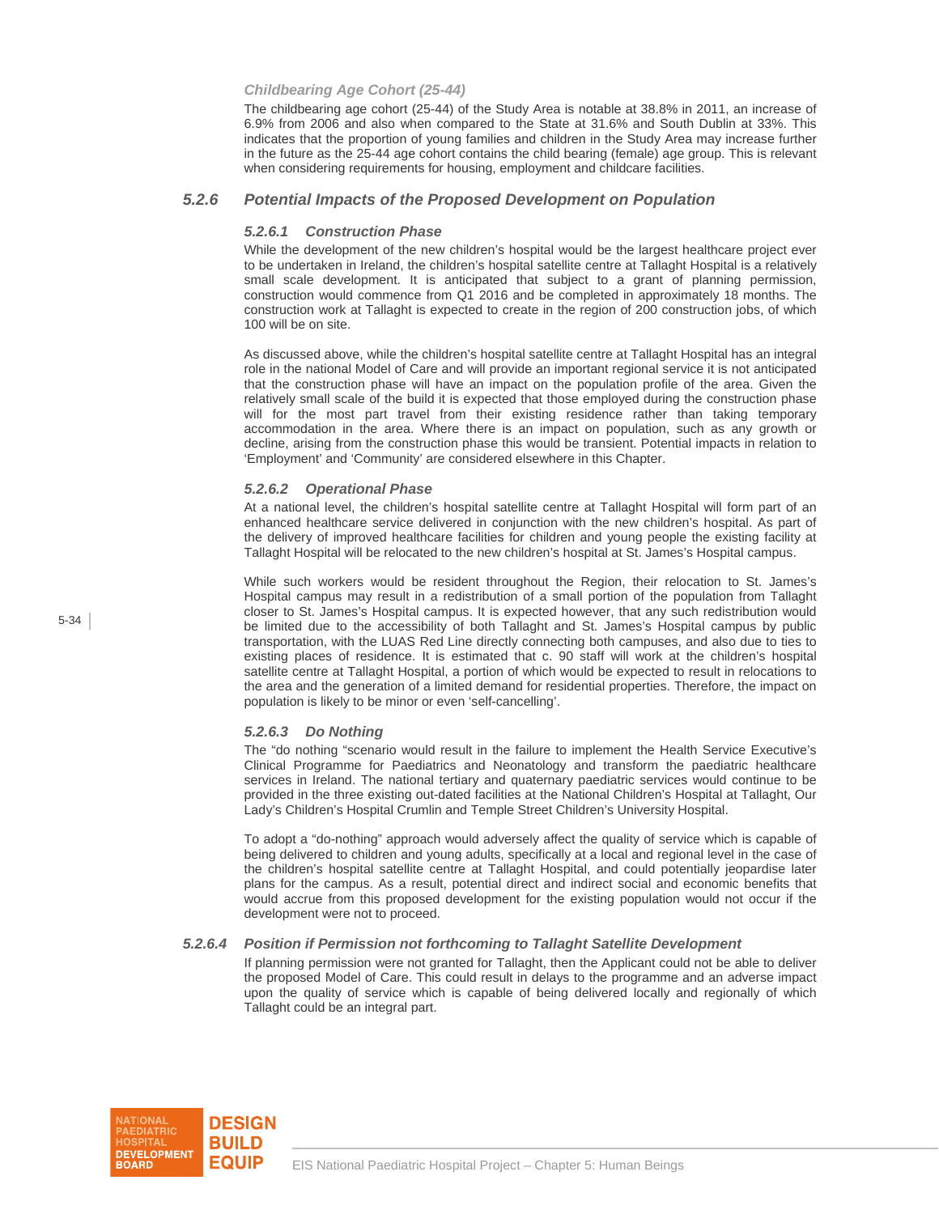*Childbearing Age Cohort (25-44)*

The childbearing age cohort (25-44) of the Study Area is notable at 38.8% in 2011, an increase of 6.9% from 2006 and also when compared to the State at 31.6% and South Dublin at 33%. This indicates that the proportion of young families and children in the Study Area may increase further in the future as the 25-44 age cohort contains the child bearing (female) age group. This is relevant when considering requirements for housing, employment and childcare facilities.

### 5.2.6 Potential Impacts of the Proposed Development on Population

#### 5.2.6.1 Construction Phase

While the development of the new children's hospital would be the largest healthcare project ever to be undertaken in Ireland, the children's hospital satellite centre at Tallaght Hospital is a relatively small scale development. It is anticipated that subject to a grant of planning permission, construction would commence from Q1 2016 and be completed in approximately 18 months. The construction work at Tallaght is expected to create in the region of 200 construction jobs, of which 100 will be on site.

As discussed above, while the children's hospital satellite centre at Tallaght Hospital has an integral role in the national Model of Care and will provide an important regional service it is not anticipated that the construction phase will have an impact on the population profile of the area. Given the relatively small scale of the build it is expected that those employed during the construction phase will for the most part travel from their existing residence rather than taking temporary accommodation in the area. Where there is an impact on population, such as any growth or decline, arising from the construction phase this would be transient. Potential impacts in relation to 'Employment' and 'Community' are considered elsewhere in this Chapter.

#### 5.2.6.2 Operational Phase

At a national level, the children's hospital satellite centre at Tallaght Hospital will form part of an enhanced healthcare service delivered in conjunction with the new children's hospital. As part of the delivery of improved healthcare facilities for children and young people the existing facility at Tallaght Hospital will be relocated to the new children's hospital at St. James's Hospital campus.

While such workers would be resident throughout the Region, their relocation to St. James's Hospital campus may result in a redistribution of a small portion of the population from Tallaght closer to St. James's Hospital campus. It is expected however, that any such redistribution would be limited due to the accessibility of both Tallaght and St. James's Hospital campus by public transportation, with the LUAS Red Line directly connecting both campuses, and also due to ties to existing places of residence. It is estimated that c. 90 staff will work at the children's hospital satellite centre at Tallaght Hospital, a portion of which would be expected to result in relocations to the area and the generation of a limited demand for residential properties. Therefore, the impact on population is likely to be minor or even 'self-cancelling'.

#### 5.2.6.3 Do Nothing

The "do nothing "scenario would result in the failure to implement the Health Service Executive's Clinical Programme for Paediatrics and Neonatology and transform the paediatric healthcare services in Ireland. The national tertiary and quaternary paediatric services would continue to be provided in the three existing out-dated facilities at the National Children's Hospital at Tallaght, Our Lady's Children's Hospital Crumlin and Temple Street Children's University Hospital.

To adopt a "do-nothing" approach would adversely affect the quality of service which is capable of being delivered to children and young adults, specifically at a local and regional level in the case of the children's hospital satellite centre at Tallaght Hospital, and could potentially jeopardise later plans for the campus. As a result, potential direct and indirect social and economic benefits that would accrue from this proposed development for the existing population would not occur if the development were not to proceed.

### 5.2.6.4 Position if Permission not forthcoming to Tallaght Satellite Development

If planning permission were not granted for Tallaght, then the Applicant could not be able to deliver the proposed Model of Care. This could result in delays to the programme and an adverse impact upon the quality of service which is capable of being delivered locally and regionally of which Tallaght could be an integral part.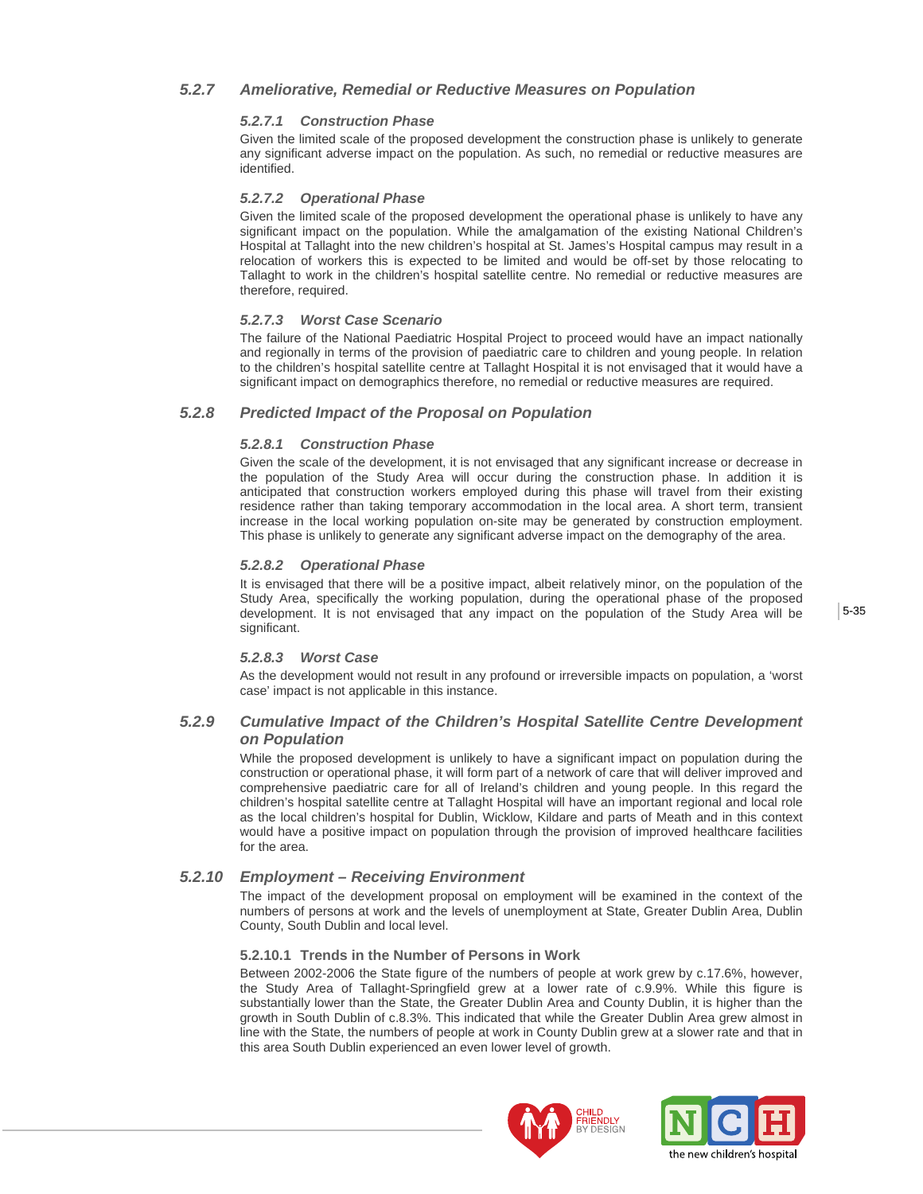### *5.2.7 Ameliorative, Remedial or Reductive Measures on Population*

#### *5.2.7.1 Construction Phase*

Given the limited scale of the proposed development the construction phase is unlikely to generate any significant adverse impact on the population. As such, no remedial or reductive measures are identified.

#### *5.2.7.2 Operational Phase*

Given the limited scale of the proposed development the operational phase is unlikely to have any significant impact on the population. While the amalgamation of the existing National Children's Hospital at Tallaght into the new children's hospital at St. James's Hospital campus may result in a relocation of workers this is expected to be limited and would be off-set by those relocating to Tallaght to work in the children's hospital satellite centre. No remedial or reductive measures are therefore, required.

#### *5.2.7.3 Worst Case Scenario*

The failure of the National Paediatric Hospital Project to proceed would have an impact nationally and regionally in terms of the provision of paediatric care to children and young people. In relation to the children's hospital satellite centre at Tallaght Hospital it is not envisaged that it would have a significant impact on demographics therefore, no remedial or reductive measures are required.

### *5.2.8 Predicted Impact of the Proposal on Population*

#### *5.2.8.1 Construction Phase*

Given the scale of the development, it is not envisaged that any significant increase or decrease in the population of the Study Area will occur during the construction phase. In addition it is anticipated that construction workers employed during this phase will travel from their existing residence rather than taking temporary accommodation in the local area. A short term, transient increase in the local working population on-site may be generated by construction employment. This phase is unlikely to generate any significant adverse impact on the demography of the area.

#### *5.2.8.2 Operational Phase*

It is envisaged that there will be a positive impact, albeit relatively minor, on the population of the Study Area, specifically the working population, during the operational phase of the proposed development. It is not envisaged that any impact on the population of the Study Area will be significant.

#### *5.2.8.3 Worst Case*

As the development would not result in any profound or irreversible impacts on population, a 'worst case' impact is not applicable in this instance.

### *5.2.9 Cumulative Impact of the Children's Hospital Satellite Centre Development on Population*

While the proposed development is unlikely to have a significant impact on population during the construction or operational phase, it will form part of a network of care that will deliver improved and comprehensive paediatric care for all of Ireland's children and young people. In this regard the children's hospital satellite centre at Tallaght Hospital will have an important regional and local role as the local children's hospital for Dublin, Wicklow, Kildare and parts of Meath and in this context would have a positive impact on population through the provision of improved healthcare facilities for the area.

### *5.2.10 Employment – Receiving Environment*

The impact of the development proposal on employment will be examined in the context of the numbers of persons at work and the levels of unemployment at State, Greater Dublin Area, Dublin County, South Dublin and local level.

#### 5.2.10.1 Trends in the Number of Persons in Work

Between 2002-2006 the State figure of the numbers of people at work grew by c.17.6%, however, the Study Area of Tallaght-Springfield grew at a lower rate of c.9.9%. While this figure is substantially lower than the State, the Greater Dublin Area and County Dublin, it is higher than the growth in South Dublin of c.8.3%. This indicated that while the Greater Dublin Area grew almost in line with the State, the numbers of people at work in County Dublin grew at a slower rate and that in this area South Dublin experienced an even lower level of growth.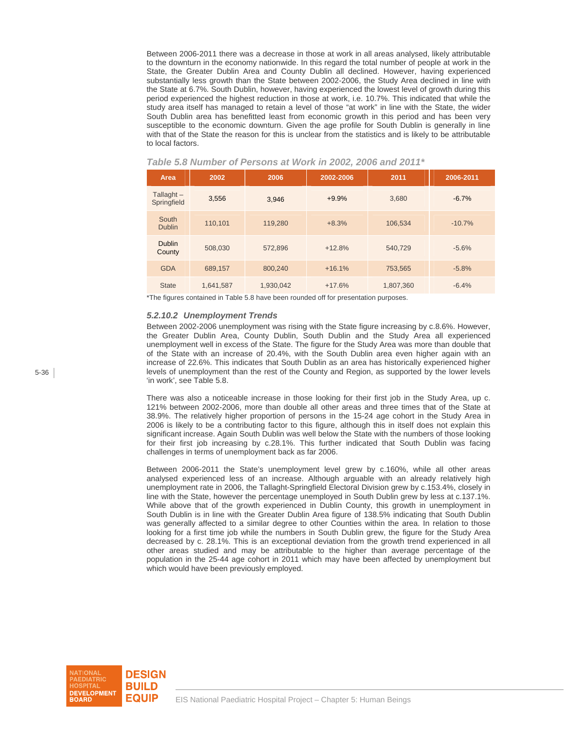Between 2006-2011 there was a decrease in those at work in all areas analysed, likely attributable to the downturn in the economy nationwide. In this regard the total number of people at work in the State, the Greater Dublin Area and County Dublin all declined. However, having experienced substantially less growth than the State between 2002-2006, the Study Area declined in line with the State at 6.7%. South Dublin, however, having experienced the lowest level of growth during this period experienced the highest reduction in those at work, i.e. 10.7%. This indicated that while the study area itself has managed to retain a level of those "at work" in line with the State, the wider South Dublin area has benefitted least from economic growth in this period and has been very susceptible to the economic downturn. Given the age profile for South Dublin is generally in line with that of the State the reason for this is unclear from the statistics and is likely to be attributable to local factors.

*Table 5.8 Number of Persons at Work in 2002, 2006 and 2011\**

| Area | 2002 | 2006 | 2002-2006 | 2011 | 2006-2011 |
|---|---|---|---|---|---|
| Tallaght – Springfield | 3,556 | 3,946 | +9.9% | 3,680 | -6.7% |
| South Dublin | 110,101 | 119,280 | +8.3% | 106,534 | -10.7% |
| Dublin County | 508,030 | 572,896 | +12.8% | 540,729 | -5.6% |
| GDA | 689,157 | 800,240 | +16.1% | 753,565 | -5.8% |
| State | 1,641,587 | 1,930,042 | +17.6% | 1,807,360 | -6.4% |

*The figures contained in Table 5.8 have been rounded off for presentation purposes.

### *5.2.10.2 Unemployment Trends*

Between 2002-2006 unemployment was rising with the State figure increasing by c.8.6%. However, the Greater Dublin Area, County Dublin, South Dublin and the Study Area all experienced unemployment well in excess of the State. The figure for the Study Area was more than double that of the State with an increase of 20.4%, with the South Dublin area even higher again with an increase of 22.6%. This indicates that South Dublin as an area has historically experienced higher levels of unemployment than the rest of the County and Region, as supported by the lower levels 'in work', see Table 5.8.

There was also a noticeable increase in those looking for their first job in the Study Area, up c. 121% between 2002-2006, more than double all other areas and three times that of the State at 38.9%. The relatively higher proportion of persons in the 15-24 age cohort in the Study Area in 2006 is likely to be a contributing factor to this figure, although this in itself does not explain this significant increase. Again South Dublin was well below the State with the numbers of those looking for their first job increasing by c.28.1%. This further indicated that South Dublin was facing challenges in terms of unemployment back as far 2006.

Between 2006-2011 the State's unemployment level grew by c.160%, while all other areas analysed experienced less of an increase. Although arguable with an already relatively high unemployment rate in 2006, the Tallaght-Springfield Electoral Division grew by c.153.4%, closely in line with the State, however the percentage unemployed in South Dublin grew by less at c.137.1%. While above that of the growth experienced in Dublin County, this growth in unemployment in South Dublin is in line with the Greater Dublin Area figure of 138.5% indicating that South Dublin was generally affected to a similar degree to other Counties within the area. In relation to those looking for a first time job while the numbers in South Dublin grew, the figure for the Study Area decreased by c. 28.1%. This is an exceptional deviation from the growth trend experienced in all other areas studied and may be attributable to the higher than average percentage of the population in the 25-44 age cohort in 2011 which may have been affected by unemployment but which would have been previously employed.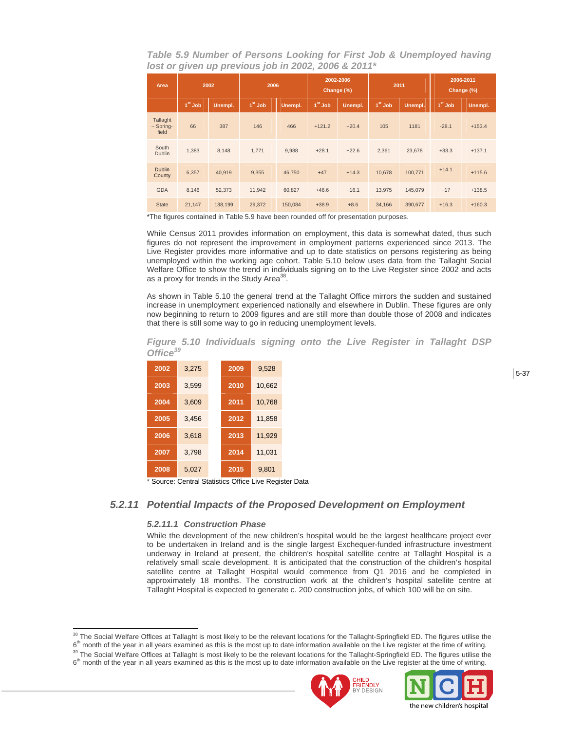*Table 5.9 Number of Persons Looking for First Job & Unemployed having lost or given up previous job in 2002, 2006 & 2011**

| Area | 2002 | | 2006 | | 2002-2006 Change (%) | | 2011 | | 2006-2011 Change (%) | |
|---|---|---|---|---|---|---|---|---|---|---|
| | 1st Job | Unempl. | 1st Job | Unempl. | 1st Job | Unempl. | 1st Job | Unempl. | 1st Job | Unempl. |
| Tallaght – Spring-field | 66 | 387 | 146 | 466 | +121.2 | +20.4 | 105 | 1181 | -28.1 | +153.4 |
| South Dublin | 1,383 | 8,148 | 1,771 | 9,988 | +28.1 | +22.6 | 2,361 | 23,678 | +33.3 | +137.1 |
| Dublin County | 6,357 | 40,919 | 9,355 | 46,750 | +47 | +14.3 | 10,678 | 100,771 | +14.1 | +115.6 |
| GDA | 8,146 | 52,373 | 11,942 | 60,827 | +46.6 | +16.1 | 13,975 | 145,079 | +17 | +138.5 |
| State | 21,147 | 138,199 | 29,372 | 150,084 | +38.9 | +8.6 | 34,166 | 390,677 | +16.3 | +160.3 |

*The figures contained in Table 5.9 have been rounded off for presentation purposes.

While Census 2011 provides information on employment, this data is somewhat dated, thus such figures do not represent the improvement in employment patterns experienced since 2013. The Live Register provides more informative and up to date statistics on persons registering as being unemployed within the working age cohort. Table 5.10 below uses data from the Tallaght Social Welfare Office to show the trend in individuals signing on to the Live Register since 2002 and acts as a proxy for trends in the Study Area[38].

As shown in Table 5.10 the general trend at the Tallaght Office mirrors the sudden and sustained increase in unemployment experienced nationally and elsewhere in Dublin. These figures are only now beginning to return to 2009 figures and are still more than double those of 2008 and indicates that there is still some way to go in reducing unemployment levels.

*Figure 5.10 Individuals signing onto the Live Register in Tallaght DSP Office[39]*

| Year | Individuals | Year | Individuals |
|---|---|---|---|
| 2002 | 3,275 | 2009 | 9,528 |
| 2003 | 3,599 | 2010 | 10,662 |
| 2004 | 3,609 | 2011 | 10,768 |
| 2005 | 3,456 | 2012 | 11,858 |
| 2006 | 3,618 | 2013 | 11,929 |
| 2007 | 3,798 | 2014 | 11,031 |
| 2008 | 5,027 | 2015 | 9,801 |

* Source: Central Statistics Office Live Register Data

## 5.2.11 Potential Impacts of the Proposed Development on Employment

### 5.2.11.1 Construction Phase

While the development of the new children's hospital would be the largest healthcare project ever to be undertaken in Ireland and is the single largest Exchequer-funded infrastructure investment underway in Ireland at present, the children's hospital satellite centre at Tallaght Hospital is a relatively small scale development. It is anticipated that the construction of the children's hospital satellite centre at Tallaght Hospital would commence from Q1 2016 and be completed in approximately 18 months. The construction work at the children's hospital satellite centre at Tallaght Hospital is expected to generate c. 200 construction jobs, of which 100 will be on site.

[38] The Social Welfare Offices at Tallaght is most likely to be the relevant locations for the Tallaght-Springfield ED. The figures utilise the 6th month of the year in all years examined as this is the most up to date information available on the Live register at the time of writing.

[39] The Social Welfare Offices at Tallaght is most likely to be the relevant locations for the Tallaght-Springfield ED. The figures utilise the 6th month of the year in all years examined as this is the most up to date information available on the Live register at the time of writing.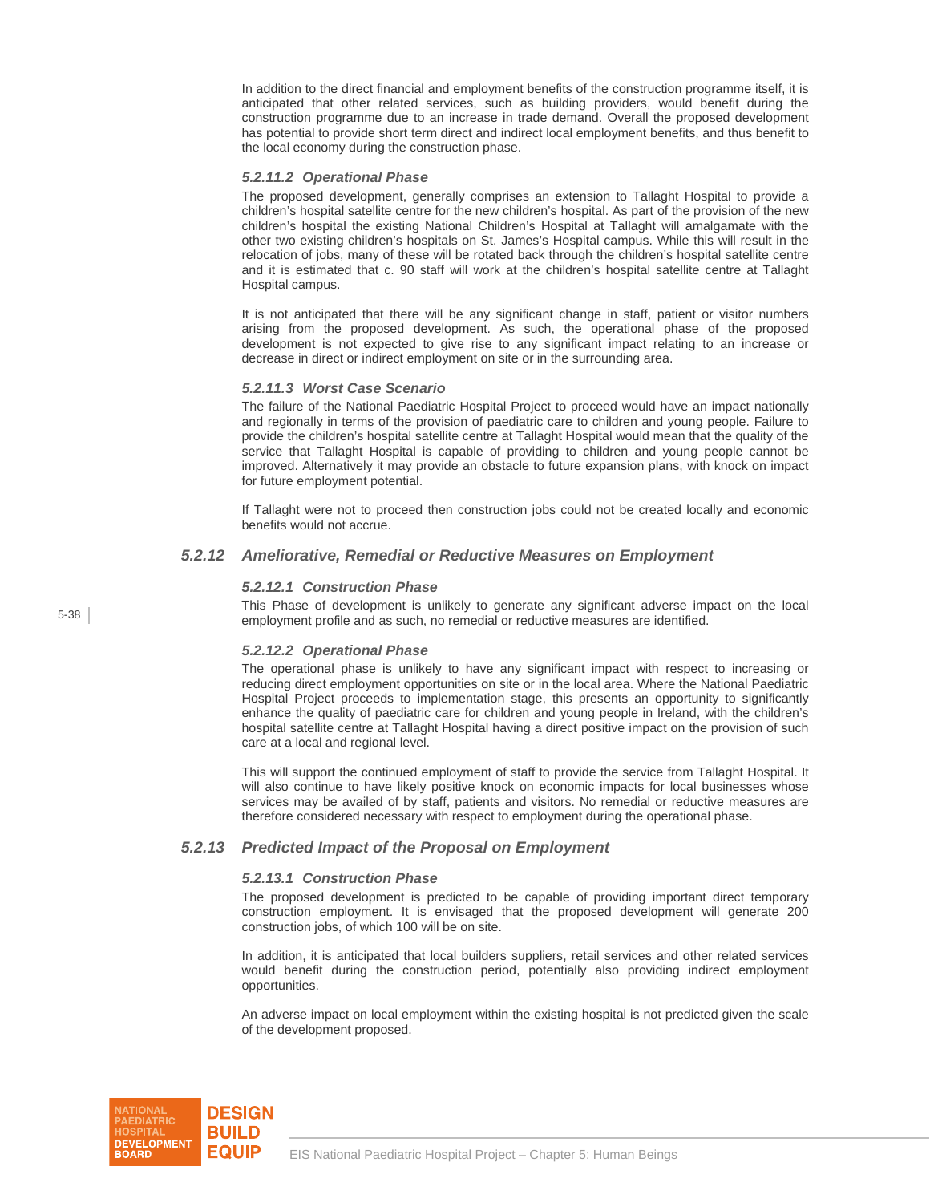In addition to the direct financial and employment benefits of the construction programme itself, it is anticipated that other related services, such as building providers, would benefit during the construction programme due to an increase in trade demand. Overall the proposed development has potential to provide short term direct and indirect local employment benefits, and thus benefit to the local economy during the construction phase.

#### *5.2.11.2 Operational Phase*

The proposed development, generally comprises an extension to Tallaght Hospital to provide a children's hospital satellite centre for the new children's hospital. As part of the provision of the new children's hospital the existing National Children's Hospital at Tallaght will amalgamate with the other two existing children's hospitals on St. James's Hospital campus. While this will result in the relocation of jobs, many of these will be rotated back through the children's hospital satellite centre and it is estimated that c. 90 staff will work at the children's hospital satellite centre at Tallaght Hospital campus.

It is not anticipated that there will be any significant change in staff, patient or visitor numbers arising from the proposed development. As such, the operational phase of the proposed development is not expected to give rise to any significant impact relating to an increase or decrease in direct or indirect employment on site or in the surrounding area.

#### *5.2.11.3 Worst Case Scenario*

The failure of the National Paediatric Hospital Project to proceed would have an impact nationally and regionally in terms of the provision of paediatric care to children and young people. Failure to provide the children's hospital satellite centre at Tallaght Hospital would mean that the quality of the service that Tallaght Hospital is capable of providing to children and young people cannot be improved. Alternatively it may provide an obstacle to future expansion plans, with knock on impact for future employment potential.

If Tallaght were not to proceed then construction jobs could not be created locally and economic benefits would not accrue.

### *5.2.12 Ameliorative, Remedial or Reductive Measures on Employment*

#### *5.2.12.1 Construction Phase*

This Phase of development is unlikely to generate any significant adverse impact on the local employment profile and as such, no remedial or reductive measures are identified.

#### *5.2.12.2 Operational Phase*

The operational phase is unlikely to have any significant impact with respect to increasing or reducing direct employment opportunities on site or in the local area. Where the National Paediatric Hospital Project proceeds to implementation stage, this presents an opportunity to significantly enhance the quality of paediatric care for children and young people in Ireland, with the children's hospital satellite centre at Tallaght Hospital having a direct positive impact on the provision of such care at a local and regional level.

This will support the continued employment of staff to provide the service from Tallaght Hospital. It will also continue to have likely positive knock on economic impacts for local businesses whose services may be availed of by staff, patients and visitors. No remedial or reductive measures are therefore considered necessary with respect to employment during the operational phase.

### *5.2.13 Predicted Impact of the Proposal on Employment*

#### *5.2.13.1 Construction Phase*

The proposed development is predicted to be capable of providing important direct temporary construction employment. It is envisaged that the proposed development will generate 200 construction jobs, of which 100 will be on site.

In addition, it is anticipated that local builders suppliers, retail services and other related services would benefit during the construction period, potentially also providing indirect employment opportunities.

An adverse impact on local employment within the existing hospital is not predicted given the scale of the development proposed.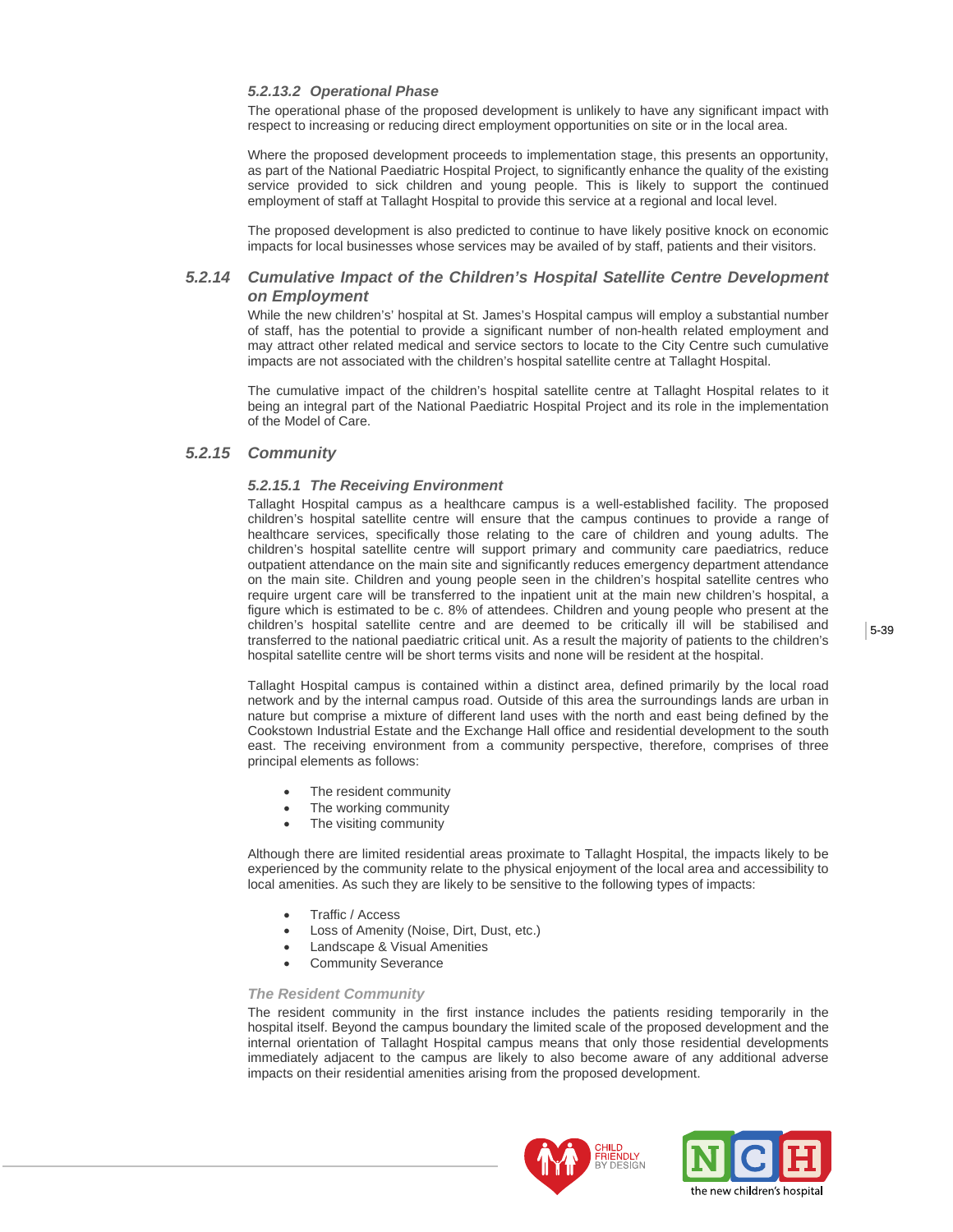#### 5.2.13.2 Operational Phase

The operational phase of the proposed development is unlikely to have any significant impact with respect to increasing or reducing direct employment opportunities on site or in the local area.

Where the proposed development proceeds to implementation stage, this presents an opportunity, as part of the National Paediatric Hospital Project, to significantly enhance the quality of the existing service provided to sick children and young people. This is likely to support the continued employment of staff at Tallaght Hospital to provide this service at a regional and local level.

The proposed development is also predicted to continue to have likely positive knock on economic impacts for local businesses whose services may be availed of by staff, patients and their visitors.

### 5.2.14 Cumulative Impact of the Children's Hospital Satellite Centre Development on Employment

While the new children's' hospital at St. James's Hospital campus will employ a substantial number of staff, has the potential to provide a significant number of non-health related employment and may attract other related medical and service sectors to locate to the City Centre such cumulative impacts are not associated with the children's hospital satellite centre at Tallaght Hospital.

The cumulative impact of the children's hospital satellite centre at Tallaght Hospital relates to it being an integral part of the National Paediatric Hospital Project and its role in the implementation of the Model of Care.

### 5.2.15 Community

#### 5.2.15.1 The Receiving Environment

Tallaght Hospital campus as a healthcare campus is a well-established facility. The proposed children's hospital satellite centre will ensure that the campus continues to provide a range of healthcare services, specifically those relating to the care of children and young adults. The children's hospital satellite centre will support primary and community care paediatrics, reduce outpatient attendance on the main site and significantly reduces emergency department attendance on the main site. Children and young people seen in the children's hospital satellite centres who require urgent care will be transferred to the inpatient unit at the main new children's hospital, a figure which is estimated to be c. 8% of attendees. Children and young people who present at the children's hospital satellite centre and are deemed to be critically ill will be stabilised and transferred to the national paediatric critical unit. As a result the majority of patients to the children's hospital satellite centre will be short terms visits and none will be resident at the hospital.

Tallaght Hospital campus is contained within a distinct area, defined primarily by the local road network and by the internal campus road. Outside of this area the surroundings lands are urban in nature but comprise a mixture of different land uses with the north and east being defined by the Cookstown Industrial Estate and the Exchange Hall office and residential development to the south east. The receiving environment from a community perspective, therefore, comprises of three principal elements as follows:

- The resident community
- The working community
- The visiting community

Although there are limited residential areas proximate to Tallaght Hospital, the impacts likely to be experienced by the community relate to the physical enjoyment of the local area and accessibility to local amenities. As such they are likely to be sensitive to the following types of impacts:

- Traffic / Access
- Loss of Amenity (Noise, Dirt, Dust, etc.)
- Landscape & Visual Amenities
- Community Severance

*The Resident Community*

The resident community in the first instance includes the patients residing temporarily in the hospital itself. Beyond the campus boundary the limited scale of the proposed development and the internal orientation of Tallaght Hospital campus means that only those residential developments immediately adjacent to the campus are likely to also become aware of any additional adverse impacts on their residential amenities arising from the proposed development.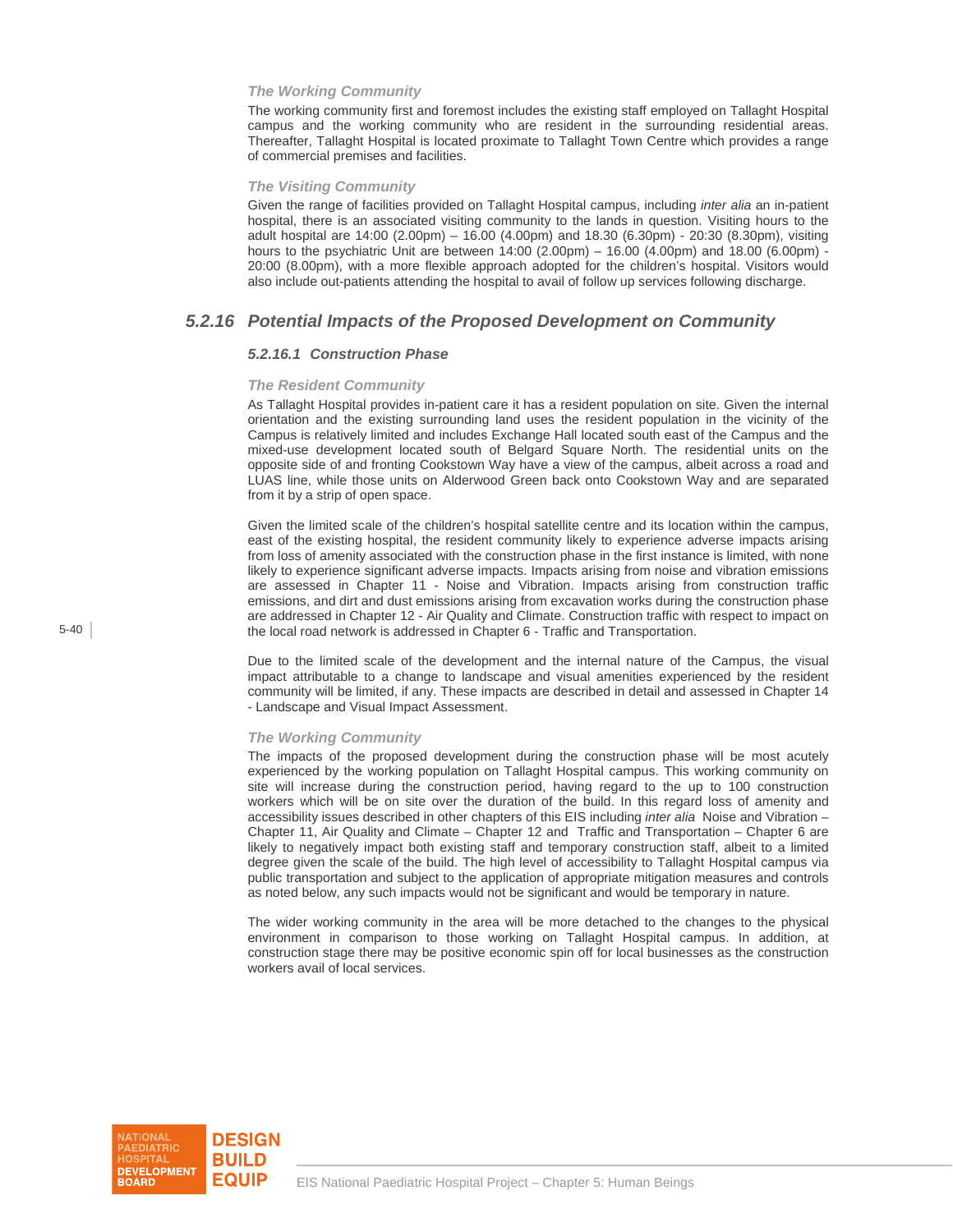*The Working Community*

The working community first and foremost includes the existing staff employed on Tallaght Hospital campus and the working community who are resident in the surrounding residential areas. Thereafter, Tallaght Hospital is located proximate to Tallaght Town Centre which provides a range of commercial premises and facilities.

*The Visiting Community*

Given the range of facilities provided on Tallaght Hospital campus, including *inter alia* an in-patient hospital, there is an associated visiting community to the lands in question. Visiting hours to the adult hospital are 14:00 (2.00pm) – 16.00 (4.00pm) and 18.30 (6.30pm) - 20:30 (8.30pm), visiting hours to the psychiatric Unit are between 14:00 (2.00pm) – 16.00 (4.00pm) and 18.00 (6.00pm) - 20:00 (8.00pm), with a more flexible approach adopted for the children's hospital. Visitors would also include out-patients attending the hospital to avail of follow up services following discharge.

## 5.2.16 Potential Impacts of the Proposed Development on Community

### 5.2.16.1 Construction Phase

*The Resident Community*

As Tallaght Hospital provides in-patient care it has a resident population on site. Given the internal orientation and the existing surrounding land uses the resident population in the vicinity of the Campus is relatively limited and includes Exchange Hall located south east of the Campus and the mixed-use development located south of Belgard Square North. The residential units on the opposite side of and fronting Cookstown Way have a view of the campus, albeit across a road and LUAS line, while those units on Alderwood Green back onto Cookstown Way and are separated from it by a strip of open space.

Given the limited scale of the children's hospital satellite centre and its location within the campus, east of the existing hospital, the resident community likely to experience adverse impacts arising from loss of amenity associated with the construction phase in the first instance is limited, with none likely to experience significant adverse impacts. Impacts arising from noise and vibration emissions are assessed in Chapter 11 - Noise and Vibration. Impacts arising from construction traffic emissions, and dirt and dust emissions arising from excavation works during the construction phase are addressed in Chapter 12 - Air Quality and Climate. Construction traffic with respect to impact on the local road network is addressed in Chapter 6 - Traffic and Transportation.

Due to the limited scale of the development and the internal nature of the Campus, the visual impact attributable to a change to landscape and visual amenities experienced by the resident community will be limited, if any. These impacts are described in detail and assessed in Chapter 14 - Landscape and Visual Impact Assessment.

*The Working Community*

The impacts of the proposed development during the construction phase will be most acutely experienced by the working population on Tallaght Hospital campus. This working community on site will increase during the construction period, having regard to the up to 100 construction workers which will be on site over the duration of the build. In this regard loss of amenity and accessibility issues described in other chapters of this EIS including *inter alia* Noise and Vibration – Chapter 11, Air Quality and Climate – Chapter 12 and Traffic and Transportation – Chapter 6 are likely to negatively impact both existing staff and temporary construction staff, albeit to a limited degree given the scale of the build. The high level of accessibility to Tallaght Hospital campus via public transportation and subject to the application of appropriate mitigation measures and controls as noted below, any such impacts would not be significant and would be temporary in nature.

The wider working community in the area will be more detached to the changes to the physical environment in comparison to those working on Tallaght Hospital campus. In addition, at construction stage there may be positive economic spin off for local businesses as the construction workers avail of local services.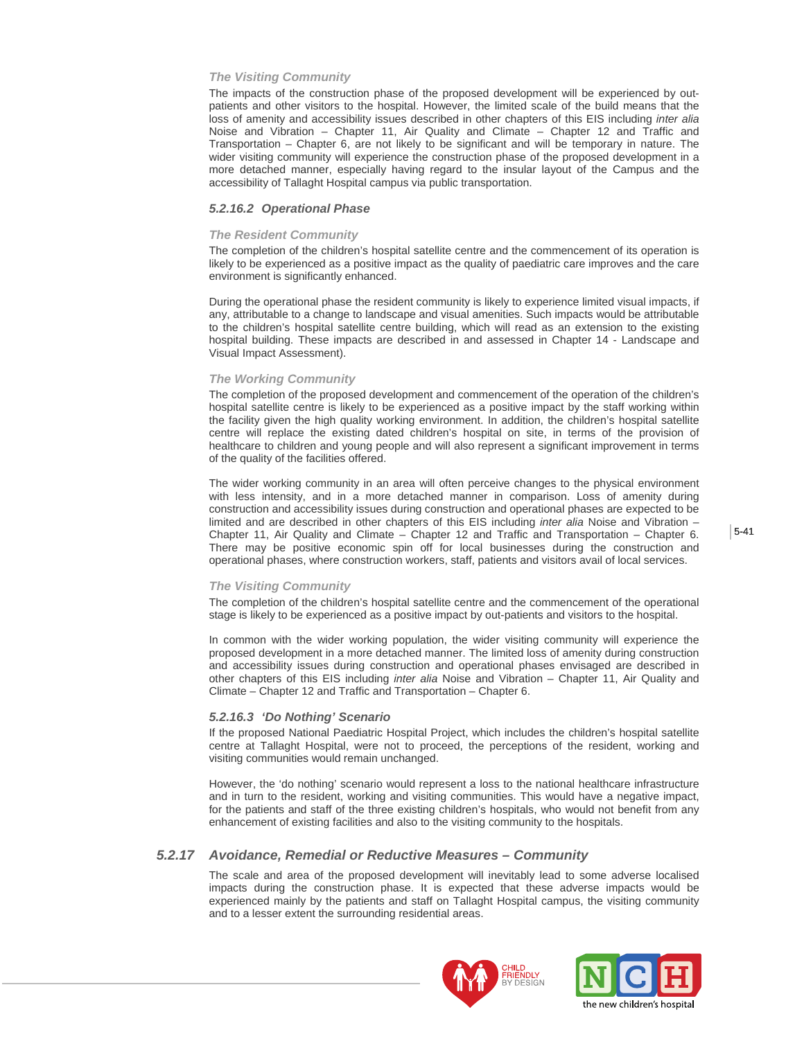*The Visiting Community*

The impacts of the construction phase of the proposed development will be experienced by out-patients and other visitors to the hospital. However, the limited scale of the build means that the loss of amenity and accessibility issues described in other chapters of this EIS including *inter alia* Noise and Vibration – Chapter 11, Air Quality and Climate – Chapter 12 and Traffic and Transportation – Chapter 6, are not likely to be significant and will be temporary in nature. The wider visiting community will experience the construction phase of the proposed development in a more detached manner, especially having regard to the insular layout of the Campus and the accessibility of Tallaght Hospital campus via public transportation.

#### 5.2.16.2 Operational Phase

*The Resident Community*

The completion of the children's hospital satellite centre and the commencement of its operation is likely to be experienced as a positive impact as the quality of paediatric care improves and the care environment is significantly enhanced.

During the operational phase the resident community is likely to experience limited visual impacts, if any, attributable to a change to landscape and visual amenities. Such impacts would be attributable to the children's hospital satellite centre building, which will read as an extension to the existing hospital building. These impacts are described in and assessed in Chapter 14 - Landscape and Visual Impact Assessment).

*The Working Community*

The completion of the proposed development and commencement of the operation of the children's hospital satellite centre is likely to be experienced as a positive impact by the staff working within the facility given the high quality working environment. In addition, the children's hospital satellite centre will replace the existing dated children's hospital on site, in terms of the provision of healthcare to children and young people and will also represent a significant improvement in terms of the quality of the facilities offered.

The wider working community in an area will often perceive changes to the physical environment with less intensity, and in a more detached manner in comparison. Loss of amenity during construction and accessibility issues during construction and operational phases are expected to be limited and are described in other chapters of this EIS including *inter alia* Noise and Vibration – Chapter 11, Air Quality and Climate – Chapter 12 and Traffic and Transportation – Chapter 6. There may be positive economic spin off for local businesses during the construction and operational phases, where construction workers, staff, patients and visitors avail of local services.

*The Visiting Community*

The completion of the children's hospital satellite centre and the commencement of the operational stage is likely to be experienced as a positive impact by out-patients and visitors to the hospital.

In common with the wider working population, the wider visiting community will experience the proposed development in a more detached manner. The limited loss of amenity during construction and accessibility issues during construction and operational phases envisaged are described in other chapters of this EIS including *inter alia* Noise and Vibration – Chapter 11, Air Quality and Climate – Chapter 12 and Traffic and Transportation – Chapter 6.

#### 5.2.16.3 'Do Nothing' Scenario

If the proposed National Paediatric Hospital Project, which includes the children's hospital satellite centre at Tallaght Hospital, were not to proceed, the perceptions of the resident, working and visiting communities would remain unchanged.

However, the 'do nothing' scenario would represent a loss to the national healthcare infrastructure and in turn to the resident, working and visiting communities. This would have a negative impact, for the patients and staff of the three existing children's hospitals, who would not benefit from any enhancement of existing facilities and also to the visiting community to the hospitals.

### 5.2.17 Avoidance, Remedial or Reductive Measures – Community

The scale and area of the proposed development will inevitably lead to some adverse localised impacts during the construction phase. It is expected that these adverse impacts would be experienced mainly by the patients and staff on Tallaght Hospital campus, the visiting community and to a lesser extent the surrounding residential areas.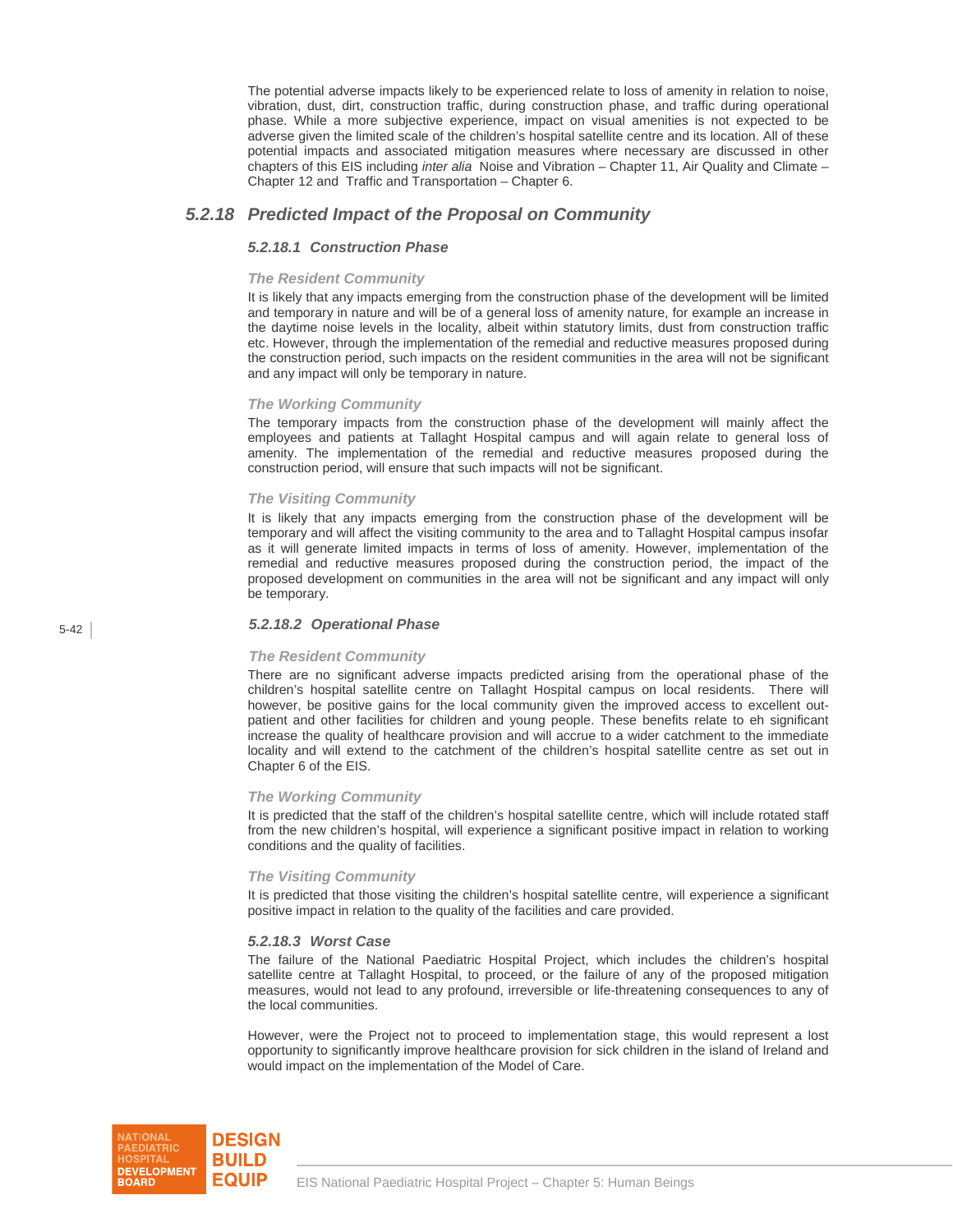The potential adverse impacts likely to be experienced relate to loss of amenity in relation to noise, vibration, dust, dirt, construction traffic, during construction phase, and traffic during operational phase. While a more subjective experience, impact on visual amenities is not expected to be adverse given the limited scale of the children's hospital satellite centre and its location. All of these potential impacts and associated mitigation measures where necessary are discussed in other chapters of this EIS including *inter alia* Noise and Vibration – Chapter 11, Air Quality and Climate – Chapter 12 and Traffic and Transportation – Chapter 6.

## *5.2.18 Predicted Impact of the Proposal on Community*

### *5.2.18.1 Construction Phase*

#### *The Resident Community*

It is likely that any impacts emerging from the construction phase of the development will be limited and temporary in nature and will be of a general loss of amenity nature, for example an increase in the daytime noise levels in the locality, albeit within statutory limits, dust from construction traffic etc. However, through the implementation of the remedial and reductive measures proposed during the construction period, such impacts on the resident communities in the area will not be significant and any impact will only be temporary in nature.

#### *The Working Community*

The temporary impacts from the construction phase of the development will mainly affect the employees and patients at Tallaght Hospital campus and will again relate to general loss of amenity. The implementation of the remedial and reductive measures proposed during the construction period, will ensure that such impacts will not be significant.

#### *The Visiting Community*

It is likely that any impacts emerging from the construction phase of the development will be temporary and will affect the visiting community to the area and to Tallaght Hospital campus insofar as it will generate limited impacts in terms of loss of amenity. However, implementation of the remedial and reductive measures proposed during the construction period, the impact of the proposed development on communities in the area will not be significant and any impact will only be temporary.

### *5.2.18.2 Operational Phase*

#### *The Resident Community*

There are no significant adverse impacts predicted arising from the operational phase of the children's hospital satellite centre on Tallaght Hospital campus on local residents. There will however, be positive gains for the local community given the improved access to excellent out-patient and other facilities for children and young people. These benefits relate to eh significant increase the quality of healthcare provision and will accrue to a wider catchment to the immediate locality and will extend to the catchment of the children's hospital satellite centre as set out in Chapter 6 of the EIS.

#### *The Working Community*

It is predicted that the staff of the children's hospital satellite centre, which will include rotated staff from the new children's hospital, will experience a significant positive impact in relation to working conditions and the quality of facilities.

#### *The Visiting Community*

It is predicted that those visiting the children's hospital satellite centre, will experience a significant positive impact in relation to the quality of the facilities and care provided.

### *5.2.18.3 Worst Case*

The failure of the National Paediatric Hospital Project, which includes the children's hospital satellite centre at Tallaght Hospital, to proceed, or the failure of any of the proposed mitigation measures, would not lead to any profound, irreversible or life-threatening consequences to any of the local communities.

However, were the Project not to proceed to implementation stage, this would represent a lost opportunity to significantly improve healthcare provision for sick children in the island of Ireland and would impact on the implementation of the Model of Care.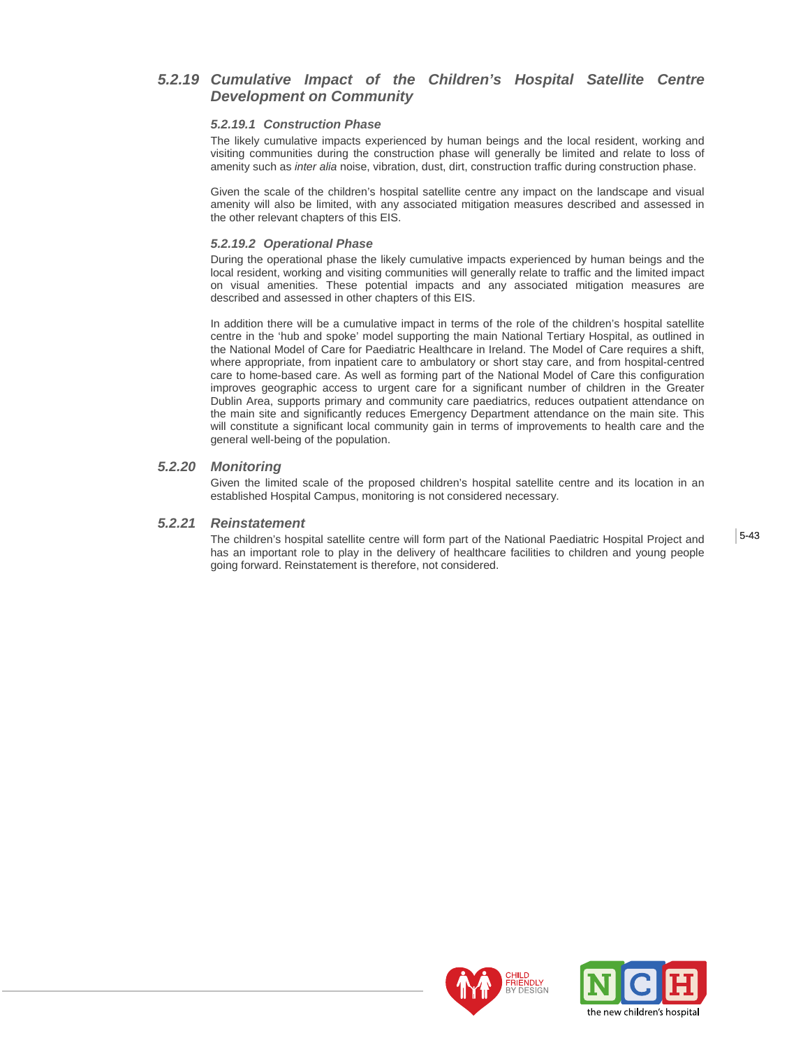### 5.2.19 Cumulative Impact of the Children's Hospital Satellite Centre Development on Community

#### 5.2.19.1 Construction Phase

The likely cumulative impacts experienced by human beings and the local resident, working and visiting communities during the construction phase will generally be limited and relate to loss of amenity such as *inter alia* noise, vibration, dust, dirt, construction traffic during construction phase.

Given the scale of the children's hospital satellite centre any impact on the landscape and visual amenity will also be limited, with any associated mitigation measures described and assessed in the other relevant chapters of this EIS.

#### 5.2.19.2 Operational Phase

During the operational phase the likely cumulative impacts experienced by human beings and the local resident, working and visiting communities will generally relate to traffic and the limited impact on visual amenities. These potential impacts and any associated mitigation measures are described and assessed in other chapters of this EIS.

In addition there will be a cumulative impact in terms of the role of the children's hospital satellite centre in the 'hub and spoke' model supporting the main National Tertiary Hospital, as outlined in the National Model of Care for Paediatric Healthcare in Ireland. The Model of Care requires a shift, where appropriate, from inpatient care to ambulatory or short stay care, and from hospital-centred care to home-based care. As well as forming part of the National Model of Care this configuration improves geographic access to urgent care for a significant number of children in the Greater Dublin Area, supports primary and community care paediatrics, reduces outpatient attendance on the main site and significantly reduces Emergency Department attendance on the main site. This will constitute a significant local community gain in terms of improvements to health care and the general well-being of the population.

### 5.2.20 Monitoring

Given the limited scale of the proposed children's hospital satellite centre and its location in an established Hospital Campus, monitoring is not considered necessary.

### 5.2.21 Reinstatement

The children's hospital satellite centre will form part of the National Paediatric Hospital Project and has an important role to play in the delivery of healthcare facilities to children and young people going forward. Reinstatement is therefore, not considered.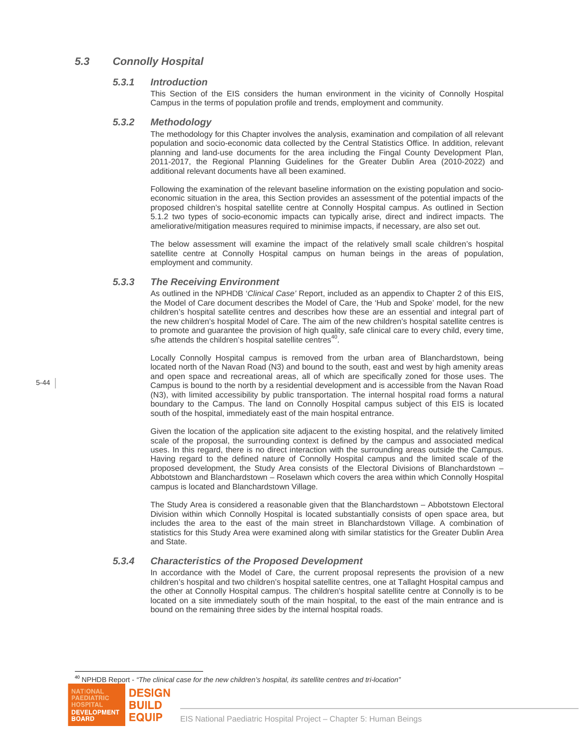## *5.3 Connolly Hospital*

### *5.3.1 Introduction*

This Section of the EIS considers the human environment in the vicinity of Connolly Hospital Campus in the terms of population profile and trends, employment and community.

### *5.3.2 Methodology*

The methodology for this Chapter involves the analysis, examination and compilation of all relevant population and socio-economic data collected by the Central Statistics Office. In addition, relevant planning and land-use documents for the area including the Fingal County Development Plan, 2011-2017, the Regional Planning Guidelines for the Greater Dublin Area (2010-2022) and additional relevant documents have all been examined.

Following the examination of the relevant baseline information on the existing population and socio-economic situation in the area, this Section provides an assessment of the potential impacts of the proposed children's hospital satellite centre at Connolly Hospital campus. As outlined in Section 5.1.2 two types of socio-economic impacts can typically arise, direct and indirect impacts. The ameliorative/mitigation measures required to minimise impacts, if necessary, are also set out.

The below assessment will examine the impact of the relatively small scale children's hospital satellite centre at Connolly Hospital campus on human beings in the areas of population, employment and community.

### *5.3.3 The Receiving Environment*

As outlined in the NPHDB '*Clinical Case'* Report, included as an appendix to Chapter 2 of this EIS, the Model of Care document describes the Model of Care, the 'Hub and Spoke' model, for the new children's hospital satellite centres and describes how these are an essential and integral part of the new children's hospital Model of Care. The aim of the new children's hospital satellite centres is to promote and guarantee the provision of high quality, safe clinical care to every child, every time, s/he attends the children's hospital satellite centres[40].

Locally Connolly Hospital campus is removed from the urban area of Blanchardstown, being located north of the Navan Road (N3) and bound to the south, east and west by high amenity areas and open space and recreational areas, all of which are specifically zoned for those uses. The Campus is bound to the north by a residential development and is accessible from the Navan Road (N3), with limited accessibility by public transportation. The internal hospital road forms a natural boundary to the Campus. The land on Connolly Hospital campus subject of this EIS is located south of the hospital, immediately east of the main hospital entrance.

Given the location of the application site adjacent to the existing hospital, and the relatively limited scale of the proposal, the surrounding context is defined by the campus and associated medical uses. In this regard, there is no direct interaction with the surrounding areas outside the Campus. Having regard to the defined nature of Connolly Hospital campus and the limited scale of the proposed development, the Study Area consists of the Electoral Divisions of Blanchardstown – Abbotstown and Blanchardstown – Roselawn which covers the area within which Connolly Hospital campus is located and Blanchardstown Village.

The Study Area is considered a reasonable given that the Blanchardstown – Abbotstown Electoral Division within which Connolly Hospital is located substantially consists of open space area, but includes the area to the east of the main street in Blanchardstown Village. A combination of statistics for this Study Area were examined along with similar statistics for the Greater Dublin Area and State.

### *5.3.4 Characteristics of the Proposed Development*

In accordance with the Model of Care, the current proposal represents the provision of a new children's hospital and two children's hospital satellite centres, one at Tallaght Hospital campus and the other at Connolly Hospital campus. The children's hospital satellite centre at Connolly is to be located on a site immediately south of the main hospital, to the east of the main entrance and is bound on the remaining three sides by the internal hospital roads.

---

[40] NPHDB Report - *"The clinical case for the new children's hospital, its satellite centres and tri-location"*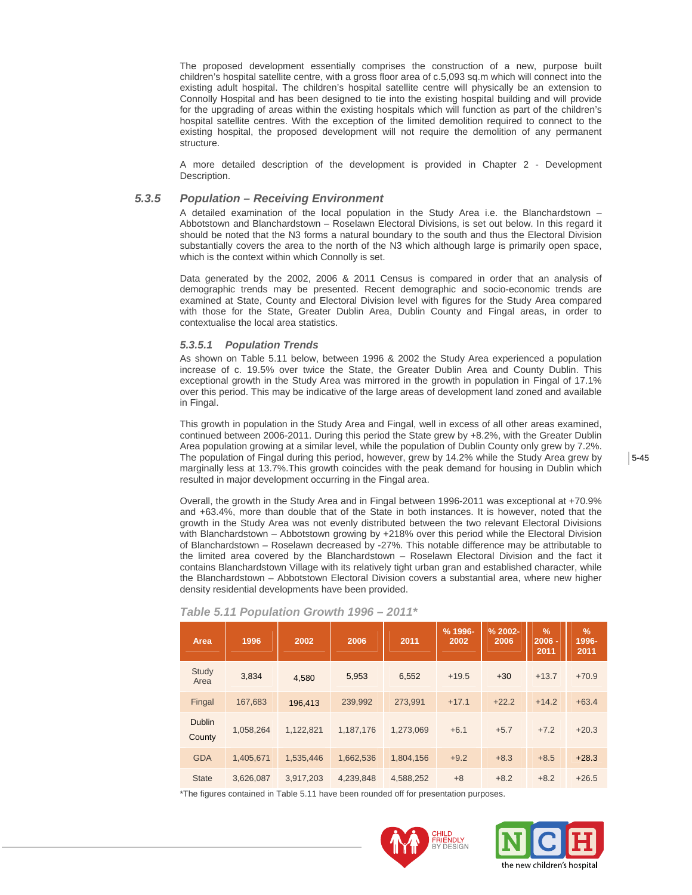The proposed development essentially comprises the construction of a new, purpose built children's hospital satellite centre, with a gross floor area of c.5,093 sq.m which will connect into the existing adult hospital. The children's hospital satellite centre will physically be an extension to Connolly Hospital and has been designed to tie into the existing hospital building and will provide for the upgrading of areas within the existing hospitals which will function as part of the children's hospital satellite centres. With the exception of the limited demolition required to connect to the existing hospital, the proposed development will not require the demolition of any permanent structure.

A more detailed description of the development is provided in Chapter 2 - Development Description.

### *5.3.5 Population – Receiving Environment*

A detailed examination of the local population in the Study Area i.e. the Blanchardstown – Abbotstown and Blanchardstown – Roselawn Electoral Divisions, is set out below. In this regard it should be noted that the N3 forms a natural boundary to the south and thus the Electoral Division substantially covers the area to the north of the N3 which although large is primarily open space, which is the context within which Connolly is set.

Data generated by the 2002, 2006 & 2011 Census is compared in order that an analysis of demographic trends may be presented. Recent demographic and socio-economic trends are examined at State, County and Electoral Division level with figures for the Study Area compared with those for the State, Greater Dublin Area, Dublin County and Fingal areas, in order to contextualise the local area statistics.

#### *5.3.5.1 Population Trends*

As shown on Table 5.11 below, between 1996 & 2002 the Study Area experienced a population increase of c. 19.5% over twice the State, the Greater Dublin Area and County Dublin. This exceptional growth in the Study Area was mirrored in the growth in population in Fingal of 17.1% over this period. This may be indicative of the large areas of development land zoned and available in Fingal.

This growth in population in the Study Area and Fingal, well in excess of all other areas examined, continued between 2006-2011. During this period the State grew by +8.2%, with the Greater Dublin Area population growing at a similar level, while the population of Dublin County only grew by 7.2%. The population of Fingal during this period, however, grew by 14.2% while the Study Area grew by marginally less at 13.7%.This growth coincides with the peak demand for housing in Dublin which resulted in major development occurring in the Fingal area.

Overall, the growth in the Study Area and in Fingal between 1996-2011 was exceptional at +70.9% and +63.4%, more than double that of the State in both instances. It is however, noted that the growth in the Study Area was not evenly distributed between the two relevant Electoral Divisions with Blanchardstown – Abbotstown growing by +218% over this period while the Electoral Division of Blanchardstown – Roselawn decreased by -27%. This notable difference may be attributable to the limited area covered by the Blanchardstown – Roselawn Electoral Division and the fact it contains Blanchardstown Village with its relatively tight urban gran and established character, while the Blanchardstown – Abbotstown Electoral Division covers a substantial area, where new higher density residential developments have been provided.

*Table 5.11 Population Growth 1996 – 2011\**

| Area | 1996 | 2002 | 2006 | 2011 | % 1996-2002 | % 2002-2006 | % 2006 - 2011 | % 1996-2011 |
|---|---|---|---|---|---|---|---|---|
| Study Area | 3,834 | 4,580 | 5,953 | 6,552 | +19.5 | +30 | +13.7 | +70.9 |
| Fingal | 167,683 | 196,413 | 239,992 | 273,991 | +17.1 | +22.2 | +14.2 | +63.4 |
| Dublin County | 1,058,264 | 1,122,821 | 1,187,176 | 1,273,069 | +6.1 | +5.7 | +7.2 | +20.3 |
| GDA | 1,405,671 | 1,535,446 | 1,662,536 | 1,804,156 | +9.2 | +8.3 | +8.5 | +28.3 |
| State | 3,626,087 | 3,917,203 | 4,239,848 | 4,588,252 | +8 | +8.2 | +8.2 | +26.5 |

*The figures contained in Table 5.11 have been rounded off for presentation purposes.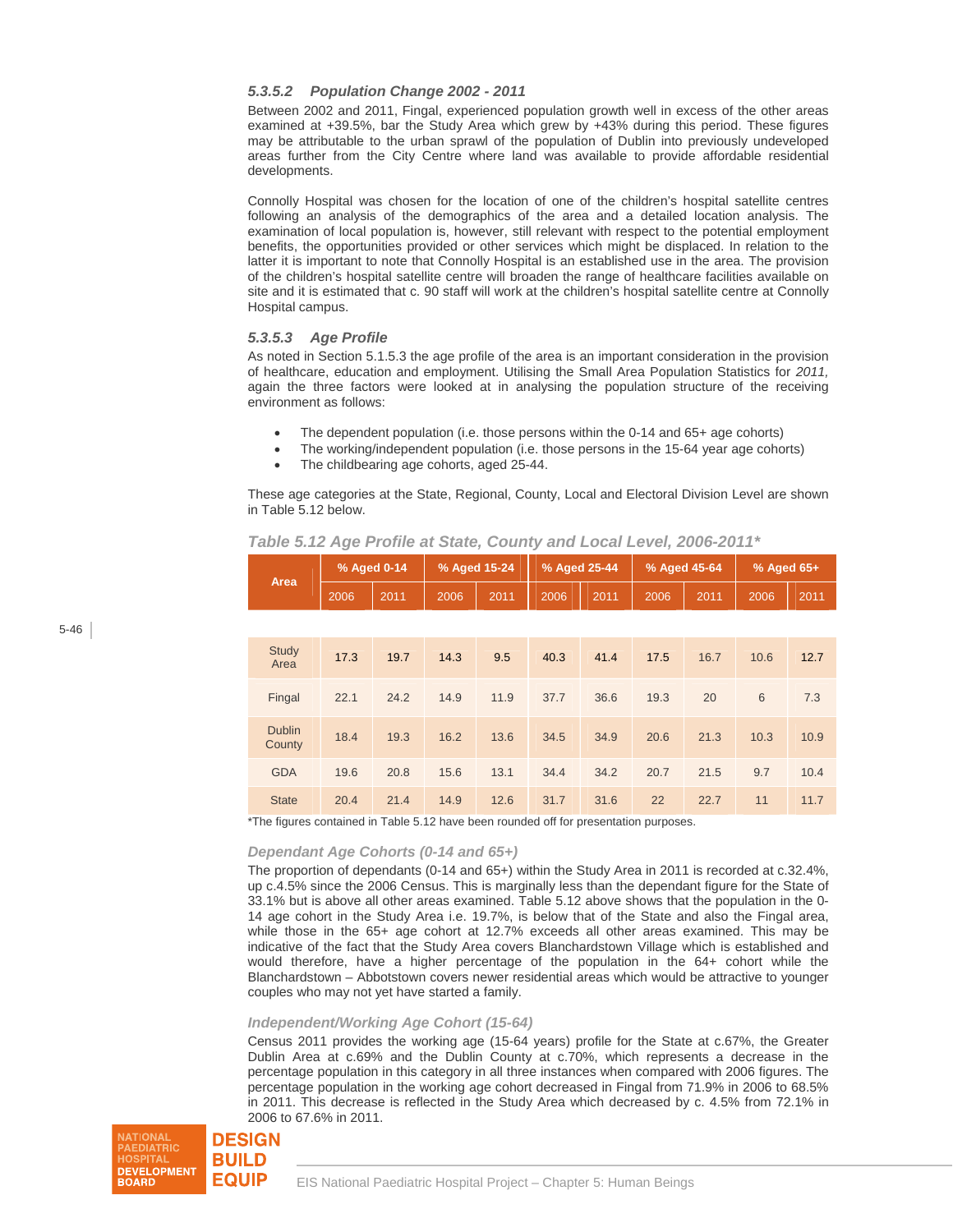#### 5.3.5.2 Population Change 2002 - 2011

Between 2002 and 2011, Fingal, experienced population growth well in excess of the other areas examined at +39.5%, bar the Study Area which grew by +43% during this period. These figures may be attributable to the urban sprawl of the population of Dublin into previously undeveloped areas further from the City Centre where land was available to provide affordable residential developments.

Connolly Hospital was chosen for the location of one of the children's hospital satellite centres following an analysis of the demographics of the area and a detailed location analysis. The examination of local population is, however, still relevant with respect to the potential employment benefits, the opportunities provided or other services which might be displaced. In relation to the latter it is important to note that Connolly Hospital is an established use in the area. The provision of the children's hospital satellite centre will broaden the range of healthcare facilities available on site and it is estimated that c. 90 staff will work at the children's hospital satellite centre at Connolly Hospital campus.

#### 5.3.5.3 Age Profile

As noted in Section 5.1.5.3 the age profile of the area is an important consideration in the provision of healthcare, education and employment. Utilising the Small Area Population Statistics for *2011,* again the three factors were looked at in analysing the population structure of the receiving environment as follows:

- The dependent population (i.e. those persons within the 0-14 and 65+ age cohorts)
- The working/independent population (i.e. those persons in the 15-64 year age cohorts)
- The childbearing age cohorts, aged 25-44.

These age categories at the State, Regional, County, Local and Electoral Division Level are shown in Table 5.12 below.

*Table 5.12 Age Profile at State, County and Local Level, 2006-2011**

| Area | % Aged 0-14 | | % Aged 15-24 | | % Aged 25-44 | | % Aged 45-64 | | % Aged 65+ | |
|---|---|---|---|---|---|---|---|---|---|---|
| | 2006 | 2011 | 2006 | 2011 | 2006 | 2011 | 2006 | 2011 | 2006 | 2011 |
| Study Area | 17.3 | 19.7 | 14.3 | 9.5 | 40.3 | 41.4 | 17.5 | 16.7 | 10.6 | 12.7 |
| Fingal | 22.1 | 24.2 | 14.9 | 11.9 | 37.7 | 36.6 | 19.3 | 20 | 6 | 7.3 |
| Dublin County | 18.4 | 19.3 | 16.2 | 13.6 | 34.5 | 34.9 | 20.6 | 21.3 | 10.3 | 10.9 |
| GDA | 19.6 | 20.8 | 15.6 | 13.1 | 34.4 | 34.2 | 20.7 | 21.5 | 9.7 | 10.4 |
| State | 20.4 | 21.4 | 14.9 | 12.6 | 31.7 | 31.6 | 22 | 22.7 | 11 | 11.7 |

*The figures contained in Table 5.12 have been rounded off for presentation purposes.

*Dependant Age Cohorts (0-14 and 65+)*

The proportion of dependants (0-14 and 65+) within the Study Area in 2011 is recorded at c.32.4%, up c.4.5% since the 2006 Census. This is marginally less than the dependant figure for the State of 33.1% but is above all other areas examined. Table 5.12 above shows that the population in the 0-14 age cohort in the Study Area i.e. 19.7%, is below that of the State and also the Fingal area, while those in the 65+ age cohort at 12.7% exceeds all other areas examined. This may be indicative of the fact that the Study Area covers Blanchardstown Village which is established and would therefore, have a higher percentage of the population in the 64+ cohort while the Blanchardstown – Abbotstown covers newer residential areas which would be attractive to younger couples who may not yet have started a family.

*Independent/Working Age Cohort (15-64)*

Census 2011 provides the working age (15-64 years) profile for the State at c.67%, the Greater Dublin Area at c.69% and the Dublin County at c.70%, which represents a decrease in the percentage population in this category in all three instances when compared with 2006 figures. The percentage population in the working age cohort decreased in Fingal from 71.9% in 2006 to 68.5% in 2011. This decrease is reflected in the Study Area which decreased by c. 4.5% from 72.1% in 2006 to 67.6% in 2011.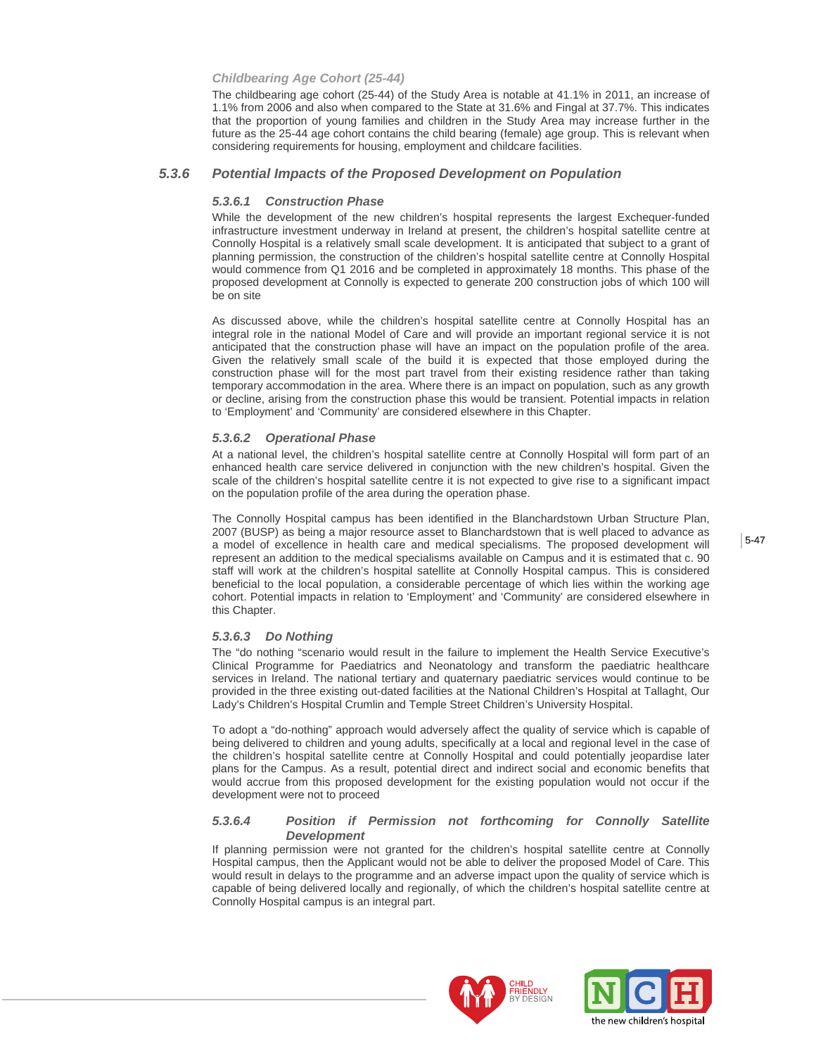#### *Childbearing Age Cohort (25-44)*

The childbearing age cohort (25-44) of the Study Area is notable at 41.1% in 2011, an increase of 1.1% from 2006 and also when compared to the State at 31.6% and Fingal at 37.7%. This indicates that the proportion of young families and children in the Study Area may increase further in the future as the 25-44 age cohort contains the child bearing (female) age group. This is relevant when considering requirements for housing, employment and childcare facilities.

### *5.3.6 Potential Impacts of the Proposed Development on Population*

#### *5.3.6.1 Construction Phase*

While the development of the new children's hospital represents the largest Exchequer-funded infrastructure investment underway in Ireland at present, the children's hospital satellite centre at Connolly Hospital is a relatively small scale development. It is anticipated that subject to a grant of planning permission, the construction of the children's hospital satellite centre at Connolly Hospital would commence from Q1 2016 and be completed in approximately 18 months. This phase of the proposed development at Connolly is expected to generate 200 construction jobs of which 100 will be on site

As discussed above, while the children's hospital satellite centre at Connolly Hospital has an integral role in the national Model of Care and will provide an important regional service it is not anticipated that the construction phase will have an impact on the population profile of the area. Given the relatively small scale of the build it is expected that those employed during the construction phase will for the most part travel from their existing residence rather than taking temporary accommodation in the area. Where there is an impact on population, such as any growth or decline, arising from the construction phase this would be transient. Potential impacts in relation to 'Employment' and 'Community' are considered elsewhere in this Chapter.

#### *5.3.6.2 Operational Phase*

At a national level, the children's hospital satellite centre at Connolly Hospital will form part of an enhanced health care service delivered in conjunction with the new children's hospital. Given the scale of the children's hospital satellite centre it is not expected to give rise to a significant impact on the population profile of the area during the operation phase.

The Connolly Hospital campus has been identified in the Blanchardstown Urban Structure Plan, 2007 (BUSP) as being a major resource asset to Blanchardstown that is well placed to advance as a model of excellence in health care and medical specialisms. The proposed development will represent an addition to the medical specialisms available on Campus and it is estimated that c. 90 staff will work at the children's hospital satellite at Connolly Hospital campus. This is considered beneficial to the local population, a considerable percentage of which lies within the working age cohort. Potential impacts in relation to 'Employment' and 'Community' are considered elsewhere in this Chapter.

#### *5.3.6.3 Do Nothing*

The "do nothing "scenario would result in the failure to implement the Health Service Executive's Clinical Programme for Paediatrics and Neonatology and transform the paediatric healthcare services in Ireland. The national tertiary and quaternary paediatric services would continue to be provided in the three existing out-dated facilities at the National Children's Hospital at Tallaght, Our Lady's Children's Hospital Crumlin and Temple Street Children's University Hospital.

To adopt a "do-nothing" approach would adversely affect the quality of service which is capable of being delivered to children and young adults, specifically at a local and regional level in the case of the children's hospital satellite centre at Connolly Hospital and could potentially jeopardise later plans for the Campus. As a result, potential direct and indirect social and economic benefits that would accrue from this proposed development for the existing population would not occur if the development were not to proceed

#### *5.3.6.4 Position if Permission not forthcoming for Connolly Satellite Development*

If planning permission were not granted for the children's hospital satellite centre at Connolly Hospital campus, then the Applicant would not be able to deliver the proposed Model of Care. This would result in delays to the programme and an adverse impact upon the quality of service which is capable of being delivered locally and regionally, of which the children's hospital satellite centre at Connolly Hospital campus is an integral part.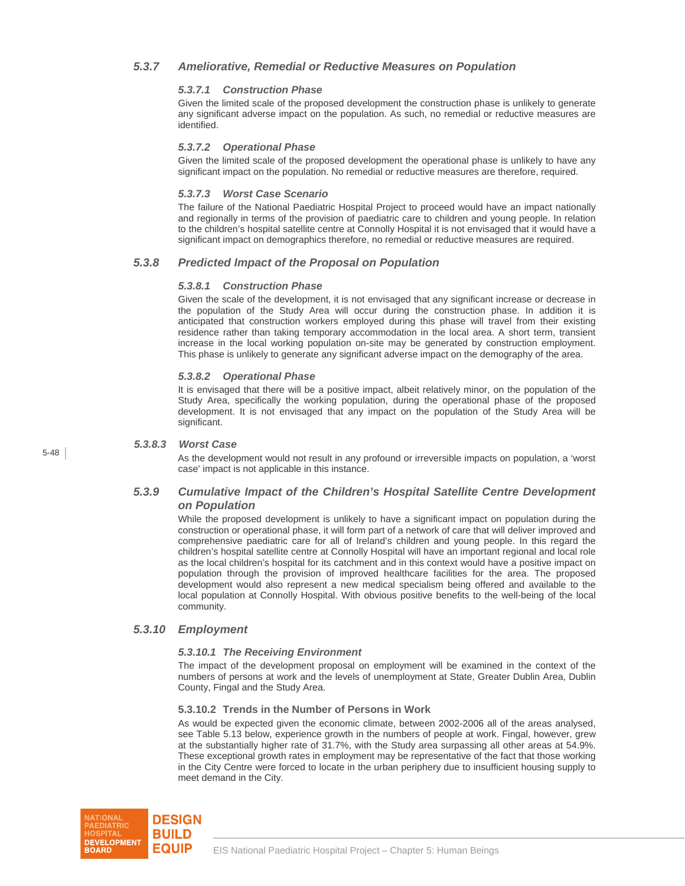### 5.3.7 Ameliorative, Remedial or Reductive Measures on Population

#### 5.3.7.1 Construction Phase

Given the limited scale of the proposed development the construction phase is unlikely to generate any significant adverse impact on the population. As such, no remedial or reductive measures are identified.

#### 5.3.7.2 Operational Phase

Given the limited scale of the proposed development the operational phase is unlikely to have any significant impact on the population. No remedial or reductive measures are therefore, required.

#### 5.3.7.3 Worst Case Scenario

The failure of the National Paediatric Hospital Project to proceed would have an impact nationally and regionally in terms of the provision of paediatric care to children and young people. In relation to the children's hospital satellite centre at Connolly Hospital it is not envisaged that it would have a significant impact on demographics therefore, no remedial or reductive measures are required.

### 5.3.8 Predicted Impact of the Proposal on Population

#### 5.3.8.1 Construction Phase

Given the scale of the development, it is not envisaged that any significant increase or decrease in the population of the Study Area will occur during the construction phase. In addition it is anticipated that construction workers employed during this phase will travel from their existing residence rather than taking temporary accommodation in the local area. A short term, transient increase in the local working population on-site may be generated by construction employment. This phase is unlikely to generate any significant adverse impact on the demography of the area.

#### 5.3.8.2 Operational Phase

It is envisaged that there will be a positive impact, albeit relatively minor, on the population of the Study Area, specifically the working population, during the operational phase of the proposed development. It is not envisaged that any impact on the population of the Study Area will be significant.

#### 5.3.8.3 Worst Case

As the development would not result in any profound or irreversible impacts on population, a 'worst case' impact is not applicable in this instance.

### 5.3.9 Cumulative Impact of the Children's Hospital Satellite Centre Development on Population

While the proposed development is unlikely to have a significant impact on population during the construction or operational phase, it will form part of a network of care that will deliver improved and comprehensive paediatric care for all of Ireland's children and young people. In this regard the children's hospital satellite centre at Connolly Hospital will have an important regional and local role as the local children's hospital for its catchment and in this context would have a positive impact on population through the provision of improved healthcare facilities for the area. The proposed development would also represent a new medical specialism being offered and available to the local population at Connolly Hospital. With obvious positive benefits to the well-being of the local community.

### 5.3.10 Employment

#### 5.3.10.1 The Receiving Environment

The impact of the development proposal on employment will be examined in the context of the numbers of persons at work and the levels of unemployment at State, Greater Dublin Area, Dublin County, Fingal and the Study Area.

#### 5.3.10.2 Trends in the Number of Persons in Work

As would be expected given the economic climate, between 2002-2006 all of the areas analysed, see Table 5.13 below, experience growth in the numbers of people at work. Fingal, however, grew at the substantially higher rate of 31.7%, with the Study area surpassing all other areas at 54.9%. These exceptional growth rates in employment may be representative of the fact that those working in the City Centre were forced to locate in the urban periphery due to insufficient housing supply to meet demand in the City.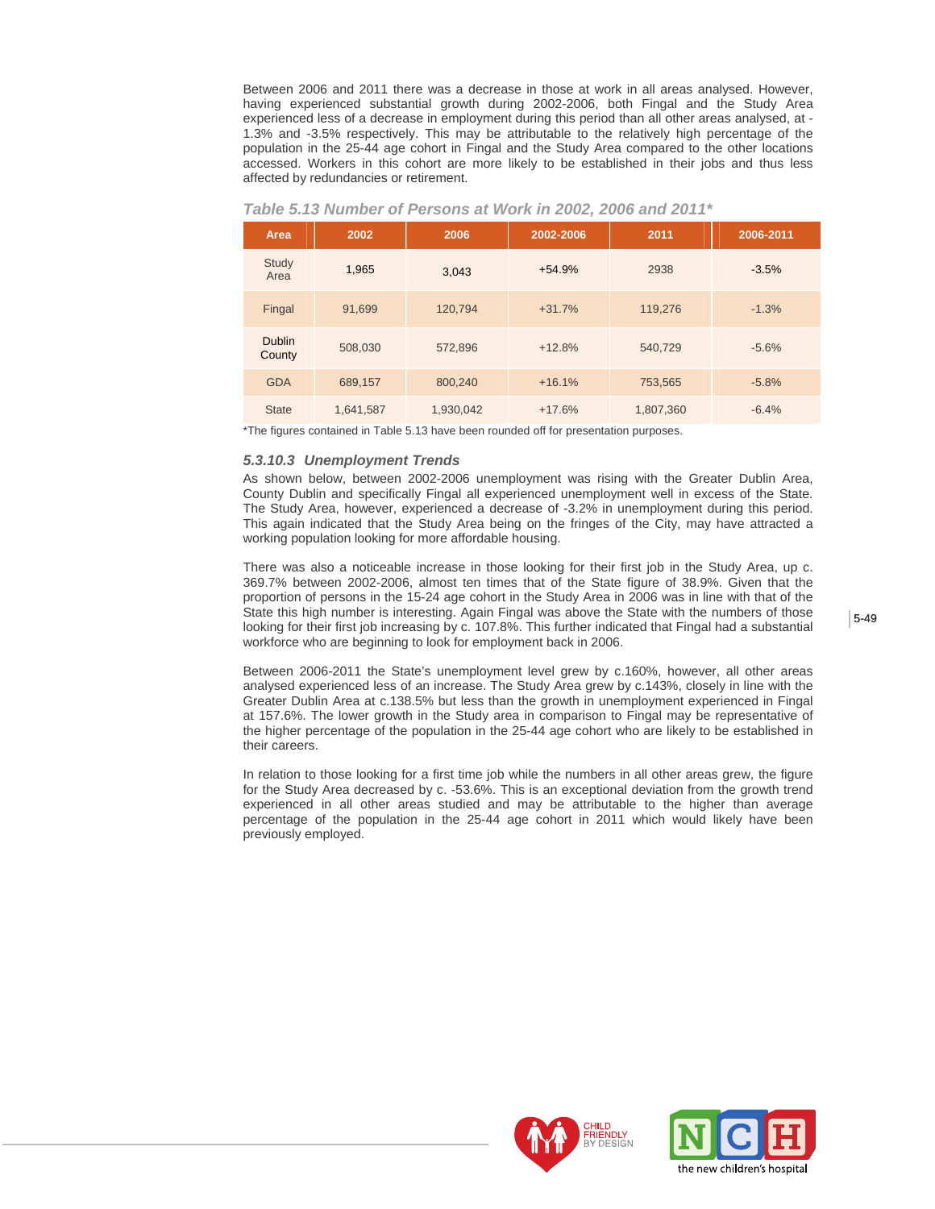Between 2006 and 2011 there was a decrease in those at work in all areas analysed. However, having experienced substantial growth during 2002-2006, both Fingal and the Study Area experienced less of a decrease in employment during this period than all other areas analysed, at -1.3% and -3.5% respectively. This may be attributable to the relatively high percentage of the population in the 25-44 age cohort in Fingal and the Study Area compared to the other locations accessed. Workers in this cohort are more likely to be established in their jobs and thus less affected by redundancies or retirement.

*Table 5.13 Number of Persons at Work in 2002, 2006 and 2011**

| Area | 2002 | 2006 | 2002-2006 | 2011 | 2006-2011 |
|---|---|---|---|---|---|
| Study Area | 1,965 | 3,043 | +54.9% | 2938 | -3.5% |
| Fingal | 91,699 | 120,794 | +31.7% | 119,276 | -1.3% |
| Dublin County | 508,030 | 572,896 | +12.8% | 540,729 | -5.6% |
| GDA | 689,157 | 800,240 | +16.1% | 753,565 | -5.8% |
| State | 1,641,587 | 1,930,042 | +17.6% | 1,807,360 | -6.4% |

*The figures contained in Table 5.13 have been rounded off for presentation purposes.

### *5.3.10.3 Unemployment Trends*

As shown below, between 2002-2006 unemployment was rising with the Greater Dublin Area, County Dublin and specifically Fingal all experienced unemployment well in excess of the State. The Study Area, however, experienced a decrease of -3.2% in unemployment during this period. This again indicated that the Study Area being on the fringes of the City, may have attracted a working population looking for more affordable housing.

There was also a noticeable increase in those looking for their first job in the Study Area, up c. 369.7% between 2002-2006, almost ten times that of the State figure of 38.9%. Given that the proportion of persons in the 15-24 age cohort in the Study Area in 2006 was in line with that of the State this high number is interesting. Again Fingal was above the State with the numbers of those looking for their first job increasing by c. 107.8%. This further indicated that Fingal had a substantial workforce who are beginning to look for employment back in 2006.

Between 2006-2011 the State's unemployment level grew by c.160%, however, all other areas analysed experienced less of an increase. The Study Area grew by c.143%, closely in line with the Greater Dublin Area at c.138.5% but less than the growth in unemployment experienced in Fingal at 157.6%. The lower growth in the Study area in comparison to Fingal may be representative of the higher percentage of the population in the 25-44 age cohort who are likely to be established in their careers.

In relation to those looking for a first time job while the numbers in all other areas grew, the figure for the Study Area decreased by c. -53.6%. This is an exceptional deviation from the growth trend experienced in all other areas studied and may be attributable to the higher than average percentage of the population in the 25-44 age cohort in 2011 which would likely have been previously employed.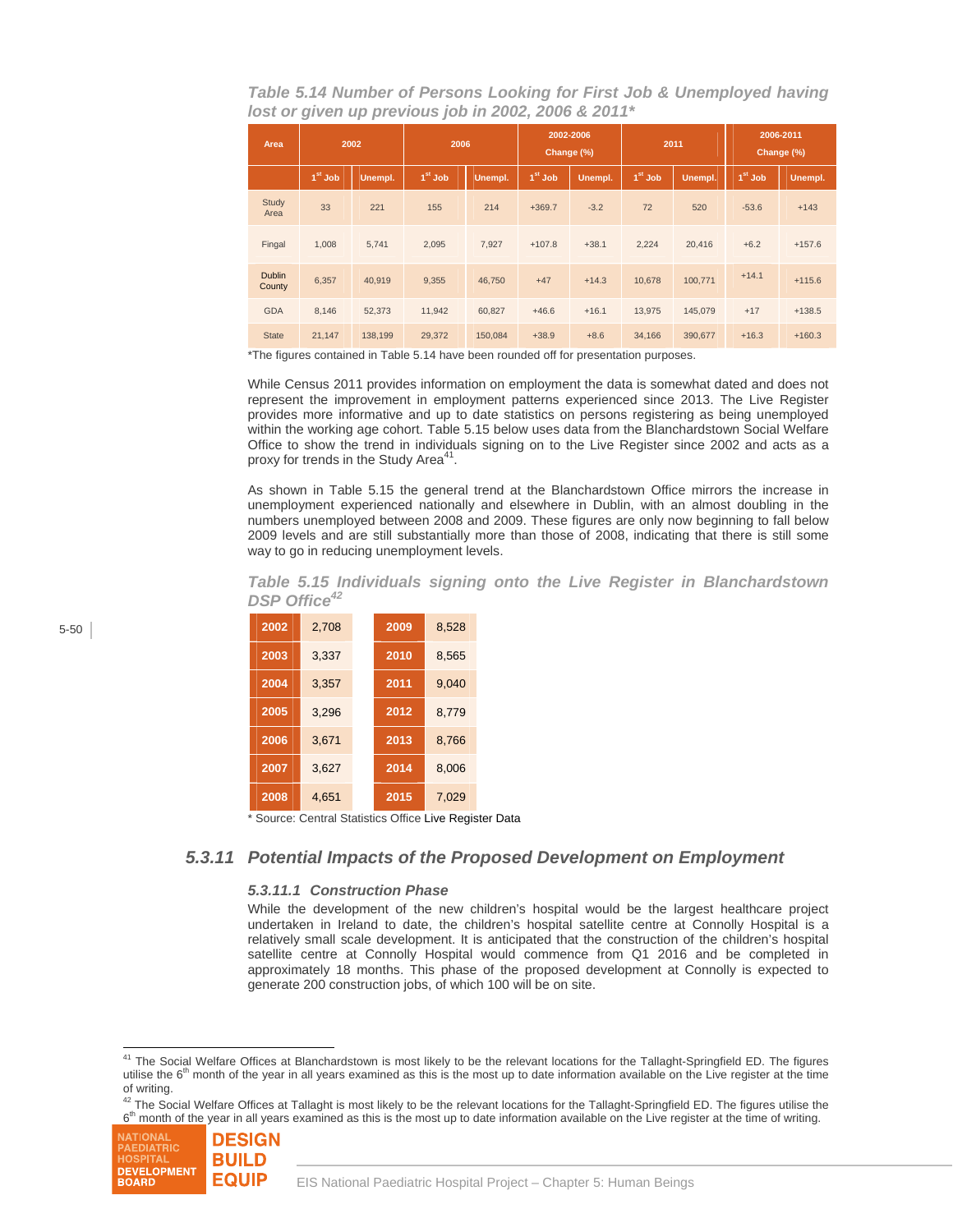***Table 5.14 Number of Persons Looking for First Job & Unemployed having lost or given up previous job in 2002, 2006 & 2011****

| Area | 2002 | | 2006 | | 2002-2006 Change (%) | | 2011 | | 2006-2011 Change (%) | |
|---|---|---|---|---|---|---|---|---|---|---|
| | 1st Job | Unempl. | 1st Job | Unempl. | 1st Job | Unempl. | 1st Job | Unempl. | 1st Job | Unempl. |
| Study Area | 33 | 221 | 155 | 214 | +369.7 | -3.2 | 72 | 520 | -53.6 | +143 |
| Fingal | 1,008 | 5,741 | 2,095 | 7,927 | +107.8 | +38.1 | 2,224 | 20,416 | +6.2 | +157.6 |
| Dublin County | 6,357 | 40,919 | 9,355 | 46,750 | +47 | +14.3 | 10,678 | 100,771 | +14.1 | +115.6 |
| GDA | 8,146 | 52,373 | 11,942 | 60,827 | +46.6 | +16.1 | 13,975 | 145,079 | +17 | +138.5 |
| State | 21,147 | 138,199 | 29,372 | 150,084 | +38.9 | +8.6 | 34,166 | 390,677 | +16.3 | +160.3 |

*The figures contained in Table 5.14 have been rounded off for presentation purposes.

While Census 2011 provides information on employment the data is somewhat dated and does not represent the improvement in employment patterns experienced since 2013. The Live Register provides more informative and up to date statistics on persons registering as being unemployed within the working age cohort. Table 5.15 below uses data from the Blanchardstown Social Welfare Office to show the trend in individuals signing on to the Live Register since 2002 and acts as a proxy for trends in the Study Area[41].

As shown in Table 5.15 the general trend at the Blanchardstown Office mirrors the increase in unemployment experienced nationally and elsewhere in Dublin, with an almost doubling in the numbers unemployed between 2008 and 2009. These figures are only now beginning to fall below 2009 levels and are still substantially more than those of 2008, indicating that there is still some way to go in reducing unemployment levels.

***Table 5.15 Individuals signing onto the Live Register in Blanchardstown DSP Office[42]***

| Year | Number | Year | Number |
|---|---|---|---|
| 2002 | 2,708 | 2009 | 8,528 |
| 2003 | 3,337 | 2010 | 8,565 |
| 2004 | 3,357 | 2011 | 9,040 |
| 2005 | 3,296 | 2012 | 8,779 |
| 2006 | 3,671 | 2013 | 8,766 |
| 2007 | 3,627 | 2014 | 8,006 |
| 2008 | 4,651 | 2015 | 7,029 |

* Source: Central Statistics Office Live Register Data

## *5.3.11 Potential Impacts of the Proposed Development on Employment*

### *5.3.11.1 Construction Phase*

While the development of the new children's hospital would be the largest healthcare project undertaken in Ireland to date, the children's hospital satellite centre at Connolly Hospital is a relatively small scale development. It is anticipated that the construction of the children's hospital satellite centre at Connolly Hospital would commence from Q1 2016 and be completed in approximately 18 months. This phase of the proposed development at Connolly is expected to generate 200 construction jobs, of which 100 will be on site.

---

[41] The Social Welfare Offices at Blanchardstown is most likely to be the relevant locations for the Tallaght-Springfield ED. The figures utilise the 6th month of the year in all years examined as this is the most up to date information available on the Live register at the time of writing.

[42] The Social Welfare Offices at Tallaght is most likely to be the relevant locations for the Tallaght-Springfield ED. The figures utilise the 6th month of the year in all years examined as this is the most up to date information available on the Live register at the time of writing.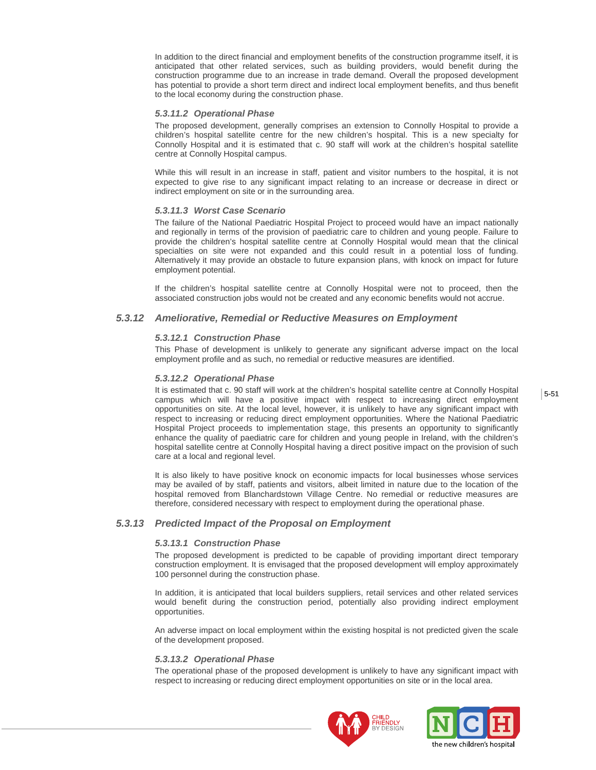In addition to the direct financial and employment benefits of the construction programme itself, it is anticipated that other related services, such as building providers, would benefit during the construction programme due to an increase in trade demand. Overall the proposed development has potential to provide a short term direct and indirect local employment benefits, and thus benefit to the local economy during the construction phase.

#### *5.3.11.2 Operational Phase*

The proposed development, generally comprises an extension to Connolly Hospital to provide a children's hospital satellite centre for the new children's hospital. This is a new specialty for Connolly Hospital and it is estimated that c. 90 staff will work at the children's hospital satellite centre at Connolly Hospital campus.

While this will result in an increase in staff, patient and visitor numbers to the hospital, it is not expected to give rise to any significant impact relating to an increase or decrease in direct or indirect employment on site or in the surrounding area.

#### *5.3.11.3 Worst Case Scenario*

The failure of the National Paediatric Hospital Project to proceed would have an impact nationally and regionally in terms of the provision of paediatric care to children and young people. Failure to provide the children's hospital satellite centre at Connolly Hospital would mean that the clinical specialties on site were not expanded and this could result in a potential loss of funding. Alternatively it may provide an obstacle to future expansion plans, with knock on impact for future employment potential.

If the children's hospital satellite centre at Connolly Hospital were not to proceed, then the associated construction jobs would not be created and any economic benefits would not accrue.

### *5.3.12 Ameliorative, Remedial or Reductive Measures on Employment*

#### *5.3.12.1 Construction Phase*

This Phase of development is unlikely to generate any significant adverse impact on the local employment profile and as such, no remedial or reductive measures are identified.

#### *5.3.12.2 Operational Phase*

It is estimated that c. 90 staff will work at the children's hospital satellite centre at Connolly Hospital campus which will have a positive impact with respect to increasing direct employment opportunities on site. At the local level, however, it is unlikely to have any significant impact with respect to increasing or reducing direct employment opportunities. Where the National Paediatric Hospital Project proceeds to implementation stage, this presents an opportunity to significantly enhance the quality of paediatric care for children and young people in Ireland, with the children's hospital satellite centre at Connolly Hospital having a direct positive impact on the provision of such care at a local and regional level.

It is also likely to have positive knock on economic impacts for local businesses whose services may be availed of by staff, patients and visitors, albeit limited in nature due to the location of the hospital removed from Blanchardstown Village Centre. No remedial or reductive measures are therefore, considered necessary with respect to employment during the operational phase.

### *5.3.13 Predicted Impact of the Proposal on Employment*

#### *5.3.13.1 Construction Phase*

The proposed development is predicted to be capable of providing important direct temporary construction employment. It is envisaged that the proposed development will employ approximately 100 personnel during the construction phase.

In addition, it is anticipated that local builders suppliers, retail services and other related services would benefit during the construction period, potentially also providing indirect employment opportunities.

An adverse impact on local employment within the existing hospital is not predicted given the scale of the development proposed.

#### *5.3.13.2 Operational Phase*

The operational phase of the proposed development is unlikely to have any significant impact with respect to increasing or reducing direct employment opportunities on site or in the local area.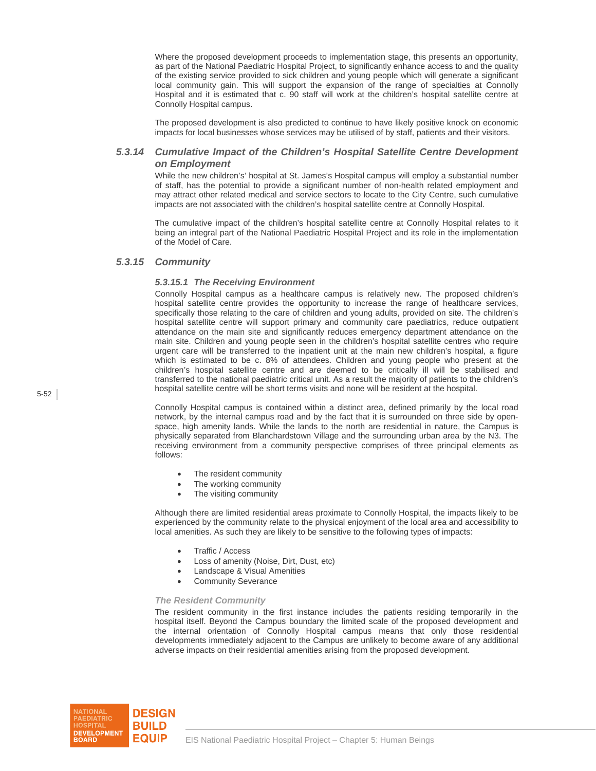Where the proposed development proceeds to implementation stage, this presents an opportunity, as part of the National Paediatric Hospital Project, to significantly enhance access to and the quality of the existing service provided to sick children and young people which will generate a significant local community gain. This will support the expansion of the range of specialties at Connolly Hospital and it is estimated that c. 90 staff will work at the children's hospital satellite centre at Connolly Hospital campus.

The proposed development is also predicted to continue to have likely positive knock on economic impacts for local businesses whose services may be utilised of by staff, patients and their visitors.

### 5.3.14 Cumulative Impact of the Children's Hospital Satellite Centre Development on Employment

While the new children's' hospital at St. James's Hospital campus will employ a substantial number of staff, has the potential to provide a significant number of non-health related employment and may attract other related medical and service sectors to locate to the City Centre, such cumulative impacts are not associated with the children's hospital satellite centre at Connolly Hospital.

The cumulative impact of the children's hospital satellite centre at Connolly Hospital relates to it being an integral part of the National Paediatric Hospital Project and its role in the implementation of the Model of Care.

### 5.3.15 Community

#### 5.3.15.1 The Receiving Environment

Connolly Hospital campus as a healthcare campus is relatively new. The proposed children's hospital satellite centre provides the opportunity to increase the range of healthcare services, specifically those relating to the care of children and young adults, provided on site. The children's hospital satellite centre will support primary and community care paediatrics, reduce outpatient attendance on the main site and significantly reduces emergency department attendance on the main site. Children and young people seen in the children's hospital satellite centres who require urgent care will be transferred to the inpatient unit at the main new children's hospital, a figure which is estimated to be c. 8% of attendees. Children and young people who present at the children's hospital satellite centre and are deemed to be critically ill will be stabilised and transferred to the national paediatric critical unit. As a result the majority of patients to the children's hospital satellite centre will be short terms visits and none will be resident at the hospital.

Connolly Hospital campus is contained within a distinct area, defined primarily by the local road network, by the internal campus road and by the fact that it is surrounded on three side by open-space, high amenity lands. While the lands to the north are residential in nature, the Campus is physically separated from Blanchardstown Village and the surrounding urban area by the N3. The receiving environment from a community perspective comprises of three principal elements as follows:

- The resident community
- The working community
- The visiting community

Although there are limited residential areas proximate to Connolly Hospital, the impacts likely to be experienced by the community relate to the physical enjoyment of the local area and accessibility to local amenities. As such they are likely to be sensitive to the following types of impacts:

- Traffic / Access
- Loss of amenity (Noise, Dirt, Dust, etc)
- Landscape & Visual Amenities
- Community Severance

*The Resident Community*

The resident community in the first instance includes the patients residing temporarily in the hospital itself. Beyond the Campus boundary the limited scale of the proposed development and the internal orientation of Connolly Hospital campus means that only those residential developments immediately adjacent to the Campus are unlikely to become aware of any additional adverse impacts on their residential amenities arising from the proposed development.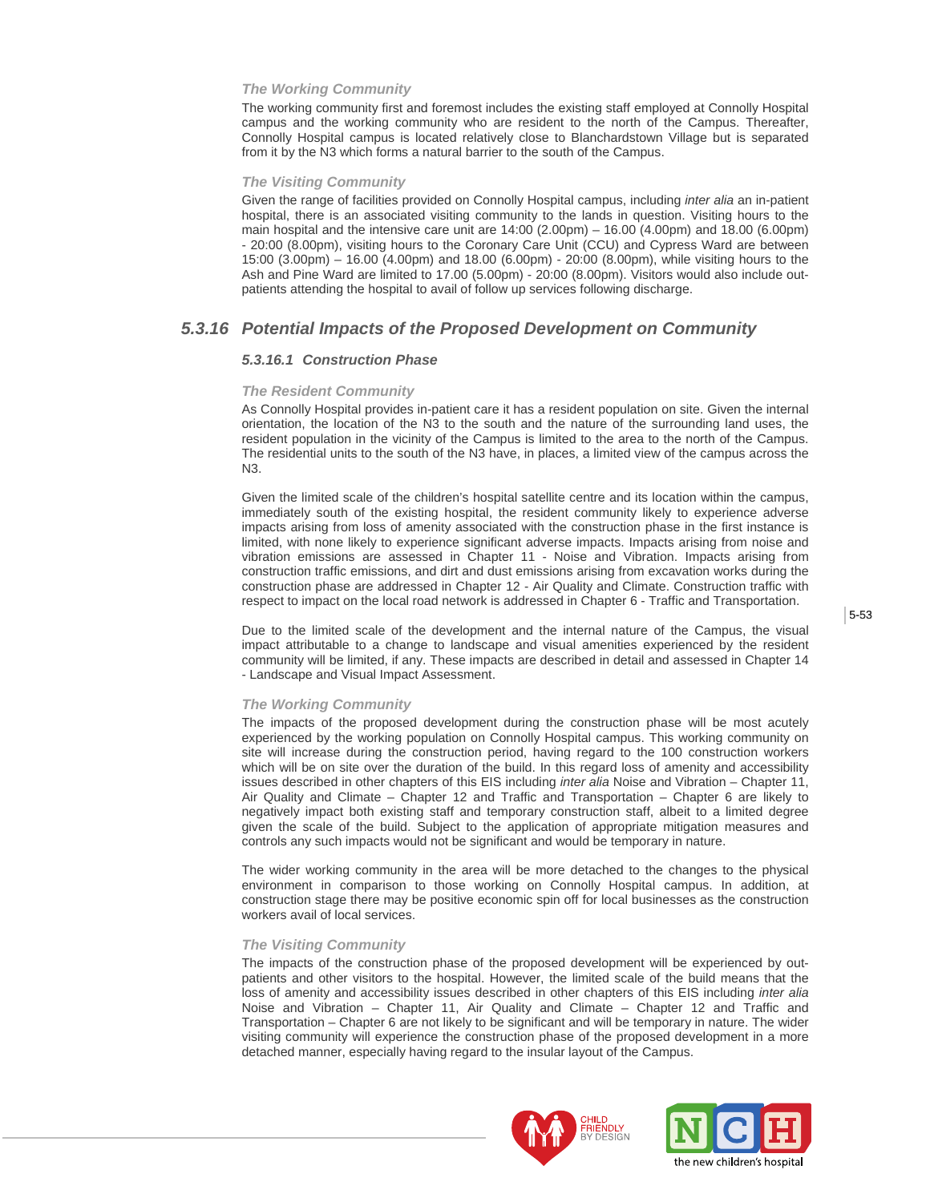*The Working Community*

The working community first and foremost includes the existing staff employed at Connolly Hospital campus and the working community who are resident to the north of the Campus. Thereafter, Connolly Hospital campus is located relatively close to Blanchardstown Village but is separated from it by the N3 which forms a natural barrier to the south of the Campus.

*The Visiting Community*

Given the range of facilities provided on Connolly Hospital campus, including *inter alia* an in-patient hospital, there is an associated visiting community to the lands in question. Visiting hours to the main hospital and the intensive care unit are 14:00 (2.00pm) – 16.00 (4.00pm) and 18.00 (6.00pm) - 20:00 (8.00pm), visiting hours to the Coronary Care Unit (CCU) and Cypress Ward are between 15:00 (3.00pm) – 16.00 (4.00pm) and 18.00 (6.00pm) - 20:00 (8.00pm), while visiting hours to the Ash and Pine Ward are limited to 17.00 (5.00pm) - 20:00 (8.00pm). Visitors would also include out-patients attending the hospital to avail of follow up services following discharge.

## 5.3.16 Potential Impacts of the Proposed Development on Community

### 5.3.16.1 Construction Phase

*The Resident Community*

As Connolly Hospital provides in-patient care it has a resident population on site. Given the internal orientation, the location of the N3 to the south and the nature of the surrounding land uses, the resident population in the vicinity of the Campus is limited to the area to the north of the Campus. The residential units to the south of the N3 have, in places, a limited view of the campus across the N3.

Given the limited scale of the children's hospital satellite centre and its location within the campus, immediately south of the existing hospital, the resident community likely to experience adverse impacts arising from loss of amenity associated with the construction phase in the first instance is limited, with none likely to experience significant adverse impacts. Impacts arising from noise and vibration emissions are assessed in Chapter 11 - Noise and Vibration. Impacts arising from construction traffic emissions, and dirt and dust emissions arising from excavation works during the construction phase are addressed in Chapter 12 - Air Quality and Climate. Construction traffic with respect to impact on the local road network is addressed in Chapter 6 - Traffic and Transportation.

Due to the limited scale of the development and the internal nature of the Campus, the visual impact attributable to a change to landscape and visual amenities experienced by the resident community will be limited, if any. These impacts are described in detail and assessed in Chapter 14 - Landscape and Visual Impact Assessment.

*The Working Community*

The impacts of the proposed development during the construction phase will be most acutely experienced by the working population on Connolly Hospital campus. This working community on site will increase during the construction period, having regard to the 100 construction workers which will be on site over the duration of the build. In this regard loss of amenity and accessibility issues described in other chapters of this EIS including *inter alia* Noise and Vibration – Chapter 11, Air Quality and Climate – Chapter 12 and Traffic and Transportation – Chapter 6 are likely to negatively impact both existing staff and temporary construction staff, albeit to a limited degree given the scale of the build. Subject to the application of appropriate mitigation measures and controls any such impacts would not be significant and would be temporary in nature.

The wider working community in the area will be more detached to the changes to the physical environment in comparison to those working on Connolly Hospital campus. In addition, at construction stage there may be positive economic spin off for local businesses as the construction workers avail of local services.

*The Visiting Community*

The impacts of the construction phase of the proposed development will be experienced by out-patients and other visitors to the hospital. However, the limited scale of the build means that the loss of amenity and accessibility issues described in other chapters of this EIS including *inter alia* Noise and Vibration – Chapter 11, Air Quality and Climate – Chapter 12 and Traffic and Transportation – Chapter 6 are not likely to be significant and will be temporary in nature. The wider visiting community will experience the construction phase of the proposed development in a more detached manner, especially having regard to the insular layout of the Campus.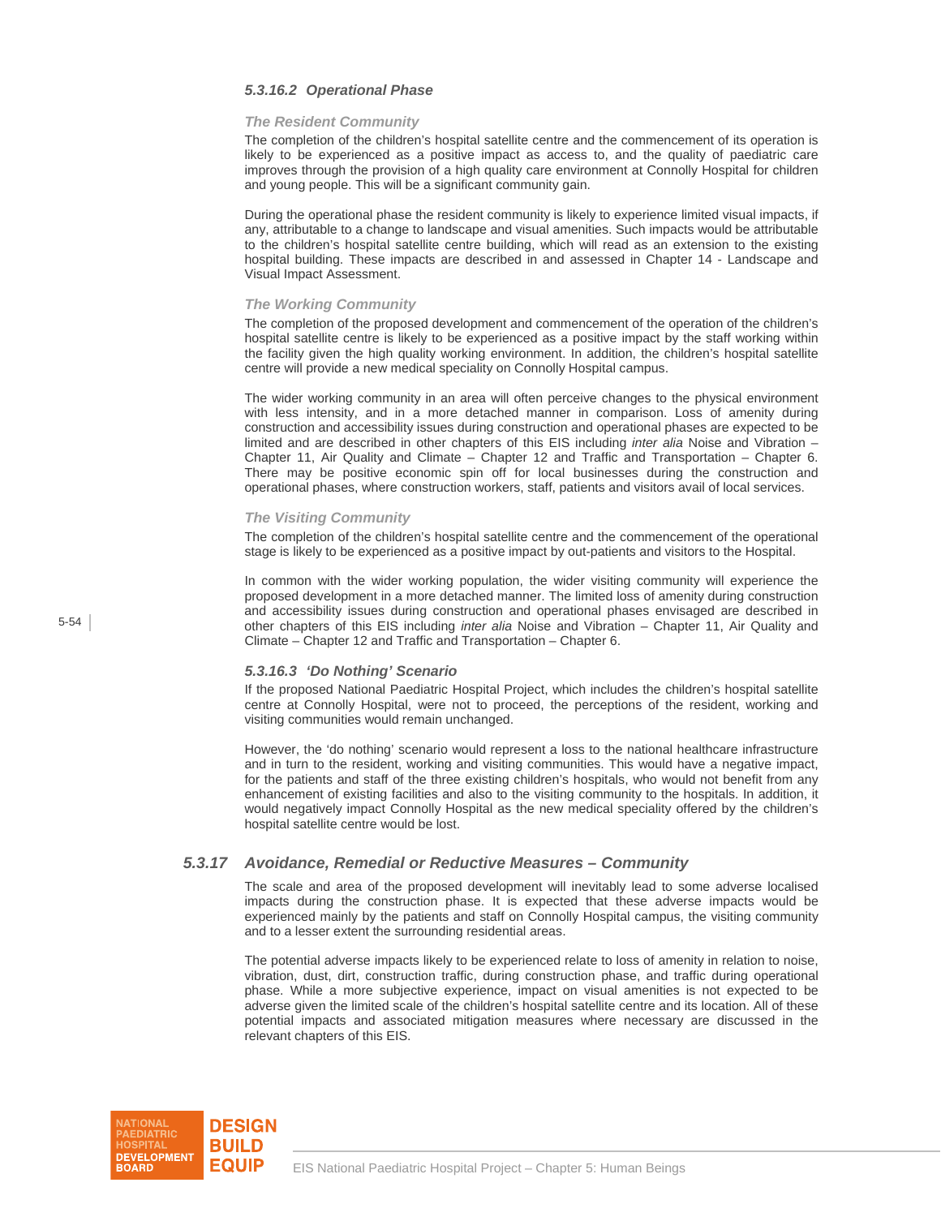#### *5.3.16.2 Operational Phase*

***The Resident Community***

The completion of the children's hospital satellite centre and the commencement of its operation is likely to be experienced as a positive impact as access to, and the quality of paediatric care improves through the provision of a high quality care environment at Connolly Hospital for children and young people. This will be a significant community gain.

During the operational phase the resident community is likely to experience limited visual impacts, if any, attributable to a change to landscape and visual amenities. Such impacts would be attributable to the children's hospital satellite centre building, which will read as an extension to the existing hospital building. These impacts are described in and assessed in Chapter 14 - Landscape and Visual Impact Assessment.

***The Working Community***

The completion of the proposed development and commencement of the operation of the children's hospital satellite centre is likely to be experienced as a positive impact by the staff working within the facility given the high quality working environment. In addition, the children's hospital satellite centre will provide a new medical speciality on Connolly Hospital campus.

The wider working community in an area will often perceive changes to the physical environment with less intensity, and in a more detached manner in comparison. Loss of amenity during construction and accessibility issues during construction and operational phases are expected to be limited and are described in other chapters of this EIS including *inter alia* Noise and Vibration – Chapter 11, Air Quality and Climate – Chapter 12 and Traffic and Transportation – Chapter 6. There may be positive economic spin off for local businesses during the construction and operational phases, where construction workers, staff, patients and visitors avail of local services.

***The Visiting Community***

The completion of the children's hospital satellite centre and the commencement of the operational stage is likely to be experienced as a positive impact by out-patients and visitors to the Hospital.

In common with the wider working population, the wider visiting community will experience the proposed development in a more detached manner. The limited loss of amenity during construction and accessibility issues during construction and operational phases envisaged are described in other chapters of this EIS including *inter alia* Noise and Vibration – Chapter 11, Air Quality and Climate – Chapter 12 and Traffic and Transportation – Chapter 6.

#### *5.3.16.3 'Do Nothing' Scenario*

If the proposed National Paediatric Hospital Project, which includes the children's hospital satellite centre at Connolly Hospital, were not to proceed, the perceptions of the resident, working and visiting communities would remain unchanged.

However, the 'do nothing' scenario would represent a loss to the national healthcare infrastructure and in turn to the resident, working and visiting communities. This would have a negative impact, for the patients and staff of the three existing children's hospitals, who would not benefit from any enhancement of existing facilities and also to the visiting community to the hospitals. In addition, it would negatively impact Connolly Hospital as the new medical speciality offered by the children's hospital satellite centre would be lost.

### *5.3.17 Avoidance, Remedial or Reductive Measures – Community*

The scale and area of the proposed development will inevitably lead to some adverse localised impacts during the construction phase. It is expected that these adverse impacts would be experienced mainly by the patients and staff on Connolly Hospital campus, the visiting community and to a lesser extent the surrounding residential areas.

The potential adverse impacts likely to be experienced relate to loss of amenity in relation to noise, vibration, dust, dirt, construction traffic, during construction phase, and traffic during operational phase. While a more subjective experience, impact on visual amenities is not expected to be adverse given the limited scale of the children's hospital satellite centre and its location. All of these potential impacts and associated mitigation measures where necessary are discussed in the relevant chapters of this EIS.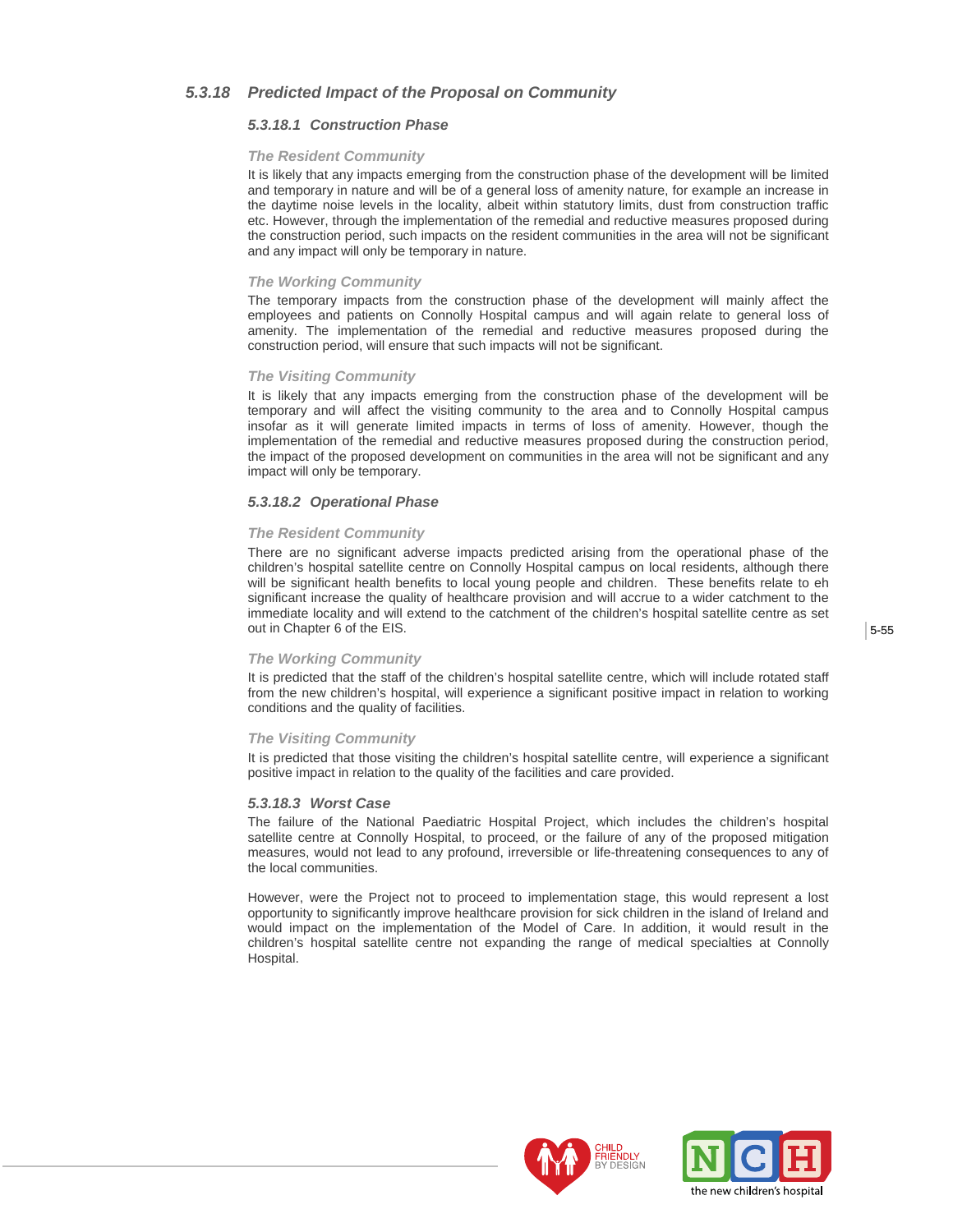### *5.3.18 Predicted Impact of the Proposal on Community*

#### *5.3.18.1 Construction Phase*

***The Resident Community***

It is likely that any impacts emerging from the construction phase of the development will be limited and temporary in nature and will be of a general loss of amenity nature, for example an increase in the daytime noise levels in the locality, albeit within statutory limits, dust from construction traffic etc. However, through the implementation of the remedial and reductive measures proposed during the construction period, such impacts on the resident communities in the area will not be significant and any impact will only be temporary in nature.

***The Working Community***

The temporary impacts from the construction phase of the development will mainly affect the employees and patients on Connolly Hospital campus and will again relate to general loss of amenity. The implementation of the remedial and reductive measures proposed during the construction period, will ensure that such impacts will not be significant.

***The Visiting Community***

It is likely that any impacts emerging from the construction phase of the development will be temporary and will affect the visiting community to the area and to Connolly Hospital campus insofar as it will generate limited impacts in terms of loss of amenity. However, though the implementation of the remedial and reductive measures proposed during the construction period, the impact of the proposed development on communities in the area will not be significant and any impact will only be temporary.

#### *5.3.18.2 Operational Phase*

***The Resident Community***

There are no significant adverse impacts predicted arising from the operational phase of the children's hospital satellite centre on Connolly Hospital campus on local residents, although there will be significant health benefits to local young people and children. These benefits relate to eh significant increase the quality of healthcare provision and will accrue to a wider catchment to the immediate locality and will extend to the catchment of the children's hospital satellite centre as set out in Chapter 6 of the EIS.

***The Working Community***

It is predicted that the staff of the children's hospital satellite centre, which will include rotated staff from the new children's hospital, will experience a significant positive impact in relation to working conditions and the quality of facilities.

***The Visiting Community***

It is predicted that those visiting the children's hospital satellite centre, will experience a significant positive impact in relation to the quality of the facilities and care provided.

#### *5.3.18.3 Worst Case*

The failure of the National Paediatric Hospital Project, which includes the children's hospital satellite centre at Connolly Hospital, to proceed, or the failure of any of the proposed mitigation measures, would not lead to any profound, irreversible or life-threatening consequences to any of the local communities.

However, were the Project not to proceed to implementation stage, this would represent a lost opportunity to significantly improve healthcare provision for sick children in the island of Ireland and would impact on the implementation of the Model of Care. In addition, it would result in the children's hospital satellite centre not expanding the range of medical specialties at Connolly Hospital.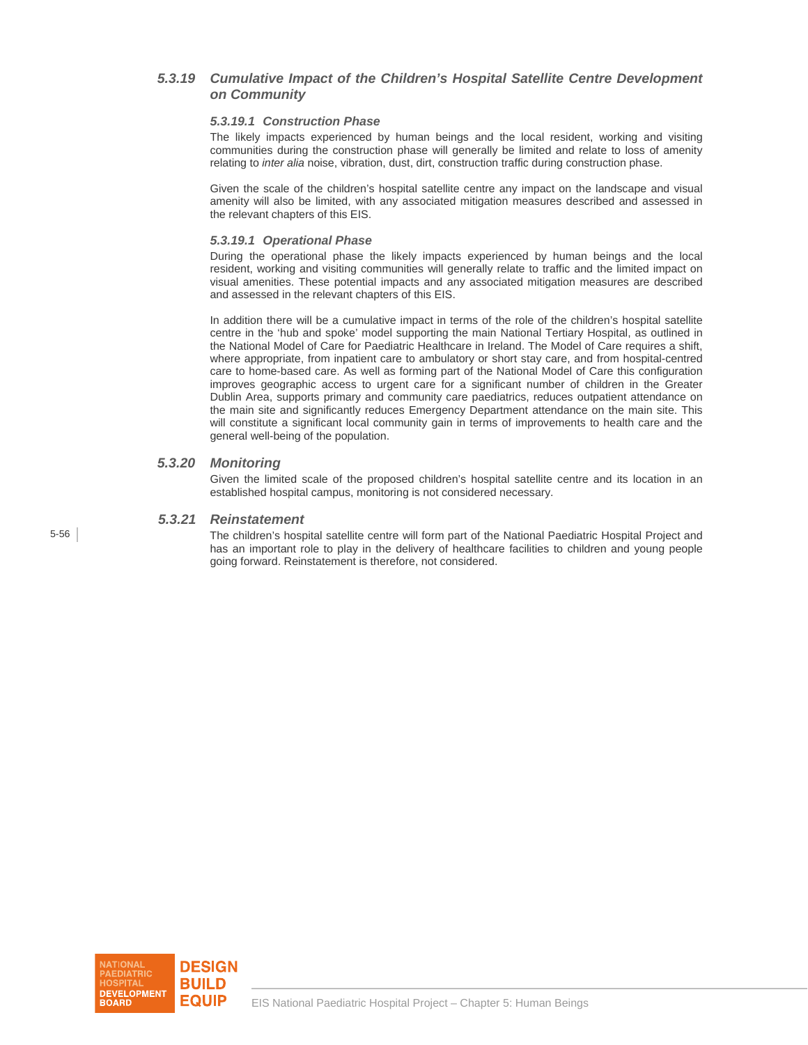### *5.3.19 Cumulative Impact of the Children's Hospital Satellite Centre Development on Community*

#### *5.3.19.1 Construction Phase*

The likely impacts experienced by human beings and the local resident, working and visiting communities during the construction phase will generally be limited and relate to loss of amenity relating to *inter alia* noise, vibration, dust, dirt, construction traffic during construction phase.

Given the scale of the children's hospital satellite centre any impact on the landscape and visual amenity will also be limited, with any associated mitigation measures described and assessed in the relevant chapters of this EIS.

#### *5.3.19.1 Operational Phase*

During the operational phase the likely impacts experienced by human beings and the local resident, working and visiting communities will generally relate to traffic and the limited impact on visual amenities. These potential impacts and any associated mitigation measures are described and assessed in the relevant chapters of this EIS.

In addition there will be a cumulative impact in terms of the role of the children's hospital satellite centre in the 'hub and spoke' model supporting the main National Tertiary Hospital, as outlined in the National Model of Care for Paediatric Healthcare in Ireland. The Model of Care requires a shift, where appropriate, from inpatient care to ambulatory or short stay care, and from hospital-centred care to home-based care. As well as forming part of the National Model of Care this configuration improves geographic access to urgent care for a significant number of children in the Greater Dublin Area, supports primary and community care paediatrics, reduces outpatient attendance on the main site and significantly reduces Emergency Department attendance on the main site. This will constitute a significant local community gain in terms of improvements to health care and the general well-being of the population.

### *5.3.20 Monitoring*

Given the limited scale of the proposed children's hospital satellite centre and its location in an established hospital campus, monitoring is not considered necessary.

### *5.3.21 Reinstatement*

The children's hospital satellite centre will form part of the National Paediatric Hospital Project and has an important role to play in the delivery of healthcare facilities to children and young people going forward. Reinstatement is therefore, not considered.